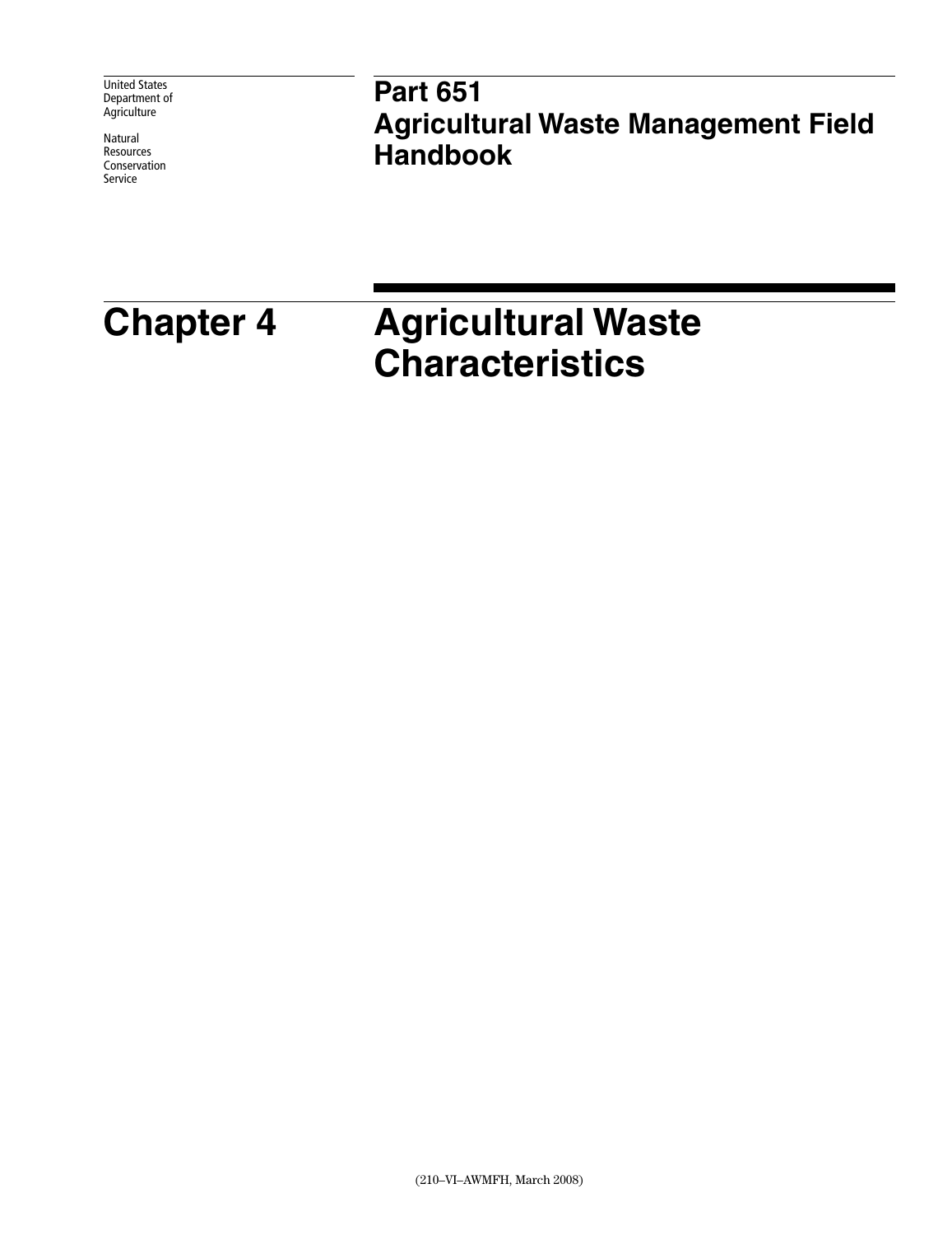United States Department of Agriculture

Natural Resources Conservation Service

# Part 651 Agricultural Waste Management Field Handbook

# Chapter 4 Agricultural Waste Characteristics

(210–VI–AWMFH, March 2008)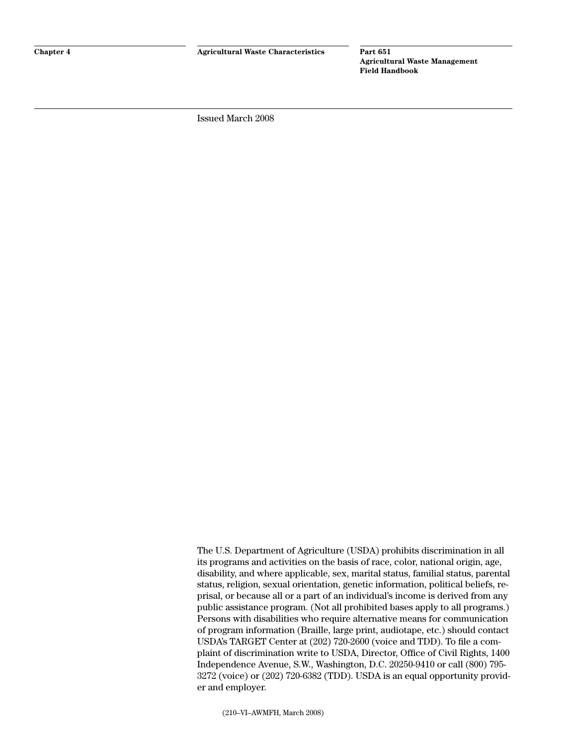Issued March 2008

The U.S. Department of Agriculture (USDA) prohibits discrimination in all its programs and activities on the basis of race, color, national origin, age, disability, and where applicable, sex, marital status, familial status, parental status, religion, sexual orientation, genetic information, political beliefs, reprisal, or because all or a part of an individual's income is derived from any public assistance program. (Not all prohibited bases apply to all programs.) Persons with disabilities who require alternative means for communication of program information (Braille, large print, audiotape, etc.) should contact USDA's TARGET Center at (202) 720-2600 (voice and TDD). To file a complaint of discrimination write to USDA, Director, Office of Civil Rights, 1400 Independence Avenue, S.W., Washington, D.C. 20250-9410 or call (800) 795-3272 (voice) or (202) 720-6382 (TDD). USDA is an equal opportunity provider and employer.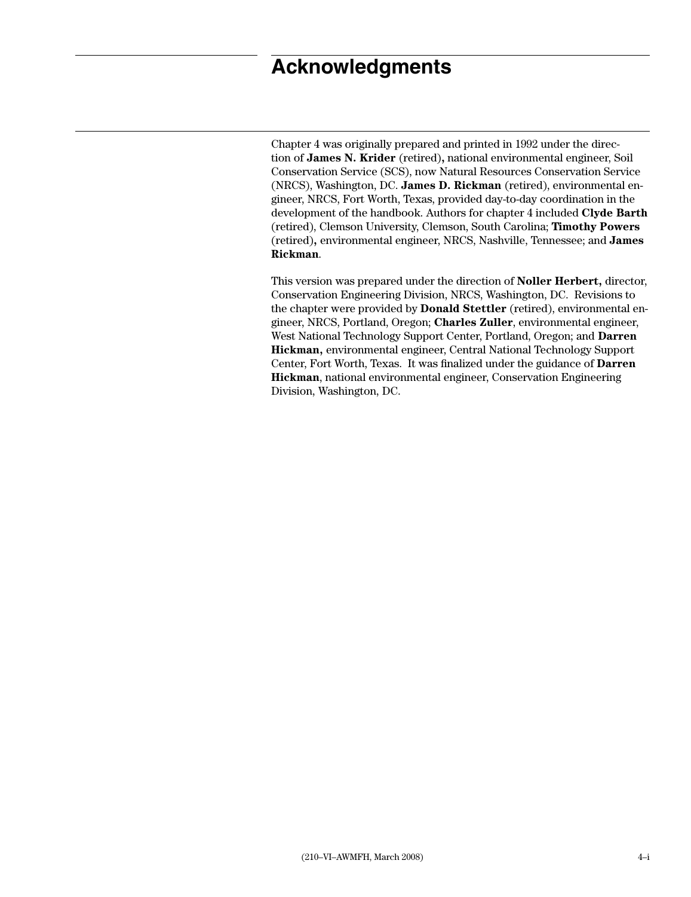# Acknowledgments

Chapter 4 was originally prepared and printed in 1992 under the direction of **James N. Krider** (retired)**,** national environmental engineer, Soil Conservation Service (SCS), now Natural Resources Conservation Service (NRCS), Washington, DC. **James D. Rickman** (retired), environmental engineer, NRCS, Fort Worth, Texas, provided day-to-day coordination in the development of the handbook. Authors for chapter 4 included **Clyde Barth** (retired), Clemson University, Clemson, South Carolina; **Timothy Powers** (retired)**,** environmental engineer, NRCS, Nashville, Tennessee; and **James Rickman**.

This version was prepared under the direction of **Noller Herbert,** director, Conservation Engineering Division, NRCS, Washington, DC. Revisions to the chapter were provided by **Donald Stettler** (retired), environmental engineer, NRCS, Portland, Oregon; **Charles Zuller**, environmental engineer, West National Technology Support Center, Portland, Oregon; and **Darren Hickman,** environmental engineer, Central National Technology Support Center, Fort Worth, Texas. It was finalized under the guidance of **Darren Hickman**, national environmental engineer, Conservation Engineering Division, Washington, DC.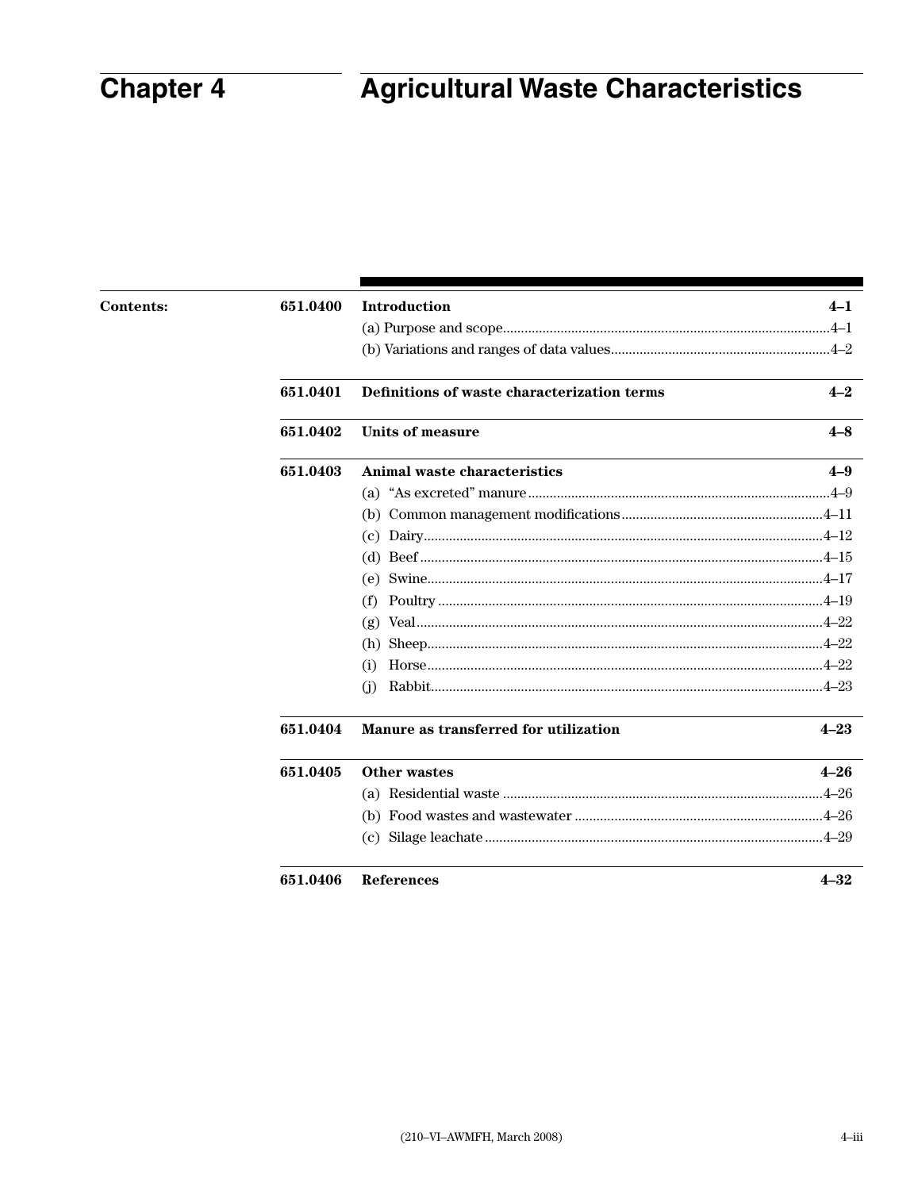# Chapter 4 Agricultural Waste Characteristics

**Contents:**

| | | |
|---|---|---|
| **651.0400** | **Introduction** | **4–1** |
| | (a) Purpose and scope | 4–1 |
| | (b) Variations and ranges of data values | 4–2 |
| **651.0401** | **Definitions of waste characterization terms** | **4–2** |
| **651.0402** | **Units of measure** | **4–8** |
| **651.0403** | **Animal waste characteristics** | **4–9** |
| | (a) "As excreted" manure | 4–9 |
| | (b) Common management modifications | 4–11 |
| | (c) Dairy | 4–12 |
| | (d) Beef | 4–15 |
| | (e) Swine | 4–17 |
| | (f) Poultry | 4–19 |
| | (g) Veal | 4–22 |
| | (h) Sheep | 4–22 |
| | (i) Horse | 4–22 |
| | (j) Rabbit | 4–23 |
| **651.0404** | **Manure as transferred for utilization** | **4–23** |
| **651.0405** | **Other wastes** | **4–26** |
| | (a) Residential waste | 4–26 |
| | (b) Food wastes and wastewater | 4–26 |
| | (c) Silage leachate | 4–29 |
| **651.0406** | **References** | **4–32** |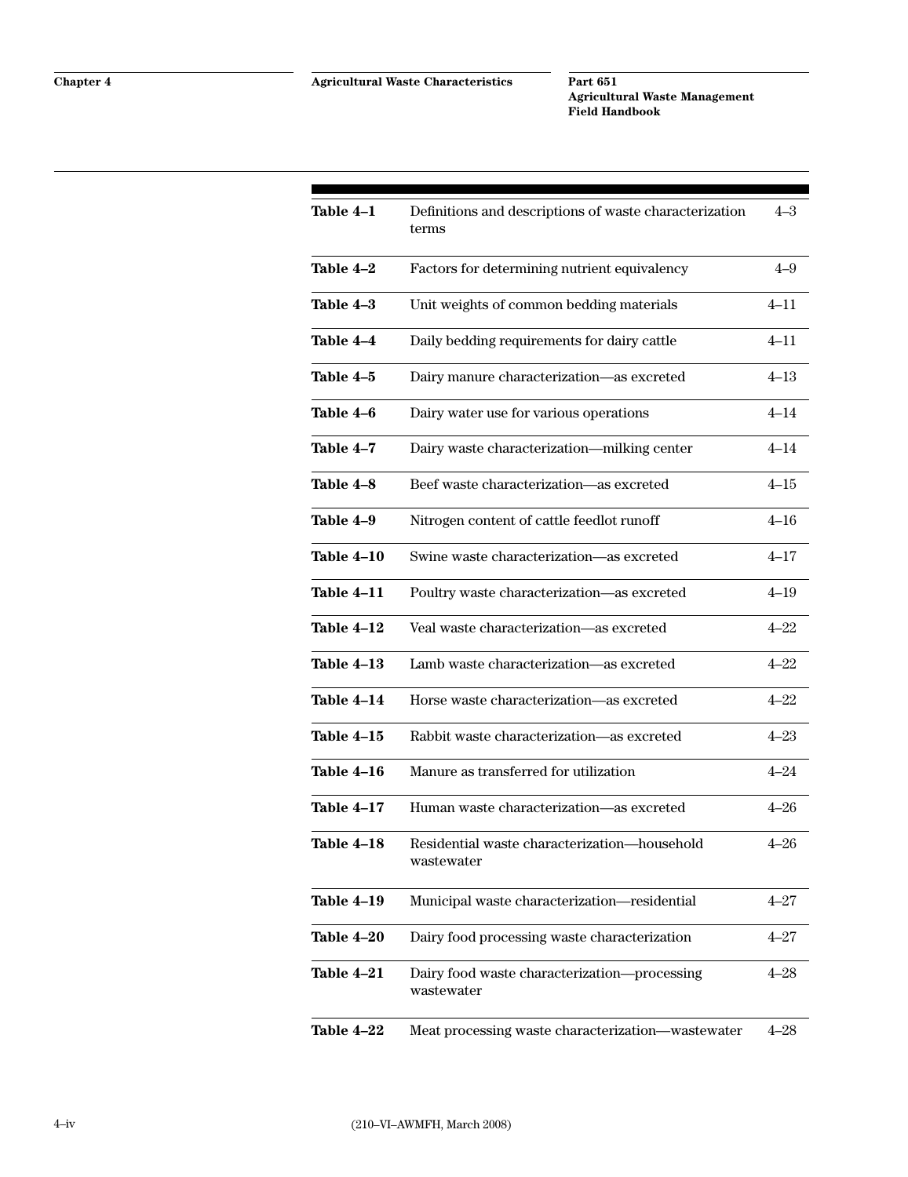| | | |
|---|---|---|
| **Table 4–1** | Definitions and descriptions of waste characterization terms | 4–3 |
| **Table 4–2** | Factors for determining nutrient equivalency | 4–9 |
| **Table 4–3** | Unit weights of common bedding materials | 4–11 |
| **Table 4–4** | Daily bedding requirements for dairy cattle | 4–11 |
| **Table 4–5** | Dairy manure characterization—as excreted | 4–13 |
| **Table 4–6** | Dairy water use for various operations | 4–14 |
| **Table 4–7** | Dairy waste characterization—milking center | 4–14 |
| **Table 4–8** | Beef waste characterization—as excreted | 4–15 |
| **Table 4–9** | Nitrogen content of cattle feedlot runoff | 4–16 |
| **Table 4–10** | Swine waste characterization—as excreted | 4–17 |
| **Table 4–11** | Poultry waste characterization—as excreted | 4–19 |
| **Table 4–12** | Veal waste characterization—as excreted | 4–22 |
| **Table 4–13** | Lamb waste characterization—as excreted | 4–22 |
| **Table 4–14** | Horse waste characterization—as excreted | 4–22 |
| **Table 4–15** | Rabbit waste characterization—as excreted | 4–23 |
| **Table 4–16** | Manure as transferred for utilization | 4–24 |
| **Table 4–17** | Human waste characterization—as excreted | 4–26 |
| **Table 4–18** | Residential waste characterization—household wastewater | 4–26 |
| **Table 4–19** | Municipal waste characterization—residential | 4–27 |
| **Table 4–20** | Dairy food processing waste characterization | 4–27 |
| **Table 4–21** | Dairy food waste characterization—processing wastewater | 4–28 |
| **Table 4–22** | Meat processing waste characterization—wastewater | 4–28 |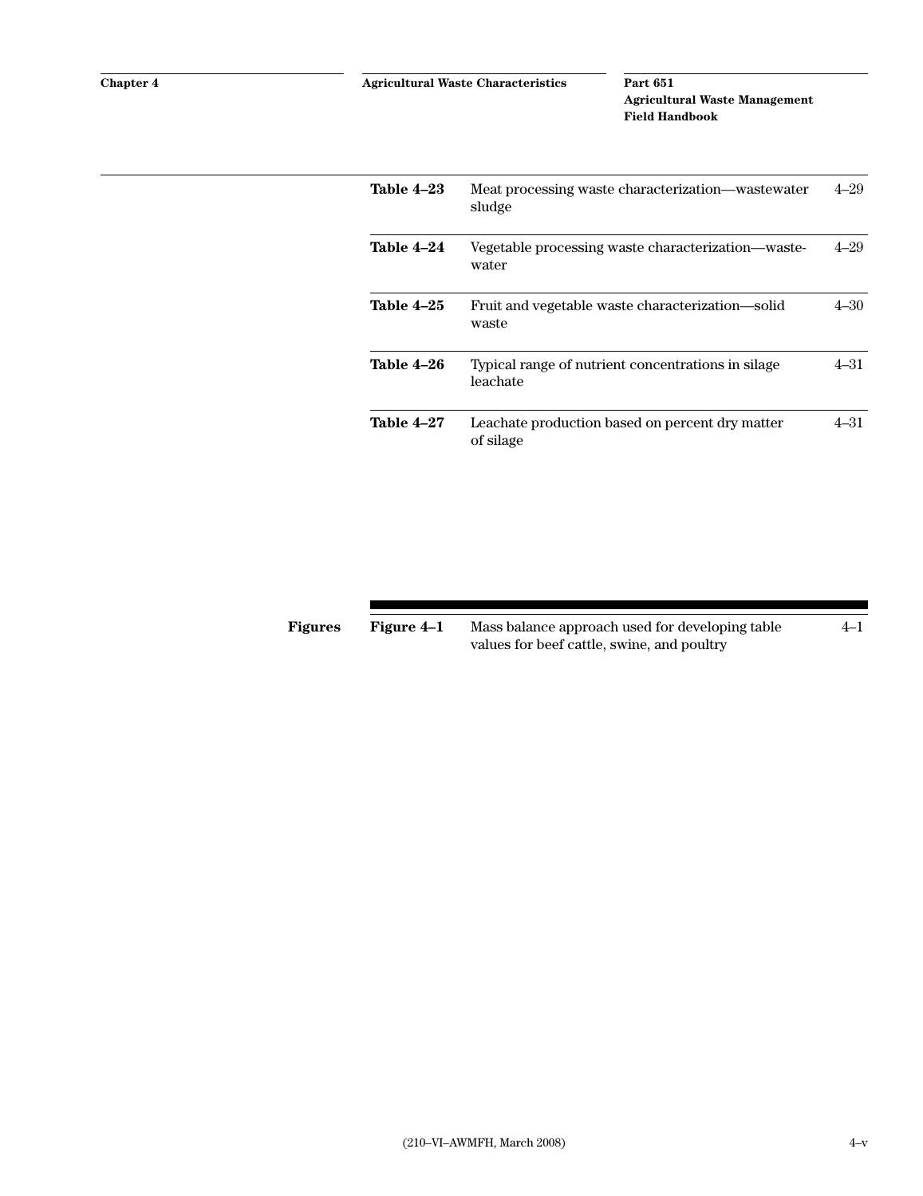| | | |
|---|---|---|
| **Table 4–23** | Meat processing waste characterization—wastewater sludge | 4–29 |
| **Table 4–24** | Vegetable processing waste characterization—wastewater | 4–29 |
| **Table 4–25** | Fruit and vegetable waste characterization—solid waste | 4–30 |
| **Table 4–26** | Typical range of nutrient concentrations in silage leachate | 4–31 |
| **Table 4–27** | Leachate production based on percent dry matter of silage | 4–31 |

**Figures**

| | | |
|---|---|---|
| **Figure 4–1** | Mass balance approach used for developing table values for beef cattle, swine, and poultry | 4–1 |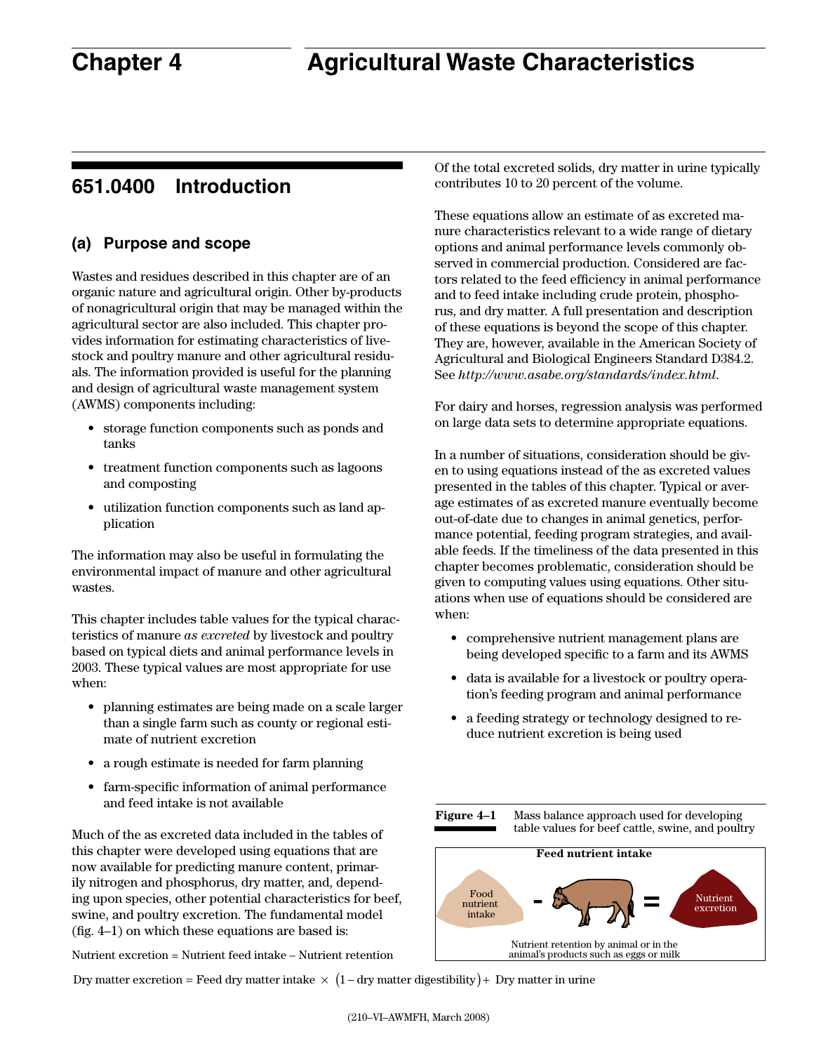# Chapter 4 Agricultural Waste Characteristics

## 651.0400 Introduction

### (a) Purpose and scope

Wastes and residues described in this chapter are of an organic nature and agricultural origin. Other by-products of nonagricultural origin that may be managed within the agricultural sector are also included. This chapter provides information for estimating characteristics of livestock and poultry manure and other agricultural residuals. The information provided is useful for the planning and design of agricultural waste management system (AWMS) components including:

- storage function components such as ponds and tanks
- treatment function components such as lagoons and composting
- utilization function components such as land application

The information may also be useful in formulating the environmental impact of manure and other agricultural wastes.

This chapter includes table values for the typical characteristics of manure *as excreted* by livestock and poultry based on typical diets and animal performance levels in 2003. These typical values are most appropriate for use when:

- planning estimates are being made on a scale larger than a single farm such as county or regional estimate of nutrient excretion
- a rough estimate is needed for farm planning
- farm-specific information of animal performance and feed intake is not available

Much of the as excreted data included in the tables of this chapter were developed using equations that are now available for predicting manure content, primarily nitrogen and phosphorus, dry matter, and, depending upon species, other potential characteristics for beef, swine, and poultry excretion. The fundamental model (fig. 4–1) on which these equations are based is:

Nutrient excretion = Nutrient feed intake – Nutrient retention

$$\text{Dry matter excretion} = \text{Feed dry matter intake} \times \left(1 - \text{dry matter digestibility}\right) + \text{Dry matter in urine}$$

Of the total excreted solids, dry matter in urine typically contributes 10 to 20 percent of the volume.

These equations allow an estimate of as excreted manure characteristics relevant to a wide range of dietary options and animal performance levels commonly observed in commercial production. Considered are factors related to the feed efficiency in animal performance and to feed intake including crude protein, phosphorus, and dry matter. A full presentation and description of these equations is beyond the scope of this chapter. They are, however, available in the American Society of Agricultural and Biological Engineers Standard D384.2. See *http://www.asabe.org/standards/index.html*.

For dairy and horses, regression analysis was performed on large data sets to determine appropriate equations.

In a number of situations, consideration should be given to using equations instead of the as excreted values presented in the tables of this chapter. Typical or average estimates of as excreted manure eventually become out-of-date due to changes in animal genetics, performance potential, feeding program strategies, and available feeds. If the timeliness of the data presented in this chapter becomes problematic, consideration should be given to computing values using equations. Other situations when use of equations should be considered are when:

- comprehensive nutrient management plans are being developed specific to a farm and its AWMS
- data is available for a livestock or poultry operation's feeding program and animal performance
- a feeding strategy or technology designed to reduce nutrient excretion is being used

**Figure 4–1** Mass balance approach used for developing table values for beef cattle, swine, and poultry

Feed nutrient intake

Food nutrient intake - [animal] = Nutrient excretion

Nutrient retention by animal or in the animal's products such as eggs or milk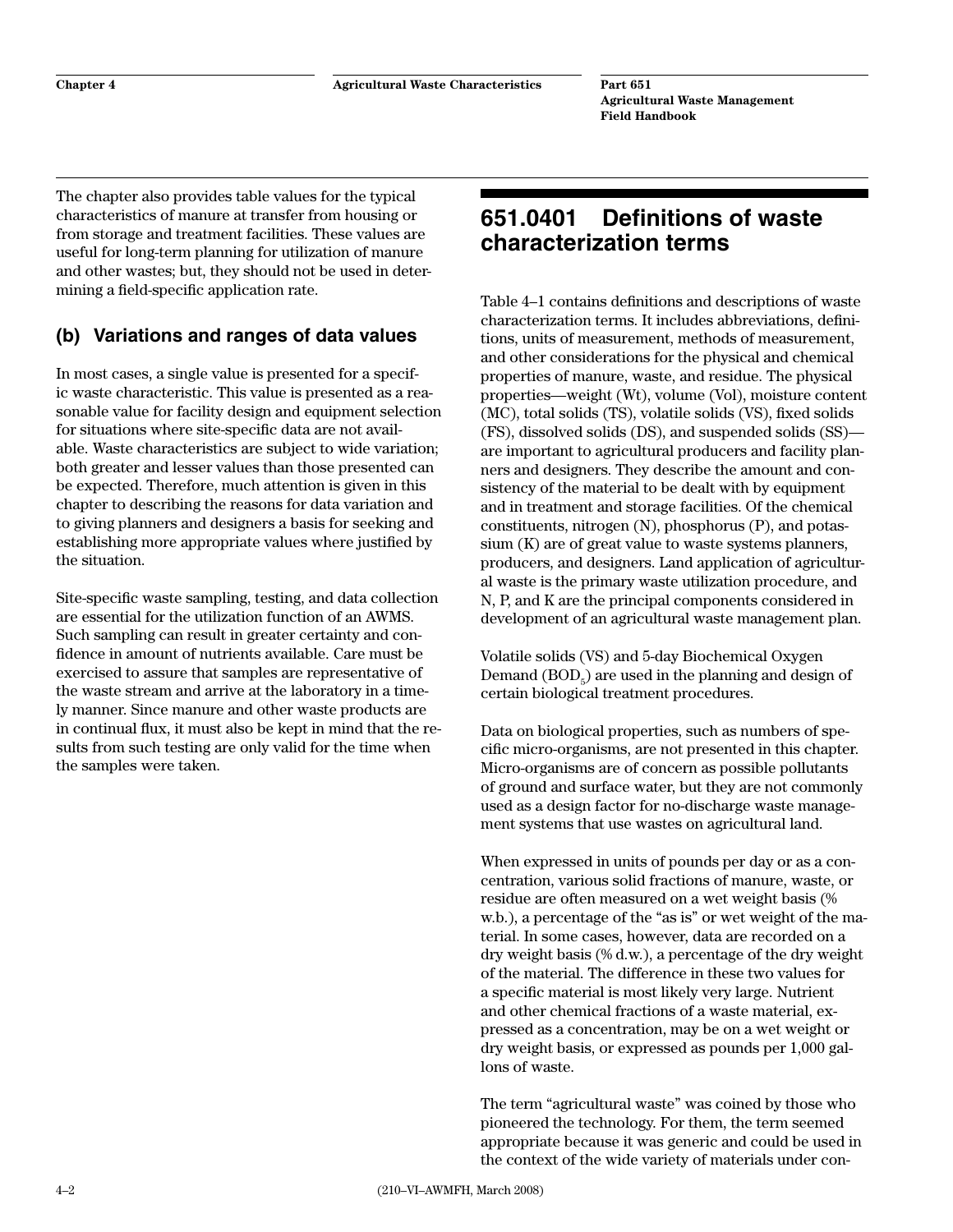The chapter also provides table values for the typical characteristics of manure at transfer from housing or from storage and treatment facilities. These values are useful for long-term planning for utilization of manure and other wastes; but, they should not be used in determining a field-specific application rate.

### (b) Variations and ranges of data values

In most cases, a single value is presented for a specific waste characteristic. This value is presented as a reasonable value for facility design and equipment selection for situations where site-specific data are not available. Waste characteristics are subject to wide variation; both greater and lesser values than those presented can be expected. Therefore, much attention is given in this chapter to describing the reasons for data variation and to giving planners and designers a basis for seeking and establishing more appropriate values where justified by the situation.

Site-specific waste sampling, testing, and data collection are essential for the utilization function of an AWMS. Such sampling can result in greater certainty and confidence in amount of nutrients available. Care must be exercised to assure that samples are representative of the waste stream and arrive at the laboratory in a timely manner. Since manure and other waste products are in continual flux, it must also be kept in mind that the results from such testing are only valid for the time when the samples were taken.

## 651.0401 Definitions of waste characterization terms

Table 4–1 contains definitions and descriptions of waste characterization terms. It includes abbreviations, definitions, units of measurement, methods of measurement, and other considerations for the physical and chemical properties of manure, waste, and residue. The physical properties—weight (Wt), volume (Vol), moisture content (MC), total solids (TS), volatile solids (VS), fixed solids (FS), dissolved solids (DS), and suspended solids (SS)—are important to agricultural producers and facility planners and designers. They describe the amount and consistency of the material to be dealt with by equipment and in treatment and storage facilities. Of the chemical constituents, nitrogen (N), phosphorus (P), and potassium (K) are of great value to waste systems planners, producers, and designers. Land application of agricultural waste is the primary waste utilization procedure, and N, P, and K are the principal components considered in development of an agricultural waste management plan.

Volatile solids (VS) and 5-day Biochemical Oxygen Demand ($BOD_5$) are used in the planning and design of certain biological treatment procedures.

Data on biological properties, such as numbers of specific micro-organisms, are not presented in this chapter. Micro-organisms are of concern as possible pollutants of ground and surface water, but they are not commonly used as a design factor for no-discharge waste management systems that use wastes on agricultural land.

When expressed in units of pounds per day or as a concentration, various solid fractions of manure, waste, or residue are often measured on a wet weight basis (% w.b.), a percentage of the "as is" or wet weight of the material. In some cases, however, data are recorded on a dry weight basis (% d.w.), a percentage of the dry weight of the material. The difference in these two values for a specific material is most likely very large. Nutrient and other chemical fractions of a waste material, expressed as a concentration, may be on a wet weight or dry weight basis, or expressed as pounds per 1,000 gallons of waste.

The term "agricultural waste" was coined by those who pioneered the technology. For them, the term seemed appropriate because it was generic and could be used in the context of the wide variety of materials under con-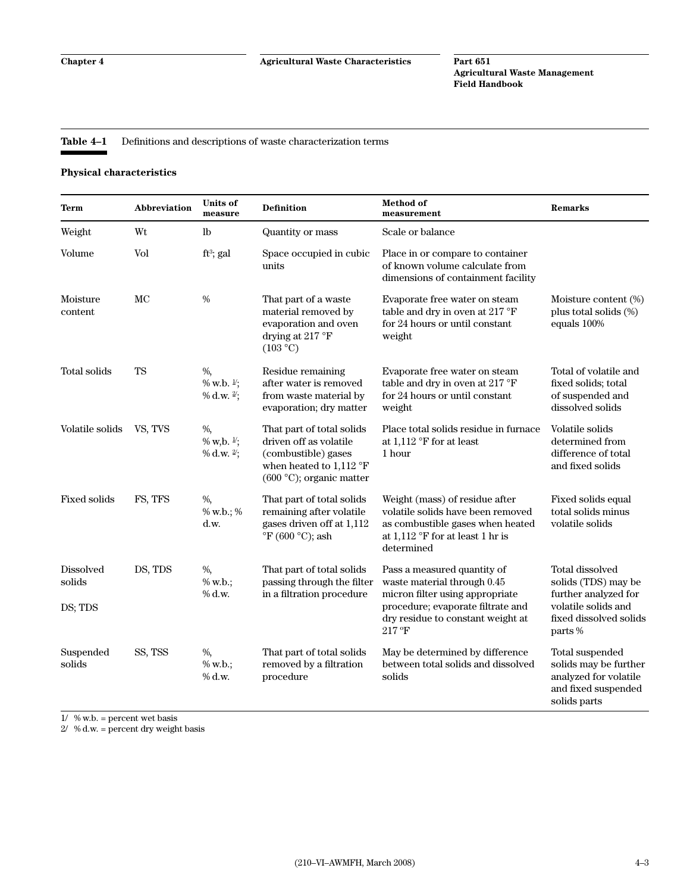**Table 4–1** Definitions and descriptions of waste characterization terms

**Physical characteristics**

| Term | Abbreviation | Units of measure | Definition | Method of measurement | Remarks |
|---|---|---|---|---|---|
| Weight | Wt | lb | Quantity or mass | Scale or balance | |
| Volume | Vol | $ft^3$; gal | Space occupied in cubic units | Place in or compare to container of known volume calculate from dimensions of containment facility | |
| Moisture content | MC | % | That part of a waste material removed by evaporation and oven drying at 217 °F (103 °C) | Evaporate free water on steam table and dry in oven at 217 °F for 24 hours or until constant weight | Moisture content (%) plus total solids (%) equals 100% |
| Total solids | TS | %, % w.b. [1/]; % d.w. [2/]; | Residue remaining after water is removed from waste material by evaporation; dry matter | Evaporate free water on steam table and dry in oven at 217 °F for 24 hours or until constant weight | Total of volatile and fixed solids; total of suspended and dissolved solids |
| Volatile solids | VS, TVS | %, % w,b. [1/]; % d.w. [2/]; | That part of total solids driven off as volatile (combustible) gases when heated to 1,112 °F (600 °C); organic matter | Place total solids residue in furnace at 1,112 °F for at least 1 hour | Volatile solids determined from difference of total and fixed solids |
| Fixed solids | FS, TFS | %, % w.b.; % d.w. | That part of total solids remaining after volatile gases driven off at 1,112 °F (600 °C); ash | Weight (mass) of residue after volatile solids have been removed as combustible gases when heated at 1,112 °F for at least 1 hr is determined | Fixed solids equal total solids minus volatile solids |
| Dissolved solids<br><br>DS; TDS | DS, TDS | %, % w.b.; % d.w. | That part of total solids passing through the filter in a filtration procedure | Pass a measured quantity of waste material through 0.45 micron filter using appropriate procedure; evaporate filtrate and dry residue to constant weight at 217 °F | Total dissolved solids (TDS) may be further analyzed for volatile solids and fixed dissolved solids parts % |
| Suspended solids | SS, TSS | %, % w.b.; % d.w. | That part of total solids removed by a filtration procedure | May be determined by difference between total solids and dissolved solids | Total suspended solids may be further analyzed for volatile and fixed suspended solids parts |

1/ % w.b. = percent wet basis
2/ % d.w. = percent dry weight basis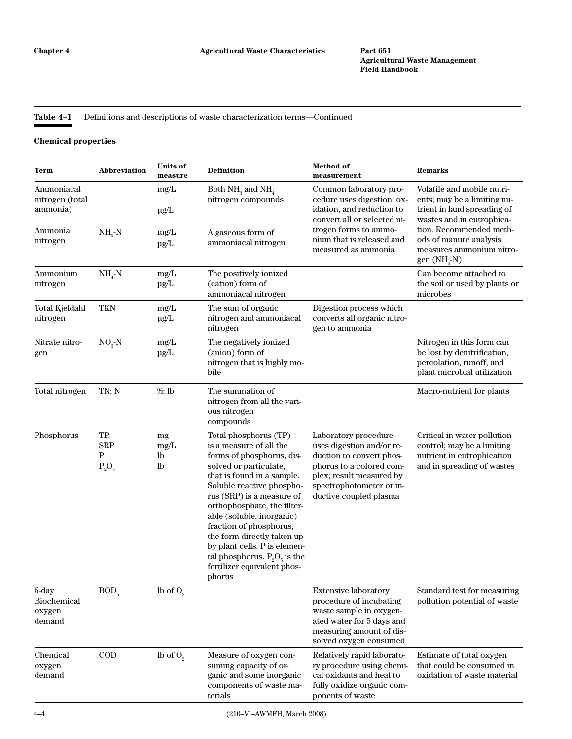**Table 4–1** Definitions and descriptions of waste characterization terms—Continued

**Chemical properties**

| Term | Abbreviation | Units of measure | Definition | Method of measurement | Remarks |
|---|---|---|---|---|---|
| Ammoniacal nitrogen (total ammonia) | | mg/L<br>μg/L | Both $NH_3$ and $NH_4$ nitrogen compounds | Common laboratory procedure uses digestion, oxidation, and reduction to convert all or selected nitrogen forms to ammonium that is released and measured as ammonia | Volatile and mobile nutrients; may be a limiting nutrient in land spreading of wastes and in eutrophication. Recommended methods of manure analysis measures ammonium nitrogen ($NH_4$-N) |
| Ammonia nitrogen | $NH_3$-N | mg/L<br>μg/L | A gaseous form of ammoniacal nitrogen | | |
| Ammonium nitrogen | $NH_4$-N | mg/L<br>μg/L | The positively ionized (cation) form of ammoniacal nitrogen | | Can become attached to the soil or used by plants or microbes |
| Total Kjeldahl nitrogen | TKN | mg/L<br>μg/L | The sum of organic nitrogen and ammoniacal nitrogen | Digestion process which converts all organic nitrogen to ammonia | |
| Nitrate nitrogen | $NO_3$-N | mg/L<br>μg/L | The negatively ionized (anion) form of nitrogen that is highly mobile | | Nitrogen in this form can be lost by denitrification, percolation, runoff, and plant microbial utilization |
| Total nitrogen | TN; N | %; lb | The summation of nitrogen from all the various nitrogen compounds | | Macro-nutrient for plants |
| Phosphorus | TP,<br>SRP<br>P<br>$P_2O_5$ | mg<br>mg/L<br>lb<br>lb | Total phosphorus (TP) is a measure of all the forms of phosphorus, dissolved or particulate, that is found in a sample. Soluble reactive phosphorus (SRP) is a measure of orthophosphate, the filterable (soluble, inorganic) fraction of phosphorus, the form directly taken up by plant cells. P is elemental phosphorus. $P_2O_5$ is the fertilizer equivalent phosphorus | Laboratory procedure uses digestion and/or reduction to convert phosphorus to a colored complex; result measured by spectrophotometer or inductive coupled plasma | Critical in water pollution control; may be a limiting nutrient in eutrophication and in spreading of wastes |
| 5-day Biochemical oxygen demand | $BOD_5$ | lb of $O_2$ | | Extensive laboratory procedure of incubating waste sample in oxygenated water for 5 days and measuring amount of dissolved oxygen consumed | Standard test for measuring pollution potential of waste |
| Chemical oxygen demand | COD | lb of $O_2$ | Measure of oxygen consuming capacity of organic and some inorganic components of waste materials | Relatively rapid laboratory procedure using chemical oxidants and heat to fully oxidize organic components of waste | Estimate of total oxygen that could be consumed in oxidation of waste material |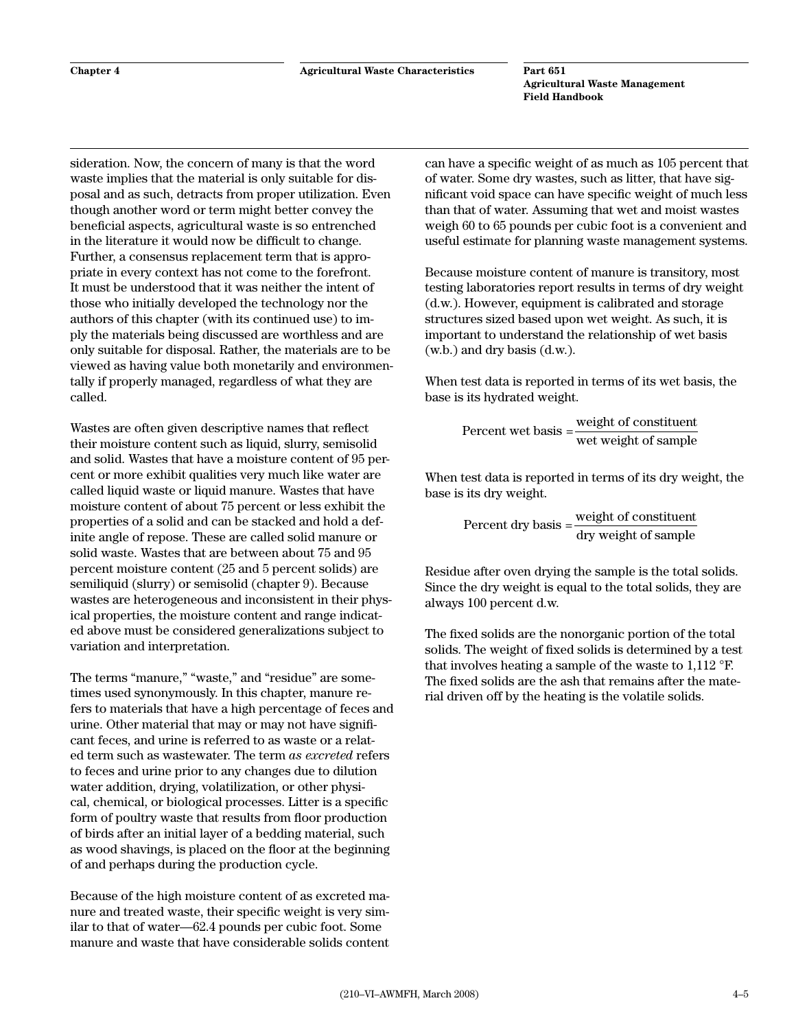sideration. Now, the concern of many is that the word waste implies that the material is only suitable for disposal and as such, detracts from proper utilization. Even though another word or term might better convey the beneficial aspects, agricultural waste is so entrenched in the literature it would now be difficult to change. Further, a consensus replacement term that is appropriate in every context has not come to the forefront. It must be understood that it was neither the intent of those who initially developed the technology nor the authors of this chapter (with its continued use) to imply the materials being discussed are worthless and are only suitable for disposal. Rather, the materials are to be viewed as having value both monetarily and environmentally if properly managed, regardless of what they are called.

Wastes are often given descriptive names that reflect their moisture content such as liquid, slurry, semisolid and solid. Wastes that have a moisture content of 95 percent or more exhibit qualities very much like water are called liquid waste or liquid manure. Wastes that have moisture content of about 75 percent or less exhibit the properties of a solid and can be stacked and hold a definite angle of repose. These are called solid manure or solid waste. Wastes that are between about 75 and 95 percent moisture content (25 and 5 percent solids) are semiliquid (slurry) or semisolid (chapter 9). Because wastes are heterogeneous and inconsistent in their physical properties, the moisture content and range indicated above must be considered generalizations subject to variation and interpretation.

The terms "manure," "waste," and "residue" are sometimes used synonymously. In this chapter, manure refers to materials that have a high percentage of feces and urine. Other material that may or may not have significant feces, and urine is referred to as waste or a related term such as wastewater. The term *as excreted* refers to feces and urine prior to any changes due to dilution water addition, drying, volatilization, or other physical, chemical, or biological processes. Litter is a specific form of poultry waste that results from floor production of birds after an initial layer of a bedding material, such as wood shavings, is placed on the floor at the beginning of and perhaps during the production cycle.

Because of the high moisture content of as excreted manure and treated waste, their specific weight is very similar to that of water—62.4 pounds per cubic foot. Some manure and waste that have considerable solids content can have a specific weight of as much as 105 percent that of water. Some dry wastes, such as litter, that have significant void space can have specific weight of much less than that of water. Assuming that wet and moist wastes weigh 60 to 65 pounds per cubic foot is a convenient and useful estimate for planning waste management systems.

Because moisture content of manure is transitory, most testing laboratories report results in terms of dry weight (d.w.). However, equipment is calibrated and storage structures sized based upon wet weight. As such, it is important to understand the relationship of wet basis (w.b.) and dry basis (d.w.).

When test data is reported in terms of its wet basis, the base is its hydrated weight.

$$\text{Percent wet basis} = \frac{\text{weight of constituent}}{\text{wet weight of sample}}$$

When test data is reported in terms of its dry weight, the base is its dry weight.

$$\text{Percent dry basis} = \frac{\text{weight of constituent}}{\text{dry weight of sample}}$$

Residue after oven drying the sample is the total solids. Since the dry weight is equal to the total solids, they are always 100 percent d.w.

The fixed solids are the nonorganic portion of the total solids. The weight of fixed solids is determined by a test that involves heating a sample of the waste to 1,112 °F. The fixed solids are the ash that remains after the material driven off by the heating is the volatile solids.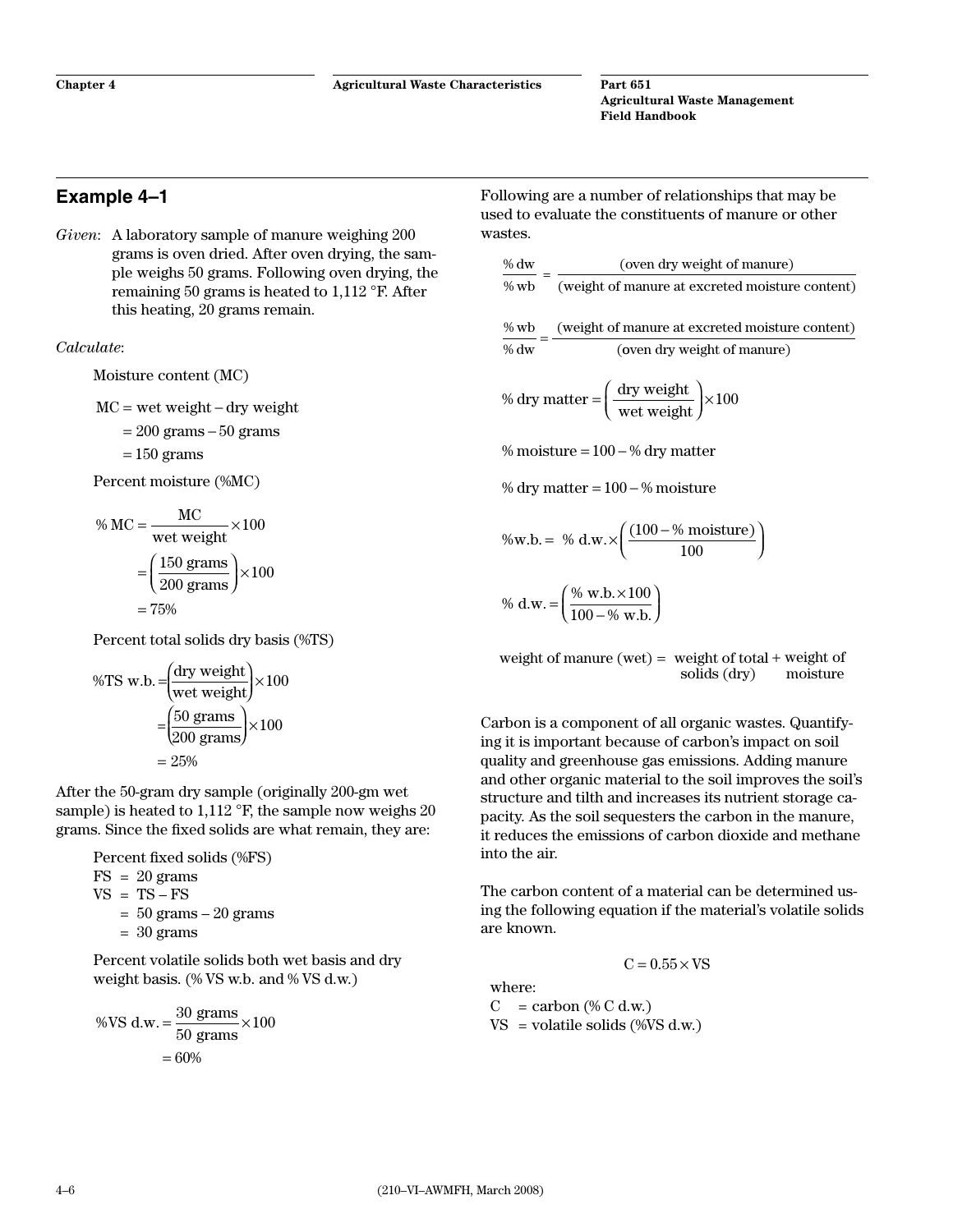## Example 4–1

*Given*: A laboratory sample of manure weighing 200 grams is oven dried. After oven drying, the sample weighs 50 grams. Following oven drying, the remaining 50 grams is heated to 1,112 °F. After this heating, 20 grams remain.

*Calculate*:

Moisture content (MC)

$$\begin{aligned} \text{MC} &= \text{wet weight} - \text{dry weight} \\ &= 200 \text{ grams} - 50 \text{ grams} \\ &= 150 \text{ grams} \end{aligned}$$

Percent moisture (%MC)

$$\begin{aligned} \%\,\text{MC} &= \frac{\text{MC}}{\text{wet weight}} \times 100 \\ &= \left(\frac{150 \text{ grams}}{200 \text{ grams}}\right) \times 100 \\ &= 75\% \end{aligned}$$

Percent total solids dry basis (%TS)

$$\begin{aligned} \%\text{TS w.b.} &= \left(\frac{\text{dry weight}}{\text{wet weight}}\right) \times 100 \\ &= \left(\frac{50 \text{ grams}}{200 \text{ grams}}\right) \times 100 \\ &= 25\% \end{aligned}$$

After the 50-gram dry sample (originally 200-gm wet sample) is heated to 1,112 °F, the sample now weighs 20 grams. Since the fixed solids are what remain, they are:

Percent fixed solids (%FS)

$$\begin{aligned} \text{FS} &= 20 \text{ grams} \\ \text{VS} &= \text{TS} - \text{FS} \\ &= 50 \text{ grams} - 20 \text{ grams} \\ &= 30 \text{ grams} \end{aligned}$$

Percent volatile solids both wet basis and dry weight basis. (% VS w.b. and % VS d.w.)

$$\begin{aligned} \%\text{VS d.w.} &= \frac{30 \text{ grams}}{50 \text{ grams}} \times 100 \\ &= 60\% \end{aligned}$$

Following are a number of relationships that may be used to evaluate the constituents of manure or other wastes.

$$\frac{\%\,\text{dw}}{\%\,\text{wb}} = \frac{(\text{oven dry weight of manure})}{(\text{weight of manure at excreted moisture content})}$$

$$\frac{\%\,\text{wb}}{\%\,\text{dw}} = \frac{(\text{weight of manure at excreted moisture content})}{(\text{oven dry weight of manure})}$$

$$\%\,\text{dry matter} = \left(\frac{\text{dry weight}}{\text{wet weight}}\right) \times 100$$

$$\%\,\text{moisture} = 100 - \%\,\text{dry matter}$$

$$\%\,\text{dry matter} = 100 - \%\,\text{moisture}$$

$$\%\text{w.b.} = \%\,\text{d.w.} \times \left(\frac{(100 - \%\,\text{moisture})}{100}\right)$$

$$\%\,\text{d.w.} = \left(\frac{\%\,\text{w.b.} \times 100}{100 - \%\,\text{w.b.}}\right)$$

$$\text{weight of manure (wet)} = \text{weight of total solids (dry)} + \text{weight of moisture}$$

Carbon is a component of all organic wastes. Quantifying it is important because of carbon's impact on soil quality and greenhouse gas emissions. Adding manure and other organic material to the soil improves the soil's structure and tilth and increases its nutrient storage capacity. As the soil sequesters the carbon in the manure, it reduces the emissions of carbon dioxide and methane into the air.

The carbon content of a material can be determined using the following equation if the material's volatile solids are known.

$$\text{C} = 0.55 \times \text{VS}$$

where:
C = carbon (% C d.w.)
VS = volatile solids (%VS d.w.)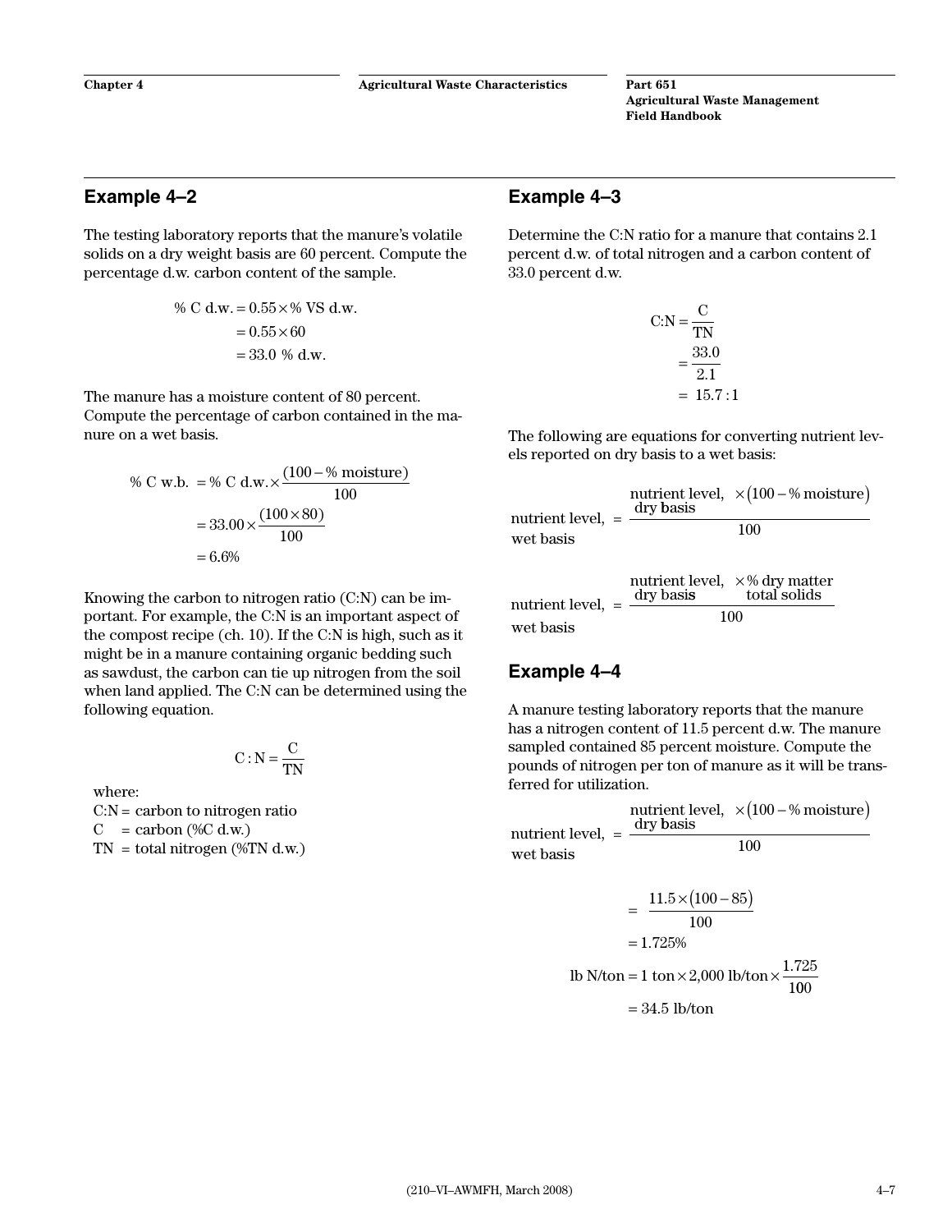## Example 4–2

The testing laboratory reports that the manure's volatile solids on a dry weight basis are 60 percent. Compute the percentage d.w. carbon content of the sample.

$$
\begin{aligned}
\%\text{ C d.w.} &= 0.55 \times \%\text{ VS d.w.} \\
&= 0.55 \times 60 \\
&= 33.0\ \%\text{ d.w.}
\end{aligned}
$$

The manure has a moisture content of 80 percent. Compute the percentage of carbon contained in the manure on a wet basis.

$$
\begin{aligned}
\%\text{ C w.b.} &= \%\text{ C d.w.} \times \frac{(100 - \%\text{ moisture})}{100} \\
&= 33.00 \times \frac{(100 \times 80)}{100} \\
&= 6.6\%
\end{aligned}
$$

Knowing the carbon to nitrogen ratio (C:N) can be important. For example, the C:N is an important aspect of the compost recipe (ch. 10). If the C:N is high, such as it might be in a manure containing organic bedding such as sawdust, the carbon can tie up nitrogen from the soil when land applied. The C:N can be determined using the following equation.

$$
\text{C : N} = \frac{\text{C}}{\text{TN}}
$$

where:

C:N = carbon to nitrogen ratio
C = carbon (%C d.w.)
TN = total nitrogen (%TN d.w.)

## Example 4–3

Determine the C:N ratio for a manure that contains 2.1 percent d.w. of total nitrogen and a carbon content of 33.0 percent d.w.

$$
\begin{aligned}
\text{C:N} &= \frac{\text{C}}{\text{TN}} \\
&= \frac{33.0}{2.1} \\
&= 15.7:1
\end{aligned}
$$

The following are equations for converting nutrient levels reported on dry basis to a wet basis:

$$
\text{nutrient level, wet basis} = \frac{\text{nutrient level, dry basis} \times (100 - \%\text{ moisture})}{100}
$$

$$
\text{nutrient level, wet basis} = \frac{\text{nutrient level, dry basis} \times \%\text{ dry matter total solids}}{100}
$$

## Example 4–4

A manure testing laboratory reports that the manure has a nitrogen content of 11.5 percent d.w. The manure sampled contained 85 percent moisture. Compute the pounds of nitrogen per ton of manure as it will be transferred for utilization.

$$
\begin{aligned}
\text{nutrient level, wet basis} &= \frac{\text{nutrient level, dry basis} \times (100 - \%\text{ moisture})}{100} \\
&= \frac{11.5 \times (100 - 85)}{100} \\
&= 1.725\%
\end{aligned}
$$

$$
\begin{aligned}
\text{lb N/ton} &= 1\text{ ton} \times 2{,}000\text{ lb/ton} \times \frac{1.725}{100} \\
&= 34.5\text{ lb/ton}
\end{aligned}
$$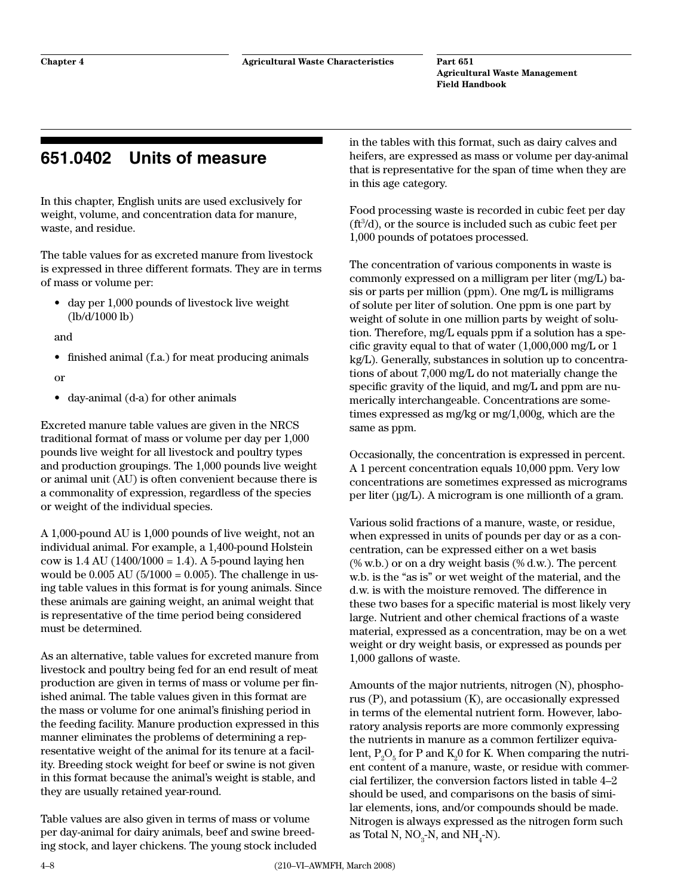## 651.0402 Units of measure

In this chapter, English units are used exclusively for weight, volume, and concentration data for manure, waste, and residue.

The table values for as excreted manure from livestock is expressed in three different formats. They are in terms of mass or volume per:

- day per 1,000 pounds of livestock live weight (lb/d/1000 lb)

and

- finished animal (f.a.) for meat producing animals

or

- day-animal (d-a) for other animals

Excreted manure table values are given in the NRCS traditional format of mass or volume per day per 1,000 pounds live weight for all livestock and poultry types and production groupings. The 1,000 pounds live weight or animal unit (AU) is often convenient because there is a commonality of expression, regardless of the species or weight of the individual species.

A 1,000-pound AU is 1,000 pounds of live weight, not an individual animal. For example, a 1,400-pound Holstein cow is 1.4 AU (1400/1000 = 1.4). A 5-pound laying hen would be 0.005 AU (5/1000 = 0.005). The challenge in using table values in this format is for young animals. Since these animals are gaining weight, an animal weight that is representative of the time period being considered must be determined.

As an alternative, table values for excreted manure from livestock and poultry being fed for an end result of meat production are given in terms of mass or volume per finished animal. The table values given in this format are the mass or volume for one animal's finishing period in the feeding facility. Manure production expressed in this manner eliminates the problems of determining a representative weight of the animal for its tenure at a facility. Breeding stock weight for beef or swine is not given in this format because the animal's weight is stable, and they are usually retained year-round.

Table values are also given in terms of mass or volume per day-animal for dairy animals, beef and swine breeding stock, and layer chickens. The young stock included in the tables with this format, such as dairy calves and heifers, are expressed as mass or volume per day-animal that is representative for the span of time when they are in this age category.

Food processing waste is recorded in cubic feet per day ($ft^3/d$), or the source is included such as cubic feet per 1,000 pounds of potatoes processed.

The concentration of various components in waste is commonly expressed on a milligram per liter (mg/L) basis or parts per million (ppm). One mg/L is milligrams of solute per liter of solution. One ppm is one part by weight of solute in one million parts by weight of solution. Therefore, mg/L equals ppm if a solution has a specific gravity equal to that of water (1,000,000 mg/L or 1 kg/L). Generally, substances in solution up to concentrations of about 7,000 mg/L do not materially change the specific gravity of the liquid, and mg/L and ppm are numerically interchangeable. Concentrations are sometimes expressed as mg/kg or mg/1,000g, which are the same as ppm.

Occasionally, the concentration is expressed in percent. A 1 percent concentration equals 10,000 ppm. Very low concentrations are sometimes expressed as micrograms per liter (µg/L). A microgram is one millionth of a gram.

Various solid fractions of a manure, waste, or residue, when expressed in units of pounds per day or as a concentration, can be expressed either on a wet basis (% w.b.) or on a dry weight basis (% d.w.). The percent w.b. is the "as is" or wet weight of the material, and the d.w. is with the moisture removed. The difference in these two bases for a specific material is most likely very large. Nutrient and other chemical fractions of a waste material, expressed as a concentration, may be on a wet weight or dry weight basis, or expressed as pounds per 1,000 gallons of waste.

Amounts of the major nutrients, nitrogen (N), phosphorus (P), and potassium (K), are occasionally expressed in terms of the elemental nutrient form. However, laboratory analysis reports are more commonly expressing the nutrients in manure as a common fertilizer equivalent, $P_2O_5$ for P and $K_20$ for K. When comparing the nutrient content of a manure, waste, or residue with commercial fertilizer, the conversion factors listed in table 4–2 should be used, and comparisons on the basis of similar elements, ions, and/or compounds should be made. Nitrogen is always expressed as the nitrogen form such as Total N, $NO_3$-N, and $NH_4$-N).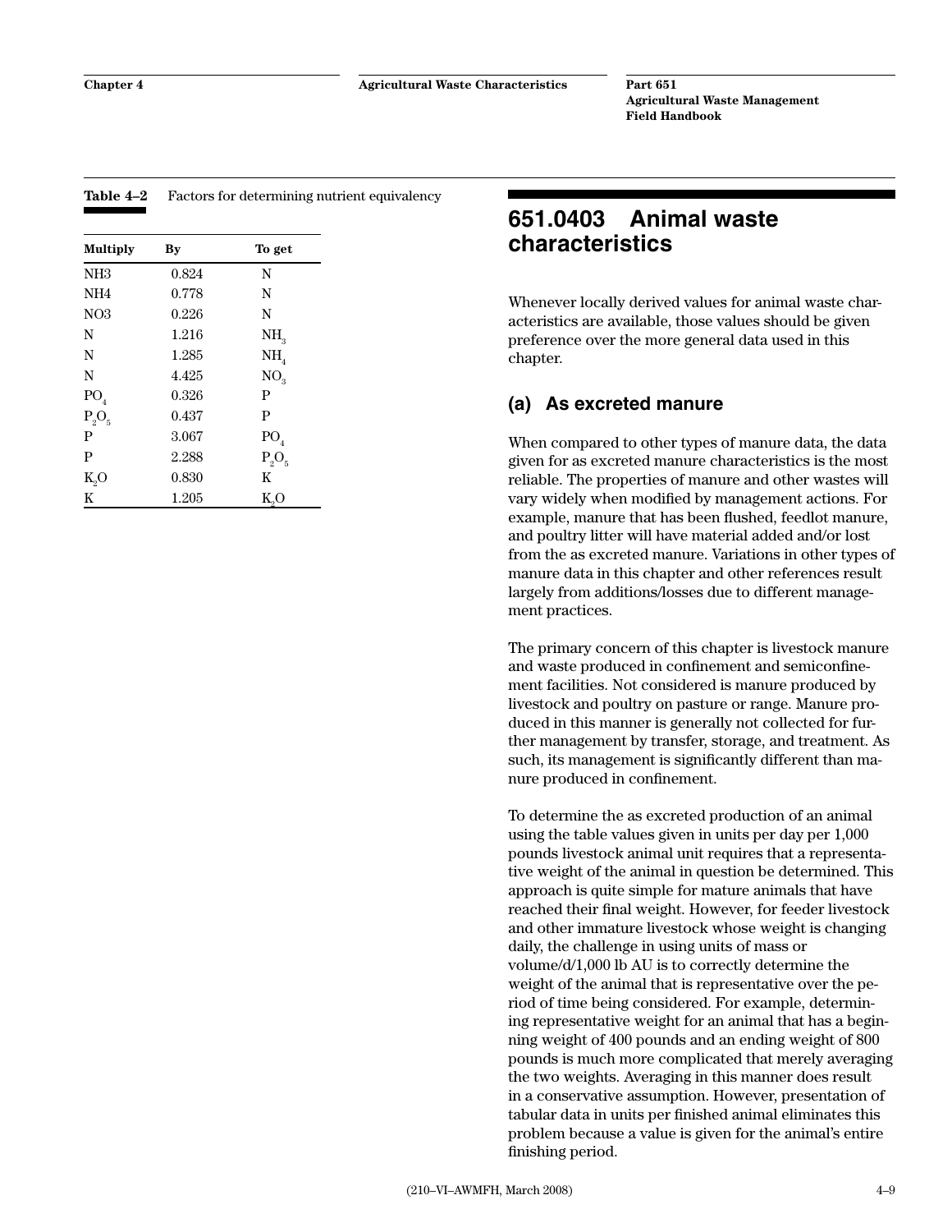Table 4–2 Factors for determining nutrient equivalency

| Multiply | By | To get |
|---|---|---|
| NH3 | 0.824 | N |
| NH4 | 0.778 | N |
| NO3 | 0.226 | N |
| N | 1.216 | $NH_3$ |
| N | 1.285 | $NH_4$ |
| N | 4.425 | $NO_3$ |
| $PO_4$ | 0.326 | P |
| $P_2O_5$ | 0.437 | P |
| P | 3.067 | $PO_4$ |
| P | 2.288 | $P_2O_5$ |
| $K_2O$ | 0.830 | K |
| K | 1.205 | $K_2O$ |

## 651.0403 Animal waste characteristics

Whenever locally derived values for animal waste characteristics are available, those values should be given preference over the more general data used in this chapter.

### (a) As excreted manure

When compared to other types of manure data, the data given for as excreted manure characteristics is the most reliable. The properties of manure and other wastes will vary widely when modified by management actions. For example, manure that has been flushed, feedlot manure, and poultry litter will have material added and/or lost from the as excreted manure. Variations in other types of manure data in this chapter and other references result largely from additions/losses due to different management practices.

The primary concern of this chapter is livestock manure and waste produced in confinement and semiconfinement facilities. Not considered is manure produced by livestock and poultry on pasture or range. Manure produced in this manner is generally not collected for further management by transfer, storage, and treatment. As such, its management is significantly different than manure produced in confinement.

To determine the as excreted production of an animal using the table values given in units per day per 1,000 pounds livestock animal unit requires that a representative weight of the animal in question be determined. This approach is quite simple for mature animals that have reached their final weight. However, for feeder livestock and other immature livestock whose weight is changing daily, the challenge in using units of mass or volume/d/1,000 lb AU is to correctly determine the weight of the animal that is representative over the period of time being considered. For example, determining representative weight for an animal that has a beginning weight of 400 pounds and an ending weight of 800 pounds is much more complicated that merely averaging the two weights. Averaging in this manner does result in a conservative assumption. However, presentation of tabular data in units per finished animal eliminates this problem because a value is given for the animal's entire finishing period.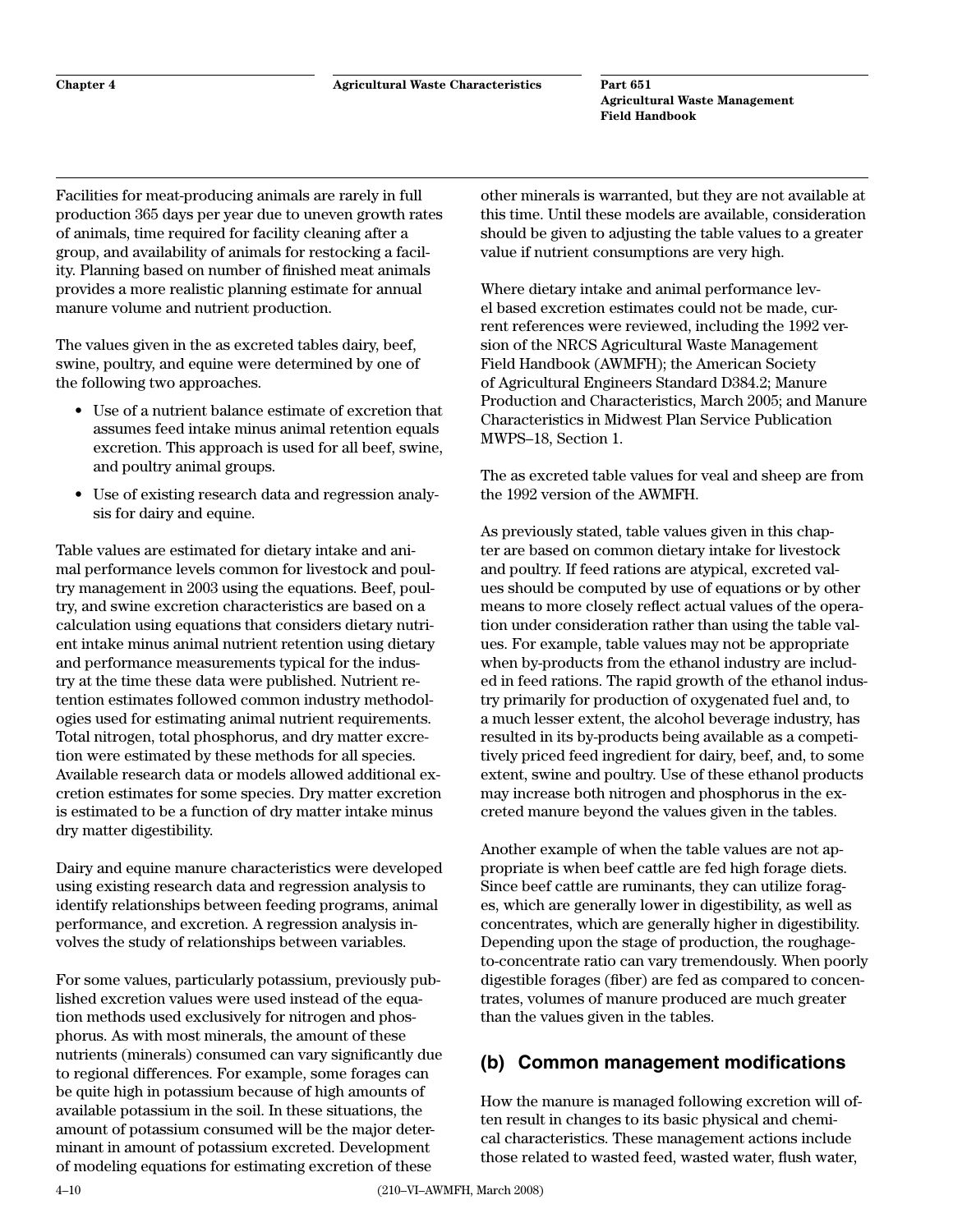Facilities for meat-producing animals are rarely in full production 365 days per year due to uneven growth rates of animals, time required for facility cleaning after a group, and availability of animals for restocking a facility. Planning based on number of finished meat animals provides a more realistic planning estimate for annual manure volume and nutrient production.

The values given in the as excreted tables dairy, beef, swine, poultry, and equine were determined by one of the following two approaches.

- Use of a nutrient balance estimate of excretion that assumes feed intake minus animal retention equals excretion. This approach is used for all beef, swine, and poultry animal groups.
- Use of existing research data and regression analysis for dairy and equine.

Table values are estimated for dietary intake and animal performance levels common for livestock and poultry management in 2003 using the equations. Beef, poultry, and swine excretion characteristics are based on a calculation using equations that considers dietary nutrient intake minus animal nutrient retention using dietary and performance measurements typical for the industry at the time these data were published. Nutrient retention estimates followed common industry methodologies used for estimating animal nutrient requirements. Total nitrogen, total phosphorus, and dry matter excretion were estimated by these methods for all species. Available research data or models allowed additional excretion estimates for some species. Dry matter excretion is estimated to be a function of dry matter intake minus dry matter digestibility.

Dairy and equine manure characteristics were developed using existing research data and regression analysis to identify relationships between feeding programs, animal performance, and excretion. A regression analysis involves the study of relationships between variables.

For some values, particularly potassium, previously published excretion values were used instead of the equation methods used exclusively for nitrogen and phosphorus. As with most minerals, the amount of these nutrients (minerals) consumed can vary significantly due to regional differences. For example, some forages can be quite high in potassium because of high amounts of available potassium in the soil. In these situations, the amount of potassium consumed will be the major determinant in amount of potassium excreted. Development of modeling equations for estimating excretion of these other minerals is warranted, but they are not available at this time. Until these models are available, consideration should be given to adjusting the table values to a greater value if nutrient consumptions are very high.

Where dietary intake and animal performance level based excretion estimates could not be made, current references were reviewed, including the 1992 version of the NRCS Agricultural Waste Management Field Handbook (AWMFH); the American Society of Agricultural Engineers Standard D384.2; Manure Production and Characteristics, March 2005; and Manure Characteristics in Midwest Plan Service Publication MWPS–18, Section 1.

The as excreted table values for veal and sheep are from the 1992 version of the AWMFH.

As previously stated, table values given in this chapter are based on common dietary intake for livestock and poultry. If feed rations are atypical, excreted values should be computed by use of equations or by other means to more closely reflect actual values of the operation under consideration rather than using the table values. For example, table values may not be appropriate when by-products from the ethanol industry are included in feed rations. The rapid growth of the ethanol industry primarily for production of oxygenated fuel and, to a much lesser extent, the alcohol beverage industry, has resulted in its by-products being available as a competitively priced feed ingredient for dairy, beef, and, to some extent, swine and poultry. Use of these ethanol products may increase both nitrogen and phosphorus in the excreted manure beyond the values given in the tables.

Another example of when the table values are not appropriate is when beef cattle are fed high forage diets. Since beef cattle are ruminants, they can utilize forages, which are generally lower in digestibility, as well as concentrates, which are generally higher in digestibility. Depending upon the stage of production, the roughage-to-concentrate ratio can vary tremendously. When poorly digestible forages (fiber) are fed as compared to concentrates, volumes of manure produced are much greater than the values given in the tables.

## (b) Common management modifications

How the manure is managed following excretion will often result in changes to its basic physical and chemical characteristics. These management actions include those related to wasted feed, wasted water, flush water,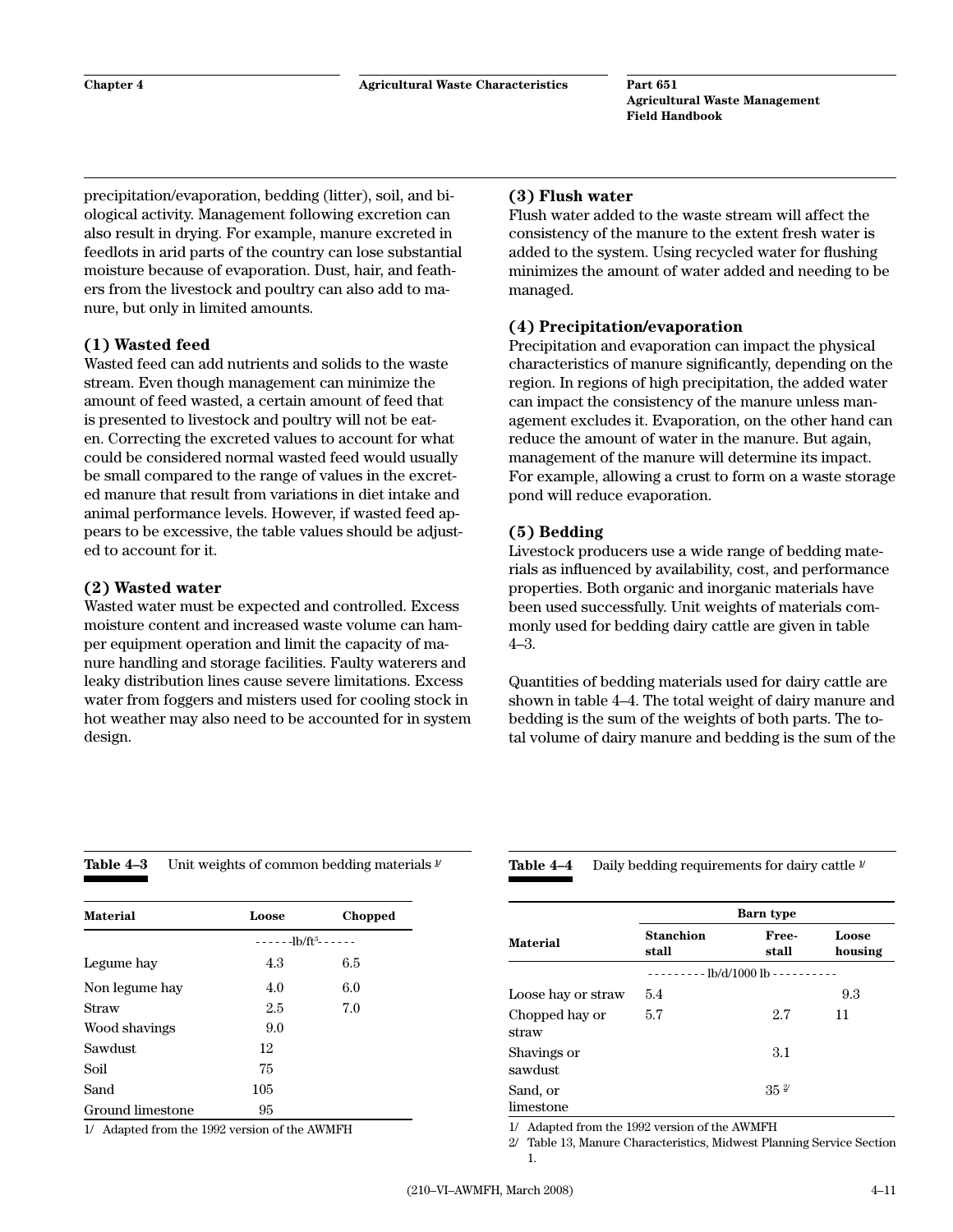precipitation/evaporation, bedding (litter), soil, and biological activity. Management following excretion can also result in drying. For example, manure excreted in feedlots in arid parts of the country can lose substantial moisture because of evaporation. Dust, hair, and feathers from the livestock and poultry can also add to manure, but only in limited amounts.

### (1) Wasted feed

Wasted feed can add nutrients and solids to the waste stream. Even though management can minimize the amount of feed wasted, a certain amount of feed that is presented to livestock and poultry will not be eaten. Correcting the excreted values to account for what could be considered normal wasted feed would usually be small compared to the range of values in the excreted manure that result from variations in diet intake and animal performance levels. However, if wasted feed appears to be excessive, the table values should be adjusted to account for it.

### (2) Wasted water

Wasted water must be expected and controlled. Excess moisture content and increased waste volume can hamper equipment operation and limit the capacity of manure handling and storage facilities. Faulty waterers and leaky distribution lines cause severe limitations. Excess water from foggers and misters used for cooling stock in hot weather may also need to be accounted for in system design.

### (3) Flush water

Flush water added to the waste stream will affect the consistency of the manure to the extent fresh water is added to the system. Using recycled water for flushing minimizes the amount of water added and needing to be managed.

### (4) Precipitation/evaporation

Precipitation and evaporation can impact the physical characteristics of manure significantly, depending on the region. In regions of high precipitation, the added water can impact the consistency of the manure unless management excludes it. Evaporation, on the other hand can reduce the amount of water in the manure. But again, management of the manure will determine its impact. For example, allowing a crust to form on a waste storage pond will reduce evaporation.

### (5) Bedding

Livestock producers use a wide range of bedding materials as influenced by availability, cost, and performance properties. Both organic and inorganic materials have been used successfully. Unit weights of materials commonly used for bedding dairy cattle are given in table 4–3.

Quantities of bedding materials used for dairy cattle are shown in table 4–4. The total weight of dairy manure and bedding is the sum of the weights of both parts. The total volume of dairy manure and bedding is the sum of the

**Table 4–3** Unit weights of common bedding materials [1/]

| Material | Loose | Chopped |
|---|---|---|
| | ------lb/ft³------ | |
| Legume hay | 4.3 | 6.5 |
| Non legume hay | 4.0 | 6.0 |
| Straw | 2.5 | 7.0 |
| Wood shavings | 9.0 | |
| Sawdust | 12 | |
| Soil | 75 | |
| Sand | 105 | |
| Ground limestone | 95 | |

1/ Adapted from the 1992 version of the AWMFH

**Table 4–4** Daily bedding requirements for dairy cattle [1/]

| Material | Barn type | | |
|---|---|---|---|
| | Stanchion stall | Free-stall | Loose housing |
| | --------- lb/d/1000 lb ---------- | | |
| Loose hay or straw | 5.4 | | 9.3 |
| Chopped hay or straw | 5.7 | 2.7 | 11 |
| Shavings or sawdust | | 3.1 | |
| Sand, or limestone | | 35 [2/] | |

1/ Adapted from the 1992 version of the AWMFH

2/ Table 13, Manure Characteristics, Midwest Planning Service Section 1.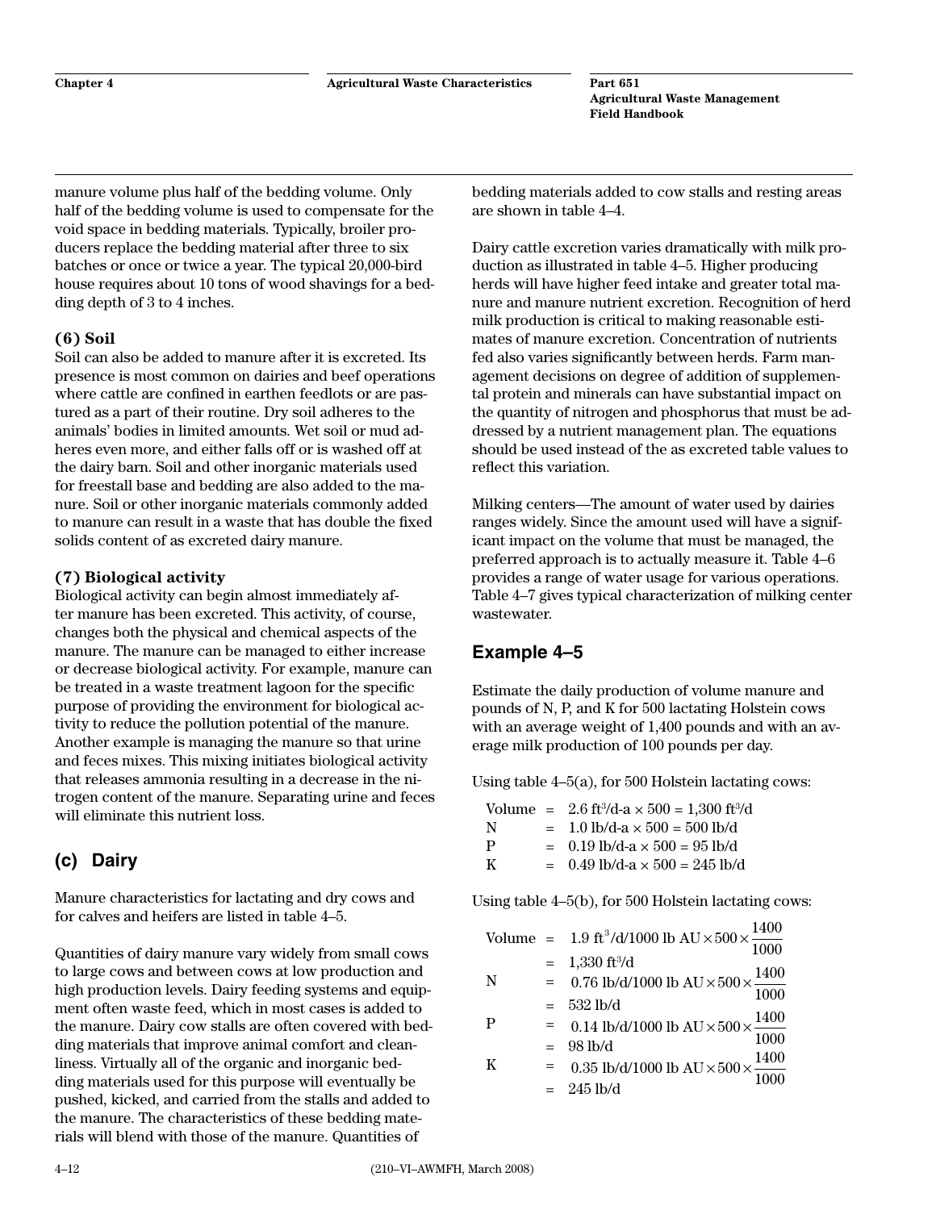manure volume plus half of the bedding volume. Only half of the bedding volume is used to compensate for the void space in bedding materials. Typically, broiler producers replace the bedding material after three to six batches or once or twice a year. The typical 20,000-bird house requires about 10 tons of wood shavings for a bedding depth of 3 to 4 inches.

### (6) Soil

Soil can also be added to manure after it is excreted. Its presence is most common on dairies and beef operations where cattle are confined in earthen feedlots or are pastured as a part of their routine. Dry soil adheres to the animals' bodies in limited amounts. Wet soil or mud adheres even more, and either falls off or is washed off at the dairy barn. Soil and other inorganic materials used for freestall base and bedding are also added to the manure. Soil or other inorganic materials commonly added to manure can result in a waste that has double the fixed solids content of as excreted dairy manure.

### (7) Biological activity

Biological activity can begin almost immediately after manure has been excreted. This activity, of course, changes both the physical and chemical aspects of the manure. The manure can be managed to either increase or decrease biological activity. For example, manure can be treated in a waste treatment lagoon for the specific purpose of providing the environment for biological activity to reduce the pollution potential of the manure. Another example is managing the manure so that urine and feces mixes. This mixing initiates biological activity that releases ammonia resulting in a decrease in the nitrogen content of the manure. Separating urine and feces will eliminate this nutrient loss.

## (c) Dairy

Manure characteristics for lactating and dry cows and for calves and heifers are listed in table 4–5.

Quantities of dairy manure vary widely from small cows to large cows and between cows at low production and high production levels. Dairy feeding systems and equipment often waste feed, which in most cases is added to the manure. Dairy cow stalls are often covered with bedding materials that improve animal comfort and cleanliness. Virtually all of the organic and inorganic bedding materials used for this purpose will eventually be pushed, kicked, and carried from the stalls and added to the manure. The characteristics of these bedding materials will blend with those of the manure. Quantities of bedding materials added to cow stalls and resting areas are shown in table 4–4.

Dairy cattle excretion varies dramatically with milk production as illustrated in table 4–5. Higher producing herds will have higher feed intake and greater total manure and manure nutrient excretion. Recognition of herd milk production is critical to making reasonable estimates of manure excretion. Concentration of nutrients fed also varies significantly between herds. Farm management decisions on degree of addition of supplemental protein and minerals can have substantial impact on the quantity of nitrogen and phosphorus that must be addressed by a nutrient management plan. The equations should be used instead of the as excreted table values to reflect this variation.

Milking centers—The amount of water used by dairies ranges widely. Since the amount used will have a significant impact on the volume that must be managed, the preferred approach is to actually measure it. Table 4–6 provides a range of water usage for various operations. Table 4–7 gives typical characterization of milking center wastewater.

## Example 4–5

Estimate the daily production of volume manure and pounds of N, P, and K for 500 lactating Holstein cows with an average weight of 1,400 pounds and with an average milk production of 100 pounds per day.

Using table 4–5(a), for 500 Holstein lactating cows:

Volume $= 2.6 \text{ ft}^3\text{/d-a} \times 500 = 1{,}300 \text{ ft}^3\text{/d}$

N $= 1.0 \text{ lb/d-a} \times 500 = 500 \text{ lb/d}$

P $= 0.19 \text{ lb/d-a} \times 500 = 95 \text{ lb/d}$

K $= 0.49 \text{ lb/d-a} \times 500 = 245 \text{ lb/d}$

Using table 4–5(b), for 500 Holstein lactating cows:

Volume $= 1.9 \text{ ft}^3\text{/d/1000 lb AU} \times 500 \times \frac{1400}{1000} = 1{,}330 \text{ ft}^3\text{/d}$

N $= 0.76 \text{ lb/d/1000 lb AU} \times 500 \times \frac{1400}{1000} = 532 \text{ lb/d}$

P $= 0.14 \text{ lb/d/1000 lb AU} \times 500 \times \frac{1400}{1000} = 98 \text{ lb/d}$

K $= 0.35 \text{ lb/d/1000 lb AU} \times 500 \times \frac{1400}{1000} = 245 \text{ lb/d}$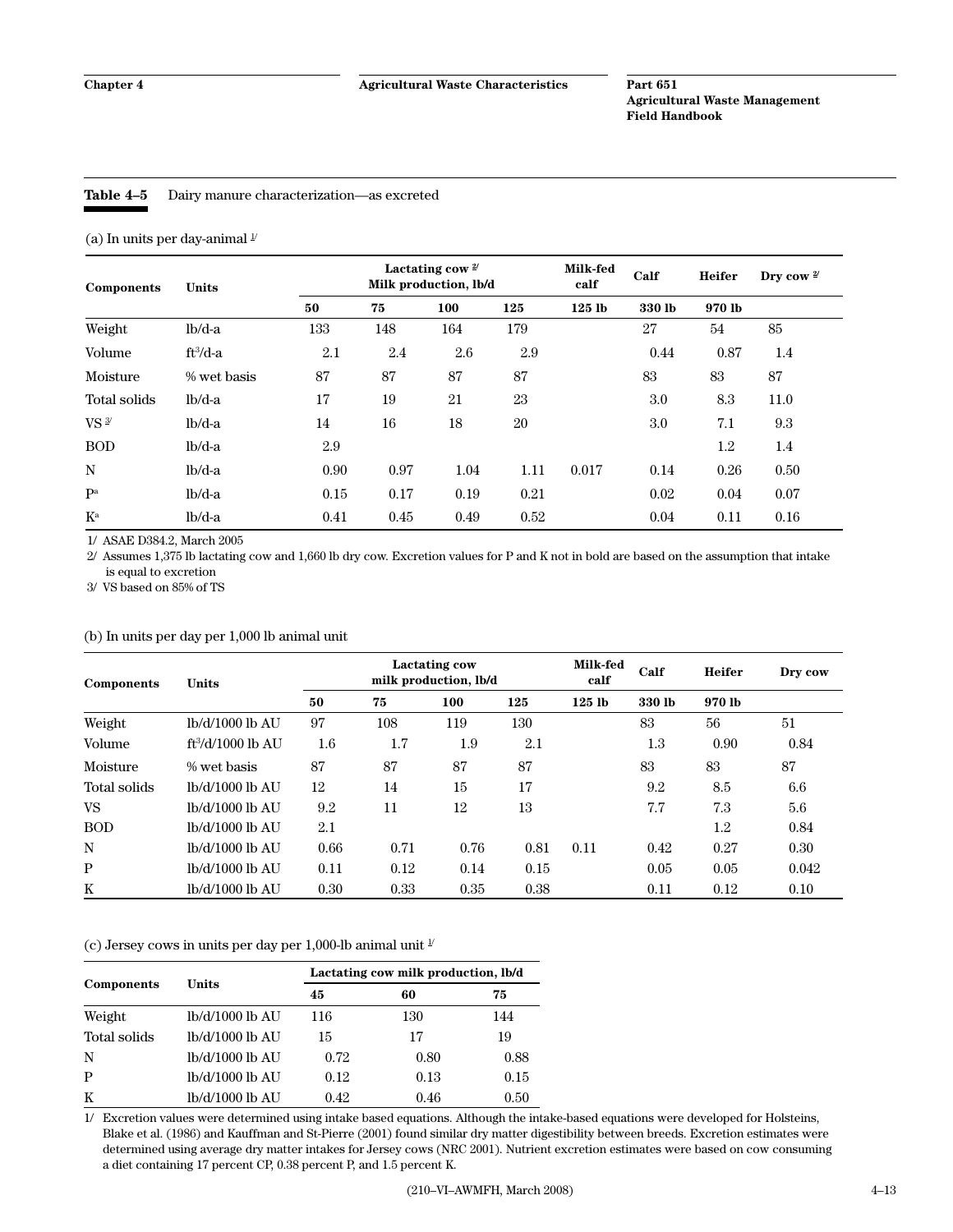**Table 4–5** Dairy manure characterization—as excreted

(a) In units per day-animal [1/]

| Components | Units | Lactating cow [2/] Milk production, lb/d | | | | Milk-fed calf | Calf | Heifer | Dry cow [2/] |
|---|---|---|---|---|---|---|---|---|---|
| | | 50 | 75 | 100 | 125 | 125 lb | 330 lb | 970 lb | |
| Weight | lb/d-a | 133 | 148 | 164 | 179 | | 27 | 54 | 85 |
| Volume | $ft^3$/d-a | 2.1 | 2.4 | 2.6 | 2.9 | | 0.44 | 0.87 | 1.4 |
| Moisture | % wet basis | 87 | 87 | 87 | 87 | | 83 | 83 | 87 |
| Total solids | lb/d-a | 17 | 19 | 21 | 23 | | 3.0 | 8.3 | 11.0 |
| VS [3/] | lb/d-a | 14 | 16 | 18 | 20 | | 3.0 | 7.1 | 9.3 |
| BOD | lb/d-a | 2.9 | | | | | | 1.2 | 1.4 |
| N | lb/d-a | 0.90 | 0.97 | 1.04 | 1.11 | 0.017 | 0.14 | 0.26 | 0.50 |
| P[a] | lb/d-a | 0.15 | 0.17 | 0.19 | 0.21 | | 0.02 | 0.04 | 0.07 |
| K[a] | lb/d-a | 0.41 | 0.45 | 0.49 | 0.52 | | 0.04 | 0.11 | 0.16 |

1/ ASAE D384.2, March 2005

2/ Assumes 1,375 lb lactating cow and 1,660 lb dry cow. Excretion values for P and K not in bold are based on the assumption that intake is equal to excretion

3/ VS based on 85% of TS

(b) In units per day per 1,000 lb animal unit

| Components | Units | Lactating cow milk production, lb/d | | | | Milk-fed calf | Calf | Heifer | Dry cow |
|---|---|---|---|---|---|---|---|---|---|
| | | 50 | 75 | 100 | 125 | 125 lb | 330 lb | 970 lb | |
| Weight | lb/d/1000 lb AU | 97 | 108 | 119 | 130 | | 83 | 56 | 51 |
| Volume | $ft^3$/d/1000 lb AU | 1.6 | 1.7 | 1.9 | 2.1 | | 1.3 | 0.90 | 0.84 |
| Moisture | % wet basis | 87 | 87 | 87 | 87 | | 83 | 83 | 87 |
| Total solids | lb/d/1000 lb AU | 12 | 14 | 15 | 17 | | 9.2 | 8.5 | 6.6 |
| VS | lb/d/1000 lb AU | 9.2 | 11 | 12 | 13 | | 7.7 | 7.3 | 5.6 |
| BOD | lb/d/1000 lb AU | 2.1 | | | | | | 1.2 | 0.84 |
| N | lb/d/1000 lb AU | 0.66 | 0.71 | 0.76 | 0.81 | 0.11 | 0.42 | 0.27 | 0.30 |
| P | lb/d/1000 lb AU | 0.11 | 0.12 | 0.14 | 0.15 | | 0.05 | 0.05 | 0.042 |
| K | lb/d/1000 lb AU | 0.30 | 0.33 | 0.35 | 0.38 | | 0.11 | 0.12 | 0.10 |

(c) Jersey cows in units per day per 1,000-lb animal unit [1/]

| Components | Units | Lactating cow milk production, lb/d | | |
|---|---|---|---|---|
| | | 45 | 60 | 75 |
| Weight | lb/d/1000 lb AU | 116 | 130 | 144 |
| Total solids | lb/d/1000 lb AU | 15 | 17 | 19 |
| N | lb/d/1000 lb AU | 0.72 | 0.80 | 0.88 |
| P | lb/d/1000 lb AU | 0.12 | 0.13 | 0.15 |
| K | lb/d/1000 lb AU | 0.42 | 0.46 | 0.50 |

1/ Excretion values were determined using intake based equations. Although the intake-based equations were developed for Holsteins, Blake et al. (1986) and Kauffman and St-Pierre (2001) found similar dry matter digestibility between breeds. Excretion estimates were determined using average dry matter intakes for Jersey cows (NRC 2001). Nutrient excretion estimates were based on cow consuming a diet containing 17 percent CP, 0.38 percent P, and 1.5 percent K.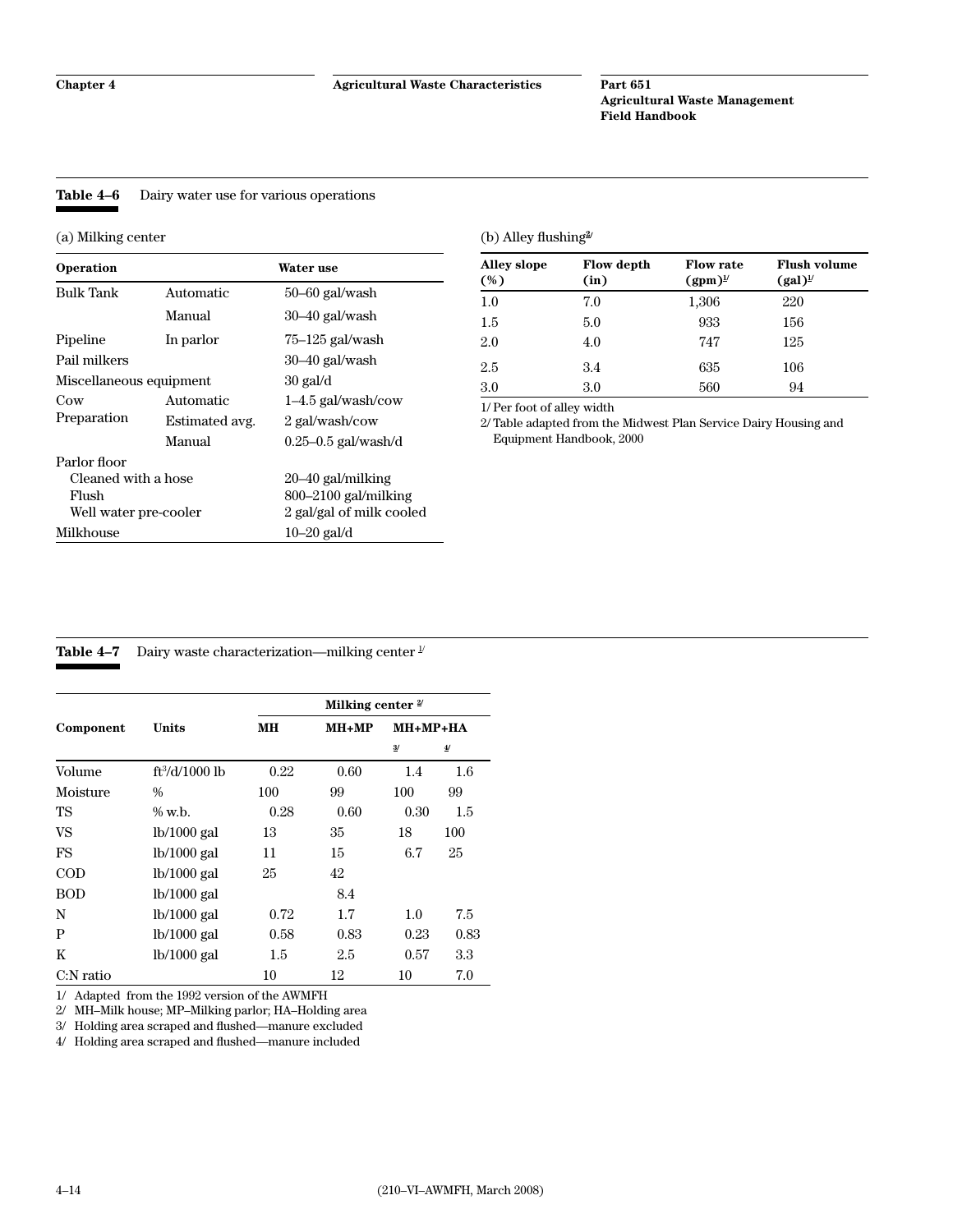**Table 4–6** Dairy water use for various operations

(a) Milking center

| Operation | | Water use |
|---|---|---|
| Bulk Tank | Automatic | 50–60 gal/wash |
| | Manual | 30–40 gal/wash |
| Pipeline | In parlor | 75–125 gal/wash |
| Pail milkers | | 30–40 gal/wash |
| Miscellaneous equipment | | 30 gal/d |
| Cow Preparation | Automatic | 1–4.5 gal/wash/cow |
| | Estimated avg. | 2 gal/wash/cow |
| | Manual | 0.25–0.5 gal/wash/d |
| Parlor floor | | |
| Cleaned with a hose | | 20–40 gal/milking |
| Flush | | 800–2100 gal/milking |
| Well water pre-cooler | | 2 gal/gal of milk cooled |
| Milkhouse | | 10–20 gal/d |

(b) Alley flushing[2/]

| Alley slope (%) | Flow depth (in) | Flow rate (gpm)[1/] | Flush volume (gal)[1/] |
|---|---|---|---|
| 1.0 | 7.0 | 1,306 | 220 |
| 1.5 | 5.0 | 933 | 156 |
| 2.0 | 4.0 | 747 | 125 |
| 2.5 | 3.4 | 635 | 106 |
| 3.0 | 3.0 | 560 | 94 |

1/ Per foot of alley width

2/ Table adapted from the Midwest Plan Service Dairy Housing and Equipment Handbook, 2000

**Table 4–7** Dairy waste characterization—milking center [1/]

| Component | Units | Milking center [2/] | | | |
|---|---|---|---|---|---|
| | | MH | MH+MP | MH+MP+HA | |
| | | | | [3/] | [4/] |
| Volume | $ft^3$/d/1000 lb | 0.22 | 0.60 | 1.4 | 1.6 |
| Moisture | % | 100 | 99 | 100 | 99 |
| TS | % w.b. | 0.28 | 0.60 | 0.30 | 1.5 |
| VS | lb/1000 gal | 13 | 35 | 18 | 100 |
| FS | lb/1000 gal | 11 | 15 | 6.7 | 25 |
| COD | lb/1000 gal | 25 | 42 | | |
| BOD | lb/1000 gal | | 8.4 | | |
| N | lb/1000 gal | 0.72 | 1.7 | 1.0 | 7.5 |
| P | lb/1000 gal | 0.58 | 0.83 | 0.23 | 0.83 |
| K | lb/1000 gal | 1.5 | 2.5 | 0.57 | 3.3 |
| C:N ratio | | 10 | 12 | 10 | 7.0 |

1/ Adapted from the 1992 version of the AWMFH

2/ MH–Milk house; MP–Milking parlor; HA–Holding area

3/ Holding area scraped and flushed—manure excluded

4/ Holding area scraped and flushed—manure included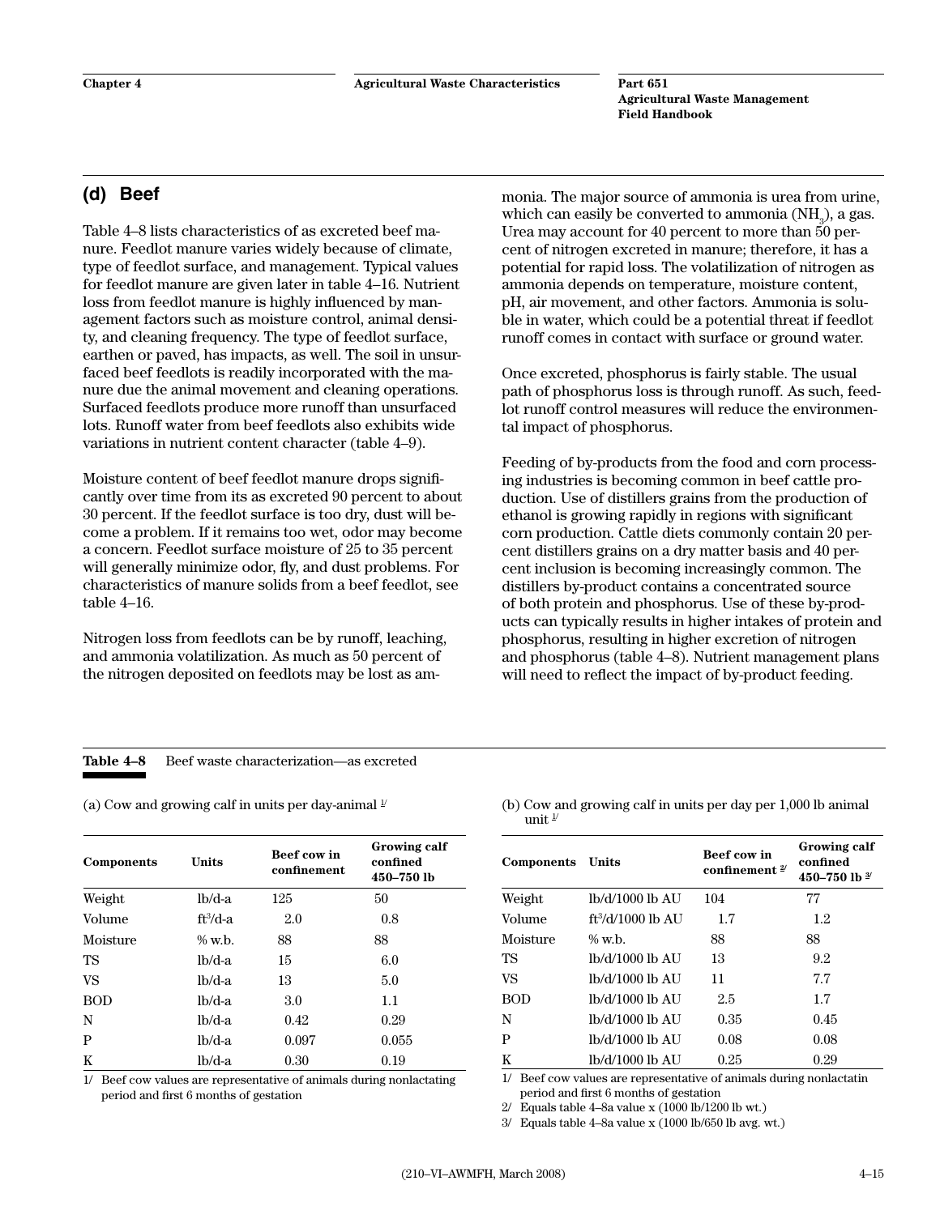## (d) Beef

Table 4–8 lists characteristics of as excreted beef manure. Feedlot manure varies widely because of climate, type of feedlot surface, and management. Typical values for feedlot manure are given later in table 4–16. Nutrient loss from feedlot manure is highly influenced by management factors such as moisture control, animal density, and cleaning frequency. The type of feedlot surface, earthen or paved, has impacts, as well. The soil in unsurfaced beef feedlots is readily incorporated with the manure due the animal movement and cleaning operations. Surfaced feedlots produce more runoff than unsurfaced lots. Runoff water from beef feedlots also exhibits wide variations in nutrient content character (table 4–9).

Moisture content of beef feedlot manure drops significantly over time from its as excreted 90 percent to about 30 percent. If the feedlot surface is too dry, dust will become a problem. If it remains too wet, odor may become a concern. Feedlot surface moisture of 25 to 35 percent will generally minimize odor, fly, and dust problems. For characteristics of manure solids from a beef feedlot, see table 4–16.

Nitrogen loss from feedlots can be by runoff, leaching, and ammonia volatilization. As much as 50 percent of the nitrogen deposited on feedlots may be lost as ammonia. The major source of ammonia is urea from urine, which can easily be converted to ammonia ($NH_3$), a gas. Urea may account for 40 percent to more than 50 percent of nitrogen excreted in manure; therefore, it has a potential for rapid loss. The volatilization of nitrogen as ammonia depends on temperature, moisture content, pH, air movement, and other factors. Ammonia is soluble in water, which could be a potential threat if feedlot runoff comes in contact with surface or ground water.

Once excreted, phosphorus is fairly stable. The usual path of phosphorus loss is through runoff. As such, feedlot runoff control measures will reduce the environmental impact of phosphorus.

Feeding of by-products from the food and corn processing industries is becoming common in beef cattle production. Use of distillers grains from the production of ethanol is growing rapidly in regions with significant corn production. Cattle diets commonly contain 20 percent distillers grains on a dry matter basis and 40 percent inclusion is becoming increasingly common. The distillers by-product contains a concentrated source of both protein and phosphorus. Use of these by-products can typically results in higher intakes of protein and phosphorus, resulting in higher excretion of nitrogen and phosphorus (table 4–8). Nutrient management plans will need to reflect the impact of by-product feeding.

**Table 4–8** Beef waste characterization—as excreted

(a) Cow and growing calf in units per day-animal [1/]

| Components | Units | Beef cow in confinement | Growing calf confined 450–750 lb |
|---|---|---|---|
| Weight | lb/d-a | 125 | 50 |
| Volume | $ft^3$/d-a | 2.0 | 0.8 |
| Moisture | % w.b. | 88 | 88 |
| TS | lb/d-a | 15 | 6.0 |
| VS | lb/d-a | 13 | 5.0 |
| BOD | lb/d-a | 3.0 | 1.1 |
| N | lb/d-a | 0.42 | 0.29 |
| P | lb/d-a | 0.097 | 0.055 |
| K | lb/d-a | 0.30 | 0.19 |

1/ Beef cow values are representative of animals during nonlactating period and first 6 months of gestation

(b) Cow and growing calf in units per day per 1,000 lb animal unit [1/]

| Components | Units | Beef cow in confinement [2/] | Growing calf confined 450–750 lb [3/] |
|---|---|---|---|
| Weight | lb/d/1000 lb AU | 104 | 77 |
| Volume | $ft^3$/d/1000 lb AU | 1.7 | 1.2 |
| Moisture | % w.b. | 88 | 88 |
| TS | lb/d/1000 lb AU | 13 | 9.2 |
| VS | lb/d/1000 lb AU | 11 | 7.7 |
| BOD | lb/d/1000 lb AU | 2.5 | 1.7 |
| N | lb/d/1000 lb AU | 0.35 | 0.45 |
| P | lb/d/1000 lb AU | 0.08 | 0.08 |
| K | lb/d/1000 lb AU | 0.25 | 0.29 |

1/ Beef cow values are representative of animals during nonlactatin period and first 6 months of gestation

2/ Equals table 4–8a value x (1000 lb/1200 lb wt.)

3/ Equals table 4–8a value x (1000 lb/650 lb avg. wt.)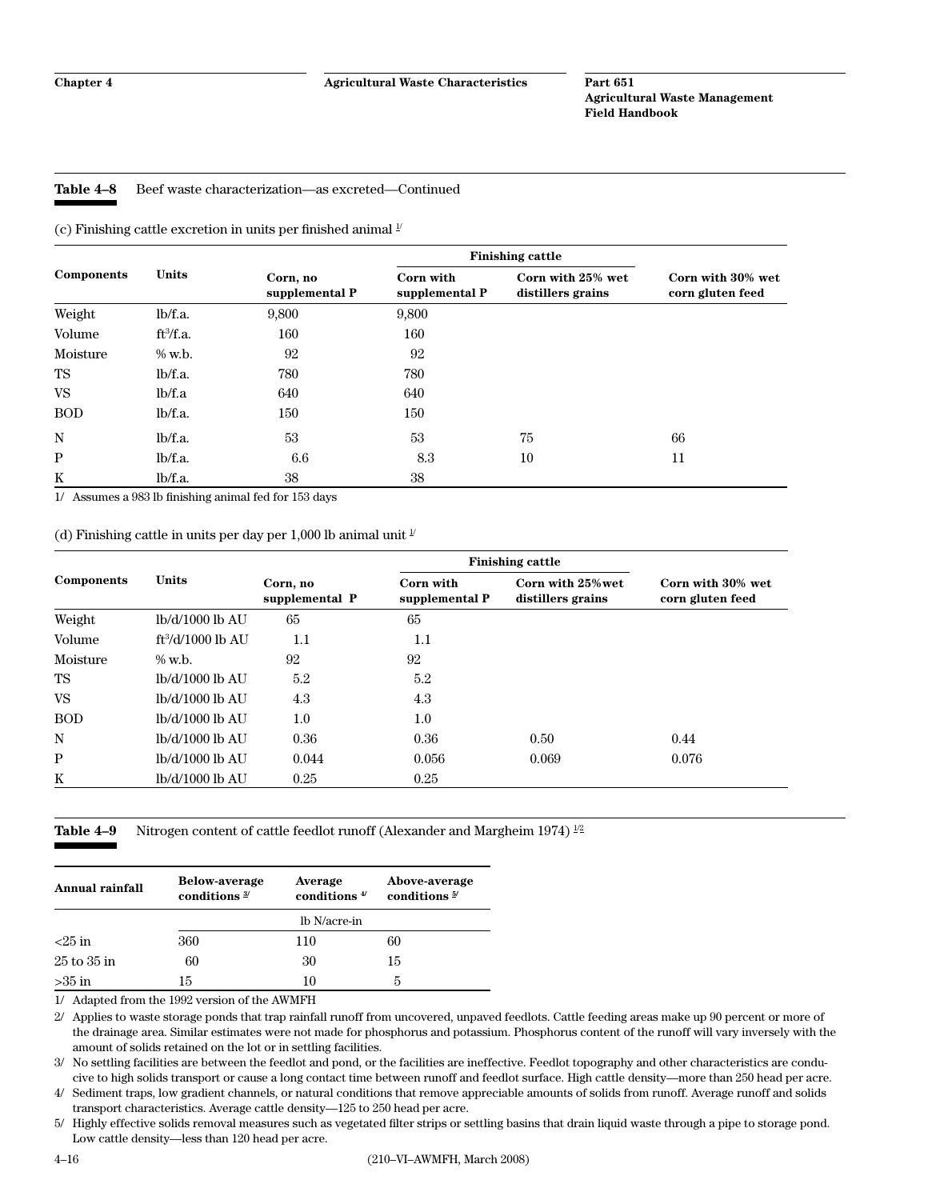**Table 4–8** Beef waste characterization—as excreted—Continued

(c) Finishing cattle excretion in units per finished animal [1/]

| Components | Units | Finishing cattle | | | |
|---|---|---|---|---|---|
| | | Corn, no supplemental P | Corn with supplemental P | Corn with 25% wet distillers grains | Corn with 30% wet corn gluten feed |
| Weight | lb/f.a. | 9,800 | 9,800 | | |
| Volume | $ft^3$/f.a. | 160 | 160 | | |
| Moisture | % w.b. | 92 | 92 | | |
| TS | lb/f.a. | 780 | 780 | | |
| VS | lb/f.a | 640 | 640 | | |
| BOD | lb/f.a. | 150 | 150 | | |
| N | lb/f.a. | 53 | 53 | 75 | 66 |
| P | lb/f.a. | 6.6 | 8.3 | 10 | 11 |
| K | lb/f.a. | 38 | 38 | | |

1/ Assumes a 983 lb finishing animal fed for 153 days

(d) Finishing cattle in units per day per 1,000 lb animal unit [1/]

| Components | Units | Finishing cattle | | | |
|---|---|---|---|---|---|
| | | Corn, no supplemental P | Corn with supplemental P | Corn with 25% wet distillers grains | Corn with 30% wet corn gluten feed |
| Weight | lb/d/1000 lb AU | 65 | 65 | | |
| Volume | $ft^3$/d/1000 lb AU | 1.1 | 1.1 | | |
| Moisture | % w.b. | 92 | 92 | | |
| TS | lb/d/1000 lb AU | 5.2 | 5.2 | | |
| VS | lb/d/1000 lb AU | 4.3 | 4.3 | | |
| BOD | lb/d/1000 lb AU | 1.0 | 1.0 | | |
| N | lb/d/1000 lb AU | 0.36 | 0.36 | 0.50 | 0.44 |
| P | lb/d/1000 lb AU | 0.044 | 0.056 | 0.069 | 0.076 |
| K | lb/d/1000 lb AU | 0.25 | 0.25 | | |

**Table 4–9** Nitrogen content of cattle feedlot runoff (Alexander and Margheim 1974) [1/2]

| Annual rainfall | Below-average conditions [3/] | Average conditions [4/] | Above-average conditions [5/] |
|---|---|---|---|
| | | lb N/acre-in | |
| <25 in | 360 | 110 | 60 |
| 25 to 35 in | 60 | 30 | 15 |
| >35 in | 15 | 10 | 5 |

1/ Adapted from the 1992 version of the AWMFH

2/ Applies to waste storage ponds that trap rainfall runoff from uncovered, unpaved feedlots. Cattle feeding areas make up 90 percent or more of the drainage area. Similar estimates were not made for phosphorus and potassium. Phosphorus content of the runoff will vary inversely with the amount of solids retained on the lot or in settling facilities.

3/ No settling facilities are between the feedlot and pond, or the facilities are ineffective. Feedlot topography and other characteristics are conducive to high solids transport or cause a long contact time between runoff and feedlot surface. High cattle density—more than 250 head per acre.

4/ Sediment traps, low gradient channels, or natural conditions that remove appreciable amounts of solids from runoff. Average runoff and solids transport characteristics. Average cattle density—125 to 250 head per acre.

5/ Highly effective solids removal measures such as vegetated filter strips or settling basins that drain liquid waste through a pipe to storage pond. Low cattle density—less than 120 head per acre.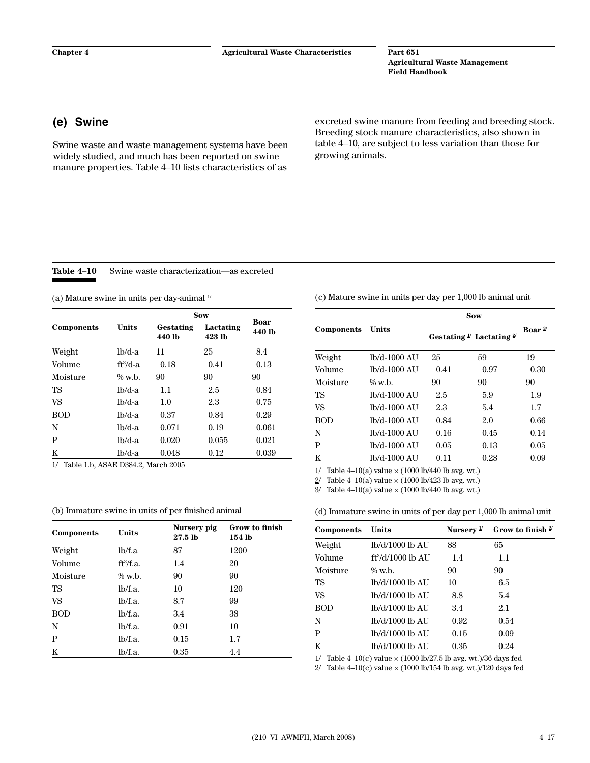## (e) Swine

Swine waste and waste management systems have been widely studied, and much has been reported on swine manure properties. Table 4–10 lists characteristics of as excreted swine manure from feeding and breeding stock. Breeding stock manure characteristics, also shown in table 4–10, are subject to less variation than those for growing animals.

**Table 4–10** Swine waste characterization—as excreted

(a) Mature swine in units per day-animal [1/]

| Components | Units | Sow Gestating 440 lb | Sow Lactating 423 lb | Boar 440 lb |
|---|---|---|---|---|
| Weight | lb/d-a | 11 | 25 | 8.4 |
| Volume | $ft^3$/d-a | 0.18 | 0.41 | 0.13 |
| Moisture | % w.b. | 90 | 90 | 90 |
| TS | lb/d-a | 1.1 | 2.5 | 0.84 |
| VS | lb/d-a | 1.0 | 2.3 | 0.75 |
| BOD | lb/d-a | 0.37 | 0.84 | 0.29 |
| N | lb/d-a | 0.071 | 0.19 | 0.061 |
| P | lb/d-a | 0.020 | 0.055 | 0.021 |
| K | lb/d-a | 0.048 | 0.12 | 0.039 |

1/ Table 1.b, ASAE D384.2, March 2005

(b) Immature swine in units of per finished animal

| Components | Units | Nursery pig 27.5 lb | Grow to finish 154 lb |
|---|---|---|---|
| Weight | lb/f.a | 87 | 1200 |
| Volume | $ft^3$/f.a. | 1.4 | 20 |
| Moisture | % w.b. | 90 | 90 |
| TS | lb/f.a. | 10 | 120 |
| VS | lb/f.a. | 8.7 | 99 |
| BOD | lb/f.a. | 3.4 | 38 |
| N | lb/f.a. | 0.91 | 10 |
| P | lb/f.a. | 0.15 | 1.7 |
| K | lb/f.a. | 0.35 | 4.4 |

(c) Mature swine in units per day per 1,000 lb animal unit

| Components | Units | Sow Gestating [1/] | Sow Lactating [2/] | Boar [3/] |
|---|---|---|---|---|
| Weight | lb/d-1000 AU | 25 | 59 | 19 |
| Volume | lb/d-1000 AU | 0.41 | 0.97 | 0.30 |
| Moisture | % w.b. | 90 | 90 | 90 |
| TS | lb/d-1000 AU | 2.5 | 5.9 | 1.9 |
| VS | lb/d-1000 AU | 2.3 | 5.4 | 1.7 |
| BOD | lb/d-1000 AU | 0.84 | 2.0 | 0.66 |
| N | lb/d-1000 AU | 0.16 | 0.45 | 0.14 |
| P | lb/d-1000 AU | 0.05 | 0.13 | 0.05 |
| K | lb/d-1000 AU | 0.11 | 0.28 | 0.09 |

1/ Table 4–10(a) value × (1000 lb/440 lb avg. wt.)
2/ Table 4–10(a) value × (1000 lb/423 lb avg. wt.)
3/ Table 4–10(a) value × (1000 lb/440 lb avg. wt.)

(d) Immature swine in units of per day per 1,000 lb animal unit

| Components | Units | Nursery [1/] | Grow to finish [2/] |
|---|---|---|---|
| Weight | lb/d/1000 lb AU | 88 | 65 |
| Volume | $ft^3$/d/1000 lb AU | 1.4 | 1.1 |
| Moisture | % w.b. | 90 | 90 |
| TS | lb/d/1000 lb AU | 10 | 6.5 |
| VS | lb/d/1000 lb AU | 8.8 | 5.4 |
| BOD | lb/d/1000 lb AU | 3.4 | 2.1 |
| N | lb/d/1000 lb AU | 0.92 | 0.54 |
| P | lb/d/1000 lb AU | 0.15 | 0.09 |
| K | lb/d/1000 lb AU | 0.35 | 0.24 |

1/ Table 4–10(c) value × (1000 lb/27.5 lb avg. wt.)/36 days fed
2/ Table 4–10(c) value × (1000 lb/154 lb avg. wt.)/120 days fed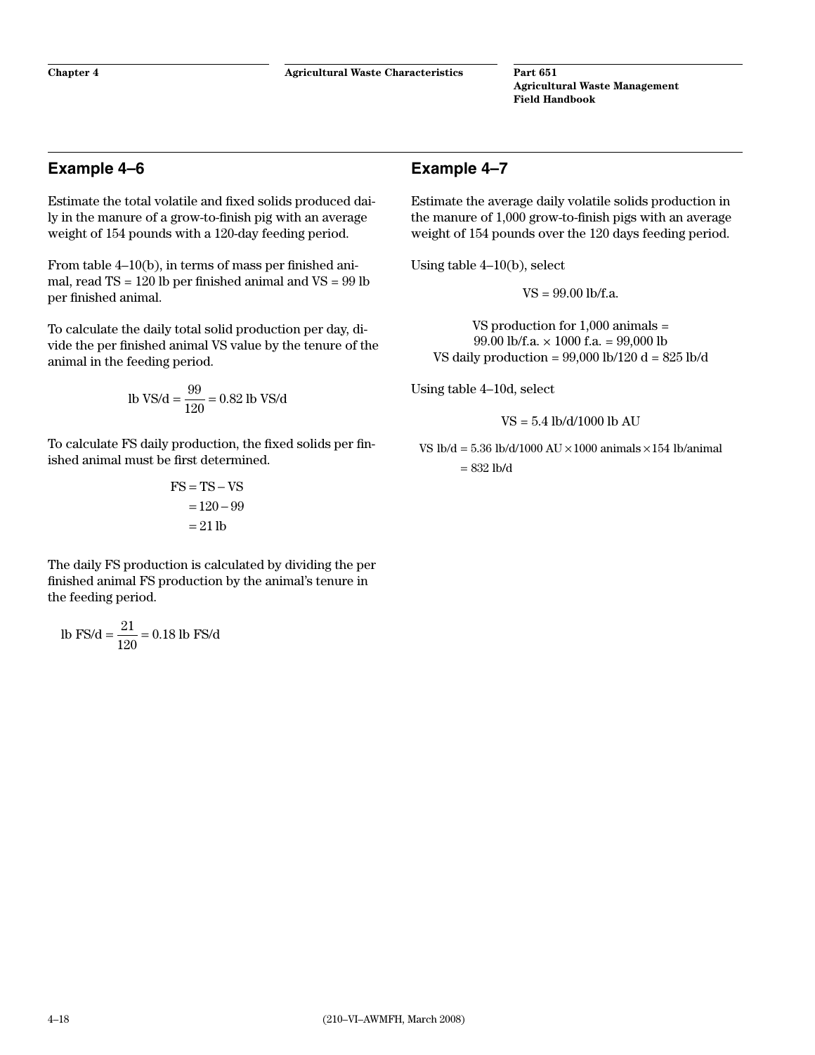## Example 4–6

Estimate the total volatile and fixed solids produced daily in the manure of a grow-to-finish pig with an average weight of 154 pounds with a 120-day feeding period.

From table 4–10(b), in terms of mass per finished animal, read TS = 120 lb per finished animal and VS = 99 lb per finished animal.

To calculate the daily total solid production per day, divide the per finished animal VS value by the tenure of the animal in the feeding period.

$$\text{lb VS/d} = \frac{99}{120} = 0.82 \text{ lb VS/d}$$

To calculate FS daily production, the fixed solids per finished animal must be first determined.

$$\begin{aligned} FS &= TS - VS \\ &= 120 - 99 \\ &= 21 \text{ lb} \end{aligned}$$

The daily FS production is calculated by dividing the per finished animal FS production by the animal's tenure in the feeding period.

$$\text{lb FS/d} = \frac{21}{120} = 0.18 \text{ lb FS/d}$$

## Example 4–7

Estimate the average daily volatile solids production in the manure of 1,000 grow-to-finish pigs with an average weight of 154 pounds over the 120 days feeding period.

Using table 4–10(b), select

$$\text{VS} = 99.00 \text{ lb/f.a.}$$

$$\text{VS production for 1,000 animals} = 99.00 \text{ lb/f.a.} \times 1000 \text{ f.a.} = 99{,}000 \text{ lb}$$

$$\text{VS daily production} = 99{,}000 \text{ lb}/120 \text{ d} = 825 \text{ lb/d}$$

Using table 4–10d, select

$$\text{VS} = 5.4 \text{ lb/d/1000 lb AU}$$

$$\begin{aligned} \text{VS lb/d} &= 5.36 \text{ lb/d/1000 AU} \times 1000 \text{ animals} \times 154 \text{ lb/animal} \\ &= 832 \text{ lb/d} \end{aligned}$$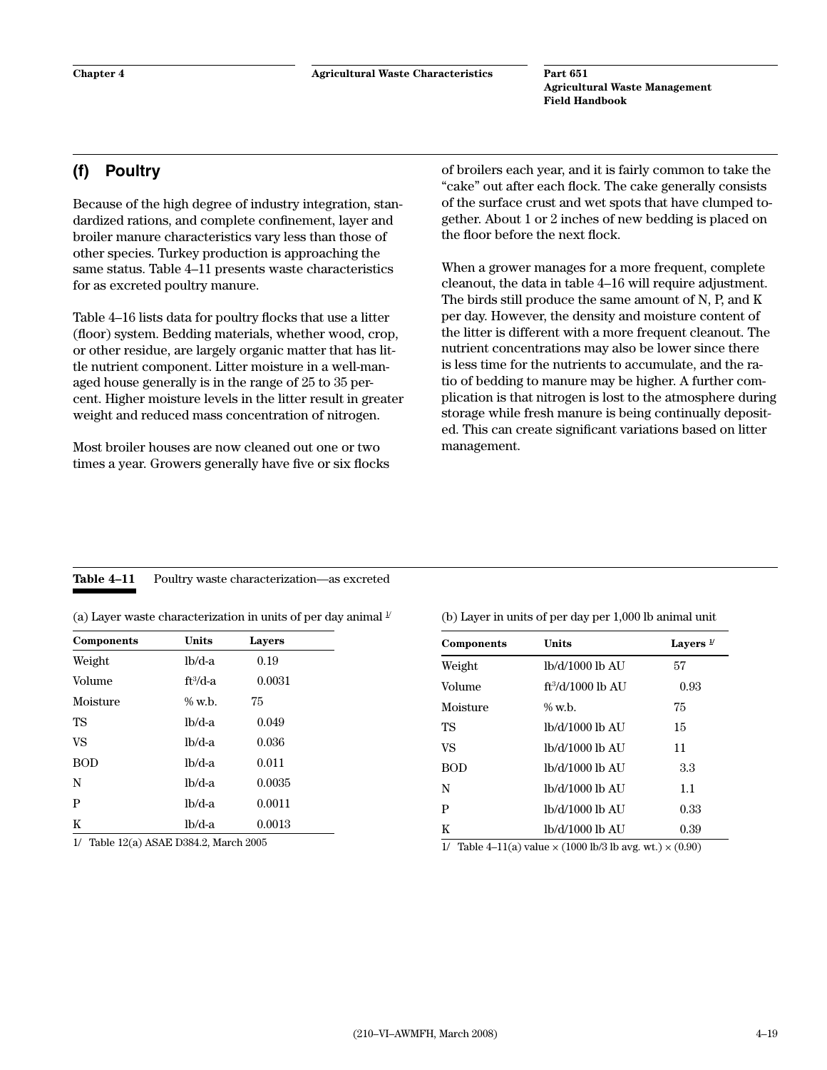### (f) Poultry

Because of the high degree of industry integration, standardized rations, and complete confinement, layer and broiler manure characteristics vary less than those of other species. Turkey production is approaching the same status. Table 4–11 presents waste characteristics for as excreted poultry manure.

Table 4–16 lists data for poultry flocks that use a litter (floor) system. Bedding materials, whether wood, crop, or other residue, are largely organic matter that has little nutrient component. Litter moisture in a well-managed house generally is in the range of 25 to 35 percent. Higher moisture levels in the litter result in greater weight and reduced mass concentration of nitrogen.

Most broiler houses are now cleaned out one or two times a year. Growers generally have five or six flocks of broilers each year, and it is fairly common to take the "cake" out after each flock. The cake generally consists of the surface crust and wet spots that have clumped together. About 1 or 2 inches of new bedding is placed on the floor before the next flock.

When a grower manages for a more frequent, complete cleanout, the data in table 4–16 will require adjustment. The birds still produce the same amount of N, P, and K per day. However, the density and moisture content of the litter is different with a more frequent cleanout. The nutrient concentrations may also be lower since there is less time for the nutrients to accumulate, and the ratio of bedding to manure may be higher. A further complication is that nitrogen is lost to the atmosphere during storage while fresh manure is being continually deposited. This can create significant variations based on litter management.

**Table 4–11** Poultry waste characterization—as excreted

(a) Layer waste characterization in units of per day animal [1/]

| Components | Units | Layers |
|---|---|---|
| Weight | lb/d-a | 0.19 |
| Volume | $ft^3$/d-a | 0.0031 |
| Moisture | % w.b. | 75 |
| TS | lb/d-a | 0.049 |
| VS | lb/d-a | 0.036 |
| BOD | lb/d-a | 0.011 |
| N | lb/d-a | 0.0035 |
| P | lb/d-a | 0.0011 |
| K | lb/d-a | 0.0013 |

1/ Table 12(a) ASAE D384.2, March 2005

(b) Layer in units of per day per 1,000 lb animal unit

| Components | Units | Layers [1/] |
|---|---|---|
| Weight | lb/d/1000 lb AU | 57 |
| Volume | $ft^3$/d/1000 lb AU | 0.93 |
| Moisture | % w.b. | 75 |
| TS | lb/d/1000 lb AU | 15 |
| VS | lb/d/1000 lb AU | 11 |
| BOD | lb/d/1000 lb AU | 3.3 |
| N | lb/d/1000 lb AU | 1.1 |
| P | lb/d/1000 lb AU | 0.33 |
| K | lb/d/1000 lb AU | 0.39 |

1/ Table 4–11(a) value × (1000 lb/3 lb avg. wt.) × (0.90)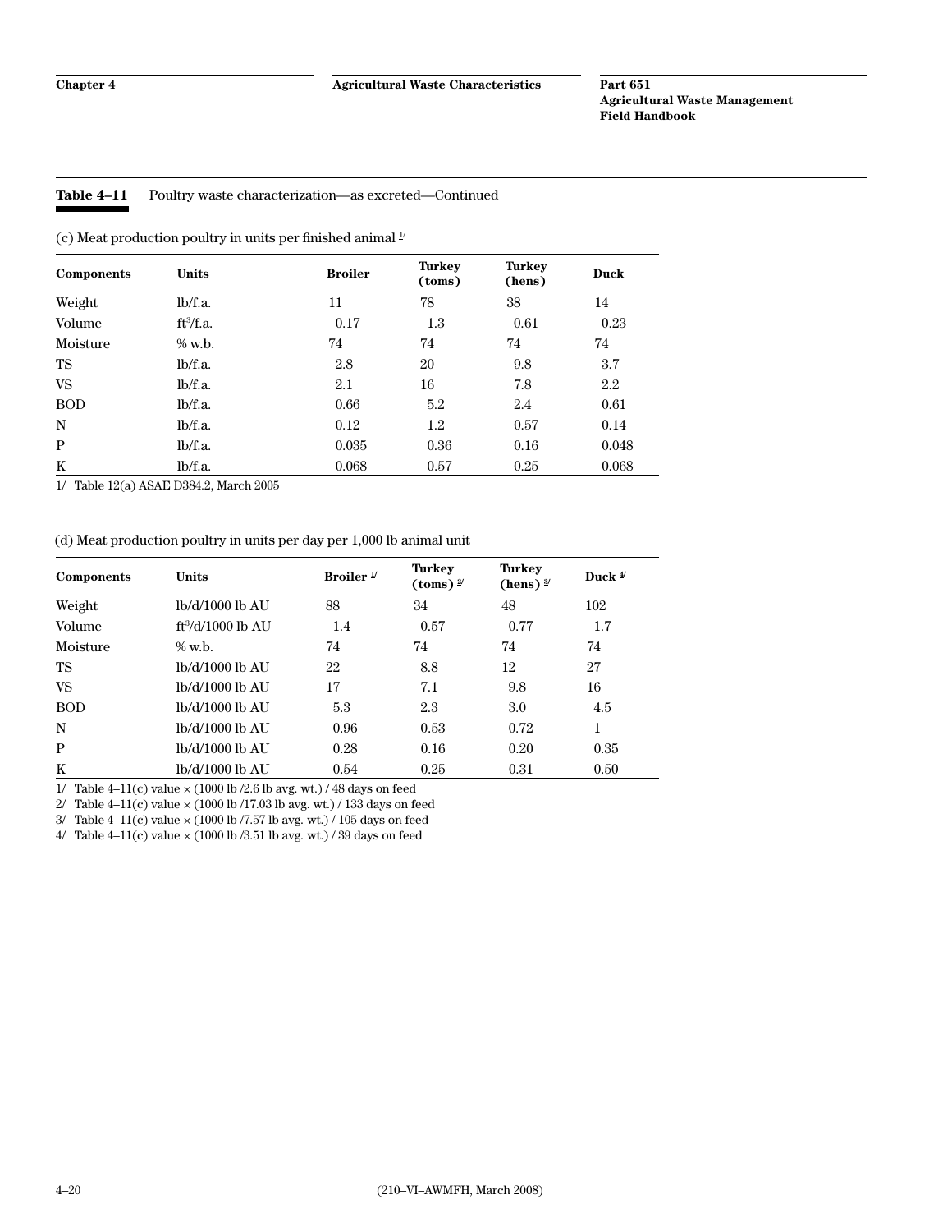**Table 4–11** Poultry waste characterization—as excreted—Continued

(c) Meat production poultry in units per finished animal [1/]

| Components | Units | Broiler | Turkey (toms) | Turkey (hens) | Duck |
|---|---|---|---|---|---|
| Weight | lb/f.a. | 11 | 78 | 38 | 14 |
| Volume | $ft^3$/f.a. | 0.17 | 1.3 | 0.61 | 0.23 |
| Moisture | % w.b. | 74 | 74 | 74 | 74 |
| TS | lb/f.a. | 2.8 | 20 | 9.8 | 3.7 |
| VS | lb/f.a. | 2.1 | 16 | 7.8 | 2.2 |
| BOD | lb/f.a. | 0.66 | 5.2 | 2.4 | 0.61 |
| N | lb/f.a. | 0.12 | 1.2 | 0.57 | 0.14 |
| P | lb/f.a. | 0.035 | 0.36 | 0.16 | 0.048 |
| K | lb/f.a. | 0.068 | 0.57 | 0.25 | 0.068 |

1/ Table 12(a) ASAE D384.2, March 2005

(d) Meat production poultry in units per day per 1,000 lb animal unit

| Components | Units | Broiler [1/] | Turkey (toms) [2/] | Turkey (hens) [3/] | Duck [4/] |
|---|---|---|---|---|---|
| Weight | lb/d/1000 lb AU | 88 | 34 | 48 | 102 |
| Volume | $ft^3$/d/1000 lb AU | 1.4 | 0.57 | 0.77 | 1.7 |
| Moisture | % w.b. | 74 | 74 | 74 | 74 |
| TS | lb/d/1000 lb AU | 22 | 8.8 | 12 | 27 |
| VS | lb/d/1000 lb AU | 17 | 7.1 | 9.8 | 16 |
| BOD | lb/d/1000 lb AU | 5.3 | 2.3 | 3.0 | 4.5 |
| N | lb/d/1000 lb AU | 0.96 | 0.53 | 0.72 | 1 |
| P | lb/d/1000 lb AU | 0.28 | 0.16 | 0.20 | 0.35 |
| K | lb/d/1000 lb AU | 0.54 | 0.25 | 0.31 | 0.50 |

1/ Table 4–11(c) value × (1000 lb /2.6 lb avg. wt.) / 48 days on feed
2/ Table 4–11(c) value × (1000 lb /17.03 lb avg. wt.) / 133 days on feed
3/ Table 4–11(c) value × (1000 lb /7.57 lb avg. wt.) / 105 days on feed
4/ Table 4–11(c) value × (1000 lb /3.51 lb avg. wt.) / 39 days on feed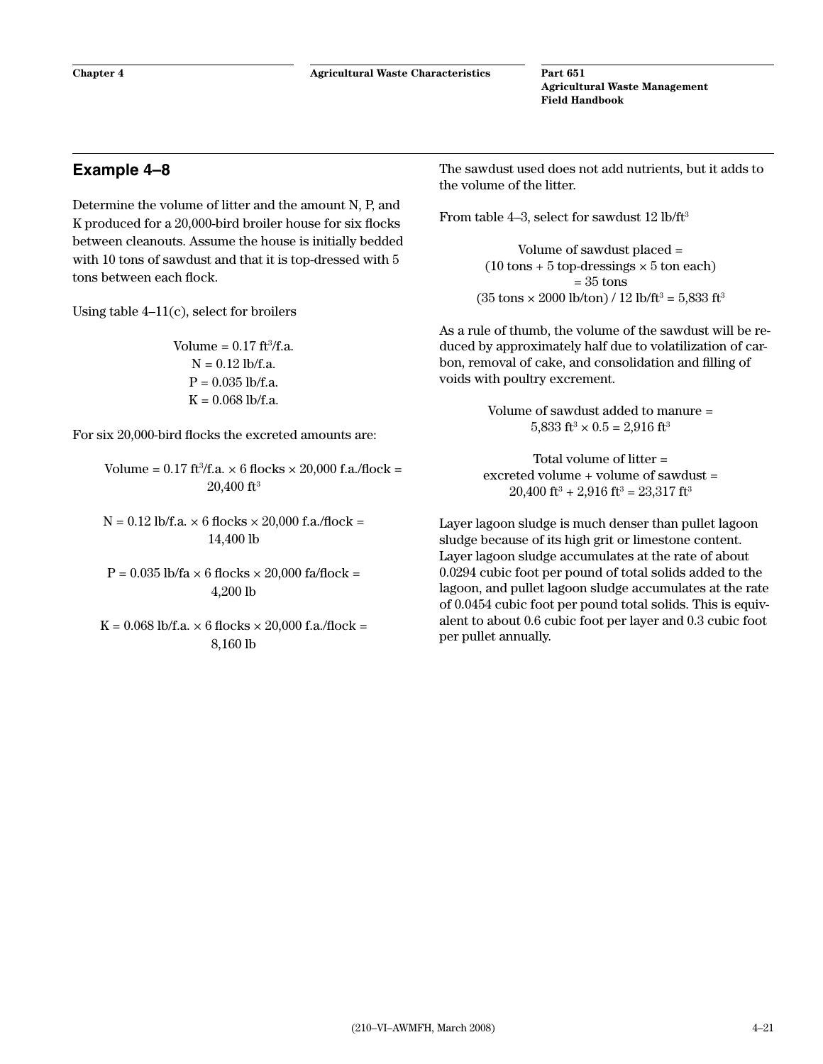## Example 4–8

Determine the volume of litter and the amount N, P, and K produced for a 20,000-bird broiler house for six flocks between cleanouts. Assume the house is initially bedded with 10 tons of sawdust and that it is top-dressed with 5 tons between each flock.

Using table 4–11(c), select for broilers

$$\text{Volume} = 0.17 \text{ ft}^3/\text{f.a.}$$
$$\text{N} = 0.12 \text{ lb/f.a.}$$
$$\text{P} = 0.035 \text{ lb/f.a.}$$
$$\text{K} = 0.068 \text{ lb/f.a.}$$

For six 20,000-bird flocks the excreted amounts are:

$$\text{Volume} = 0.17 \text{ ft}^3/\text{f.a.} \times 6 \text{ flocks} \times 20{,}000 \text{ f.a./flock} = 20{,}400 \text{ ft}^3$$

$$\text{N} = 0.12 \text{ lb/f.a.} \times 6 \text{ flocks} \times 20{,}000 \text{ f.a./flock} = 14{,}400 \text{ lb}$$

$$\text{P} = 0.035 \text{ lb/fa} \times 6 \text{ flocks} \times 20{,}000 \text{ fa/flock} = 4{,}200 \text{ lb}$$

$$\text{K} = 0.068 \text{ lb/f.a.} \times 6 \text{ flocks} \times 20{,}000 \text{ f.a./flock} = 8{,}160 \text{ lb}$$

The sawdust used does not add nutrients, but it adds to the volume of the litter.

From table 4–3, select for sawdust 12 lb/ft$^3$

$$\text{Volume of sawdust placed} = (10 \text{ tons} + 5 \text{ top-dressings} \times 5 \text{ ton each}) = 35 \text{ tons}$$
$$(35 \text{ tons} \times 2000 \text{ lb/ton}) / 12 \text{ lb/ft}^3 = 5{,}833 \text{ ft}^3$$

As a rule of thumb, the volume of the sawdust will be reduced by approximately half due to volatilization of carbon, removal of cake, and consolidation and filling of voids with poultry excrement.

$$\text{Volume of sawdust added to manure} = 5{,}833 \text{ ft}^3 \times 0.5 = 2{,}916 \text{ ft}^3$$

$$\text{Total volume of litter} = \text{excreted volume} + \text{volume of sawdust} = 20{,}400 \text{ ft}^3 + 2{,}916 \text{ ft}^3 = 23{,}317 \text{ ft}^3$$

Layer lagoon sludge is much denser than pullet lagoon sludge because of its high grit or limestone content. Layer lagoon sludge accumulates at the rate of about 0.0294 cubic foot per pound of total solids added to the lagoon, and pullet lagoon sludge accumulates at the rate of 0.0454 cubic foot per pound total solids. This is equivalent to about 0.6 cubic foot per layer and 0.3 cubic foot per pullet annually.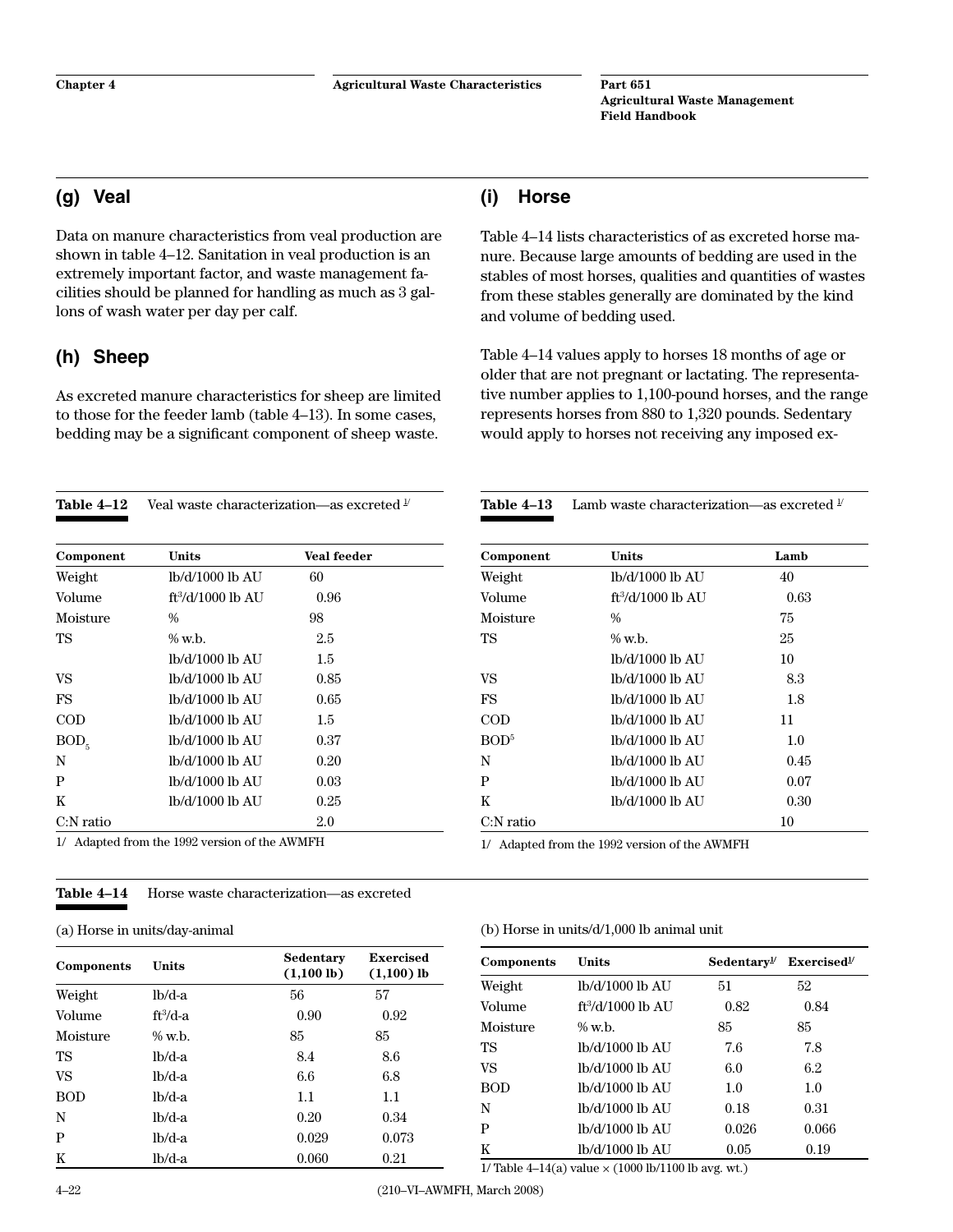## (g) Veal

Data on manure characteristics from veal production are shown in table 4–12. Sanitation in veal production is an extremely important factor, and waste management facilities should be planned for handling as much as 3 gallons of wash water per day per calf.

## (h) Sheep

As excreted manure characteristics for sheep are limited to those for the feeder lamb (table 4–13). In some cases, bedding may be a significant component of sheep waste.

## (i) Horse

Table 4–14 lists characteristics of as excreted horse manure. Because large amounts of bedding are used in the stables of most horses, qualities and quantities of wastes from these stables generally are dominated by the kind and volume of bedding used.

Table 4–14 values apply to horses 18 months of age or older that are not pregnant or lactating. The representative number applies to 1,100-pound horses, and the range represents horses from 880 to 1,320 pounds. Sedentary would apply to horses not receiving any imposed ex-

**Table 4–12** Veal waste characterization—as excreted [1/]

| Component | Units | Veal feeder |
|---|---|---|
| Weight | lb/d/1000 lb AU | 60 |
| Volume | $ft^3$/d/1000 lb AU | 0.96 |
| Moisture | % | 98 |
| TS | % w.b. | 2.5 |
| | lb/d/1000 lb AU | 1.5 |
| VS | lb/d/1000 lb AU | 0.85 |
| FS | lb/d/1000 lb AU | 0.65 |
| COD | lb/d/1000 lb AU | 1.5 |
| $BOD_5$ | lb/d/1000 lb AU | 0.37 |
| N | lb/d/1000 lb AU | 0.20 |
| P | lb/d/1000 lb AU | 0.03 |
| K | lb/d/1000 lb AU | 0.25 |
| C:N ratio | | 2.0 |

1/ Adapted from the 1992 version of the AWMFH

**Table 4–13** Lamb waste characterization—as excreted [1/]

| Component | Units | Lamb |
|---|---|---|
| Weight | lb/d/1000 lb AU | 40 |
| Volume | $ft^3$/d/1000 lb AU | 0.63 |
| Moisture | % | 75 |
| TS | % w.b. | 25 |
| | lb/d/1000 lb AU | 10 |
| VS | lb/d/1000 lb AU | 8.3 |
| FS | lb/d/1000 lb AU | 1.8 |
| COD | lb/d/1000 lb AU | 11 |
| $BOD^5$ | lb/d/1000 lb AU | 1.0 |
| N | lb/d/1000 lb AU | 0.45 |
| P | lb/d/1000 lb AU | 0.07 |
| K | lb/d/1000 lb AU | 0.30 |
| C:N ratio | | 10 |

1/ Adapted from the 1992 version of the AWMFH

**Table 4–14** Horse waste characterization—as excreted

(a) Horse in units/day-animal

| Components | Units | Sedentary (1,100 lb) | Exercised (1,100) lb |
|---|---|---|---|
| Weight | lb/d-a | 56 | 57 |
| Volume | $ft^3$/d-a | 0.90 | 0.92 |
| Moisture | % w.b. | 85 | 85 |
| TS | lb/d-a | 8.4 | 8.6 |
| VS | lb/d-a | 6.6 | 6.8 |
| BOD | lb/d-a | 1.1 | 1.1 |
| N | lb/d-a | 0.20 | 0.34 |
| P | lb/d-a | 0.029 | 0.073 |
| K | lb/d-a | 0.060 | 0.21 |

(b) Horse in units/d/1,000 lb animal unit

| Components | Units | Sedentary[1/] | Exercised[1/] |
|---|---|---|---|
| Weight | lb/d/1000 lb AU | 51 | 52 |
| Volume | $ft^3$/d/1000 lb AU | 0.82 | 0.84 |
| Moisture | % w.b. | 85 | 85 |
| TS | lb/d/1000 lb AU | 7.6 | 7.8 |
| VS | lb/d/1000 lb AU | 6.0 | 6.2 |
| BOD | lb/d/1000 lb AU | 1.0 | 1.0 |
| N | lb/d/1000 lb AU | 0.18 | 0.31 |
| P | lb/d/1000 lb AU | 0.026 | 0.066 |
| K | lb/d/1000 lb AU | 0.05 | 0.19 |

1/ Table 4–14(a) value × (1000 lb/1100 lb avg. wt.)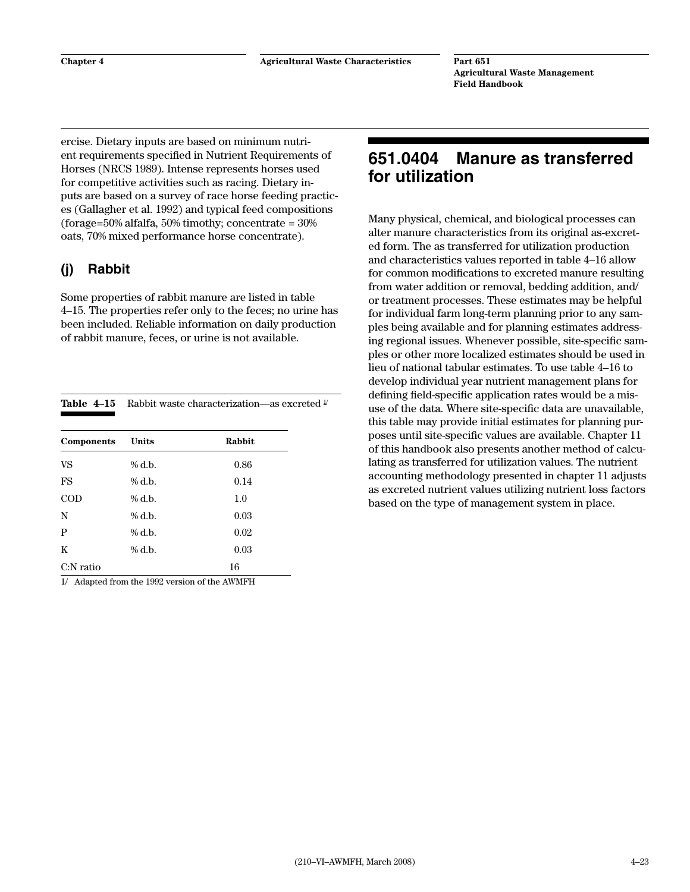ercise. Dietary inputs are based on minimum nutrient requirements specified in Nutrient Requirements of Horses (NRCS 1989). Intense represents horses used for competitive activities such as racing. Dietary inputs are based on a survey of race horse feeding practices (Gallagher et al. 1992) and typical feed compositions (forage=50% alfalfa, 50% timothy; concentrate = 30% oats, 70% mixed performance horse concentrate).

### (j) Rabbit

Some properties of rabbit manure are listed in table 4–15. The properties refer only to the feces; no urine has been included. Reliable information on daily production of rabbit manure, feces, or urine is not available.

**Table 4–15** Rabbit waste characterization—as excreted [1/]

| Components | Units | Rabbit |
|---|---|---|
| VS | % d.b. | 0.86 |
| FS | % d.b. | 0.14 |
| COD | % d.b. | 1.0 |
| N | % d.b. | 0.03 |
| P | % d.b. | 0.02 |
| K | % d.b. | 0.03 |
| C:N ratio | | 16 |

1/ Adapted from the 1992 version of the AWMFH

## 651.0404 Manure as transferred for utilization

Many physical, chemical, and biological processes can alter manure characteristics from its original as-excreted form. The as transferred for utilization production and characteristics values reported in table 4–16 allow for common modifications to excreted manure resulting from water addition or removal, bedding addition, and/or treatment processes. These estimates may be helpful for individual farm long-term planning prior to any samples being available and for planning estimates addressing regional issues. Whenever possible, site-specific samples or other more localized estimates should be used in lieu of national tabular estimates. To use table 4–16 to develop individual year nutrient management plans for defining field-specific application rates would be a misuse of the data. Where site-specific data are unavailable, this table may provide initial estimates for planning purposes until site-specific values are available. Chapter 11 of this handbook also presents another method of calculating as transferred for utilization values. The nutrient accounting methodology presented in chapter 11 adjusts as excreted nutrient values utilizing nutrient loss factors based on the type of management system in place.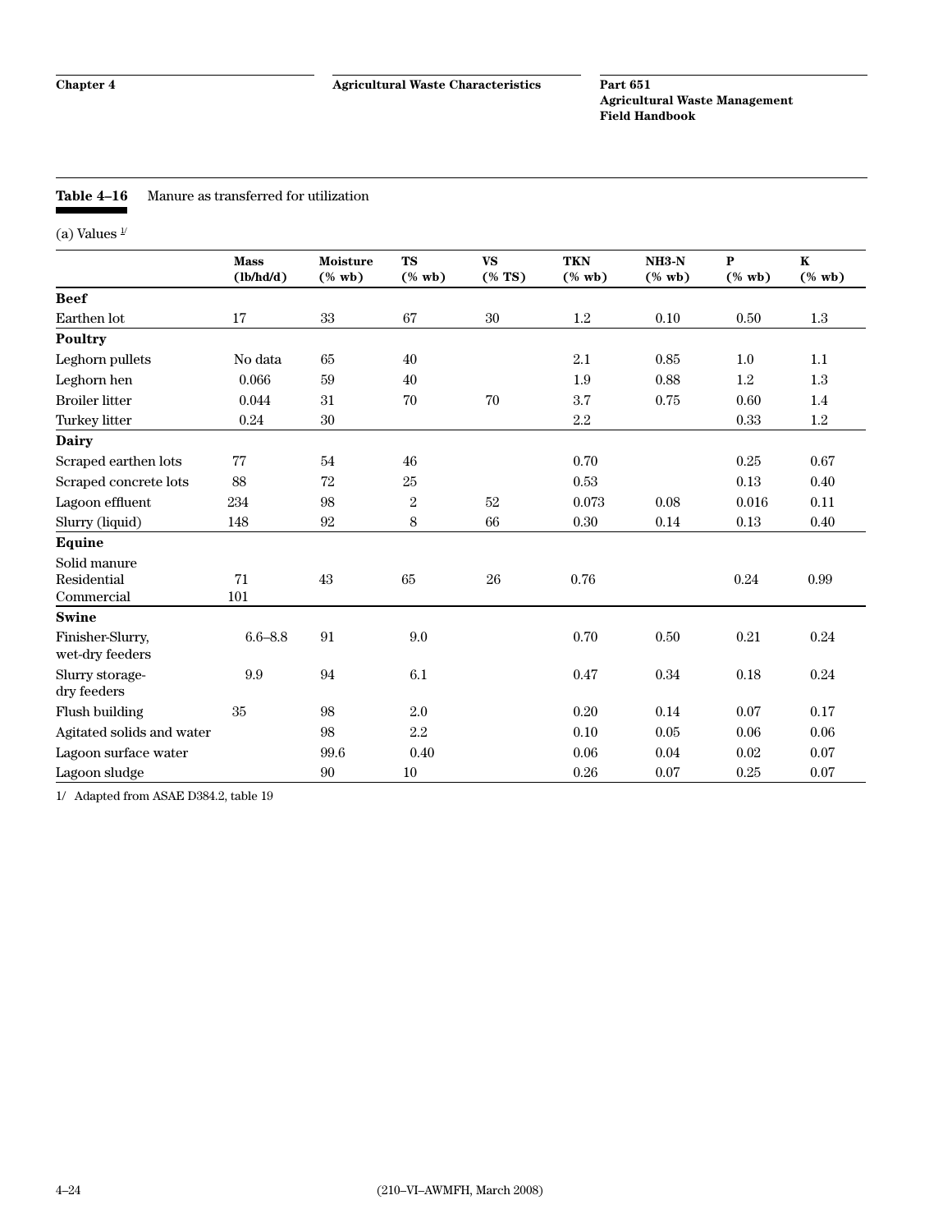**Table 4–16** Manure as transferred for utilization

(a) Values [1/]

| | Mass (lb/hd/d) | Moisture (% wb) | TS (% wb) | VS (% TS) | TKN (% wb) | NH3-N (% wb) | P (% wb) | K (% wb) |
|---|---|---|---|---|---|---|---|---|
| **Beef** | | | | | | | | |
| Earthen lot | 17 | 33 | 67 | 30 | 1.2 | 0.10 | 0.50 | 1.3 |
| **Poultry** | | | | | | | | |
| Leghorn pullets | No data | 65 | 40 | | 2.1 | 0.85 | 1.0 | 1.1 |
| Leghorn hen | 0.066 | 59 | 40 | | 1.9 | 0.88 | 1.2 | 1.3 |
| Broiler litter | 0.044 | 31 | 70 | 70 | 3.7 | 0.75 | 0.60 | 1.4 |
| Turkey litter | 0.24 | 30 | | | 2.2 | | 0.33 | 1.2 |
| **Dairy** | | | | | | | | |
| Scraped earthen lots | 77 | 54 | 46 | | 0.70 | | 0.25 | 0.67 |
| Scraped concrete lots | 88 | 72 | 25 | | 0.53 | | 0.13 | 0.40 |
| Lagoon effluent | 234 | 98 | 2 | 52 | 0.073 | 0.08 | 0.016 | 0.11 |
| Slurry (liquid) | 148 | 92 | 8 | 66 | 0.30 | 0.14 | 0.13 | 0.40 |
| **Equine** | | | | | | | | |
| Solid manure | | | | | | | | |
| Residential | 71 | 43 | 65 | 26 | 0.76 | | 0.24 | 0.99 |
| Commercial | 101 | | | | | | | |
| **Swine** | | | | | | | | |
| Finisher-Slurry, wet-dry feeders | 6.6–8.8 | 91 | 9.0 | | 0.70 | 0.50 | 0.21 | 0.24 |
| Slurry storage-dry feeders | 9.9 | 94 | 6.1 | | 0.47 | 0.34 | 0.18 | 0.24 |
| Flush building | 35 | 98 | 2.0 | | 0.20 | 0.14 | 0.07 | 0.17 |
| Agitated solids and water | | 98 | 2.2 | | 0.10 | 0.05 | 0.06 | 0.06 |
| Lagoon surface water | | 99.6 | 0.40 | | 0.06 | 0.04 | 0.02 | 0.07 |
| Lagoon sludge | | 90 | 10 | | 0.26 | 0.07 | 0.25 | 0.07 |

1/ Adapted from ASAE D384.2, table 19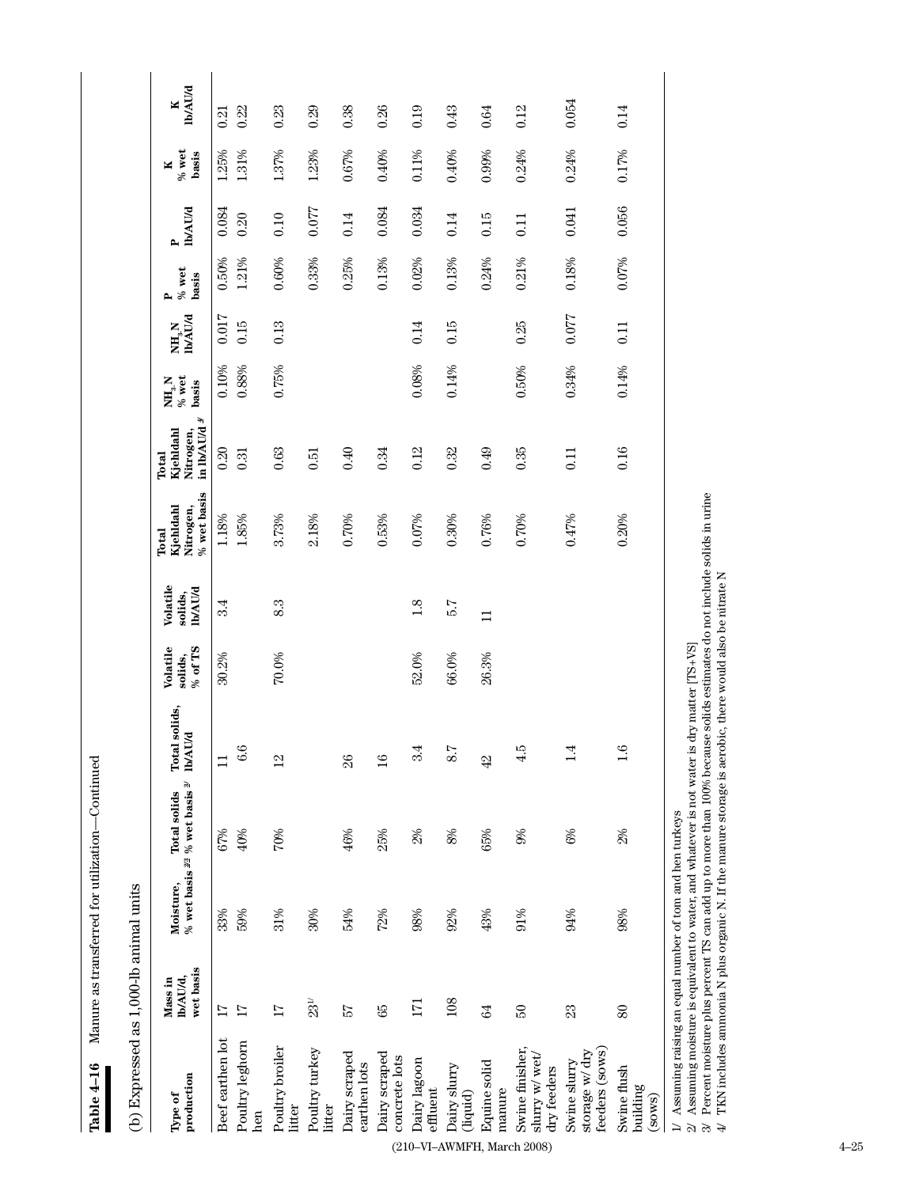**Table 4–16** Manure as transferred for utilization—Continued

(b) Expressed as 1,000-lb animal units

| Type of production | Mass in lb/AU/d, wet basis | Moisture, % wet basis [2] | Total solids % wet basis [3] | Total solids, lb/AU/d | Volatile solids, % of TS | Volatile solids, lb/AU/d | Total Kjehldahl Nitrogen, % wet basis | Total Kjehldahl Nitrogen, in lb/AU/d [4] | $NH_3$-N % wet basis | $NH_3$-N lb/AU/d | P % wet basis | P lb/AU/d | K % wet basis | K lb/AU/d |
|---|---|---|---|---|---|---|---|---|---|---|---|---|---|---|
| Beef earthen lot | 17 | 33% | 67% | 11 | 30.2% | 3.4 | 1.18% | 0.20 | 0.10% | 0.017 | 0.50% | 0.084 | 1.25% | 0.21 |
| Poultry leghorn hen | 17 | 59% | 40% | 6.6 | | | 1.85% | 0.31 | 0.88% | 0.15 | 1.21% | 0.20 | 1.31% | 0.22 |
| Poultry broiler litter | 17 | 31% | 70% | 12 | 70.0% | 8.3 | 3.73% | 0.63 | 0.75% | 0.13 | 0.60% | 0.10 | 1.37% | 0.23 |
| Poultry turkey litter | 23[1] | 30% | | | | | 2.18% | 0.51 | | | 0.33% | 0.077 | 1.23% | 0.29 |
| Dairy scraped earthen lots | 57 | 54% | 46% | 26 | | | 0.70% | 0.40 | | | 0.25% | 0.14 | 0.67% | 0.38 |
| Dairy scraped concrete lots | 65 | 72% | 25% | 16 | | | 0.53% | 0.34 | | | 0.13% | 0.084 | 0.40% | 0.26 |
| Dairy lagoon effluent | 171 | 98% | 2% | 3.4 | 52.0% | 1.8 | 0.07% | 0.12 | 0.08% | 0.14 | 0.02% | 0.034 | 0.11% | 0.19 |
| Dairy slurry (liquid) | 108 | 92% | 8% | 8.7 | 66.0% | 5.7 | 0.30% | 0.32 | 0.14% | 0.15 | 0.13% | 0.14 | 0.40% | 0.43 |
| Equine solid manure | 64 | 43% | 65% | 42 | 26.3% | 11 | 0.76% | 0.49 | | | 0.24% | 0.15 | 0.99% | 0.64 |
| Swine finisher, slurry w/ wet/dry feeders | 50 | 91% | 9% | 4.5 | | | 0.70% | 0.35 | 0.50% | 0.25 | 0.21% | 0.11 | 0.24% | 0.12 |
| Swine slurry storage w/ dry feeders (sows) | 23 | 94% | 6% | 1.4 | | | 0.47% | 0.11 | 0.34% | 0.077 | 0.18% | 0.041 | 0.24% | 0.054 |
| Swine flush building (sows) | 80 | 98% | 2% | 1.6 | | | 0.20% | 0.16 | 0.14% | 0.11 | 0.07% | 0.056 | 0.17% | 0.14 |

1/ Assuming raising an equal number of tom and hen turkeys
2/ Assuming moisture is equivalent to water, and whatever is not water is dry matter [TS+VS]
3/ Percent moisture plus percent TS can add up to more than 100% because solids estimates do not include solids in urine
4/ TKN includes ammonia N plus organic N. If the manure storage is aerobic, there would also be nitrate N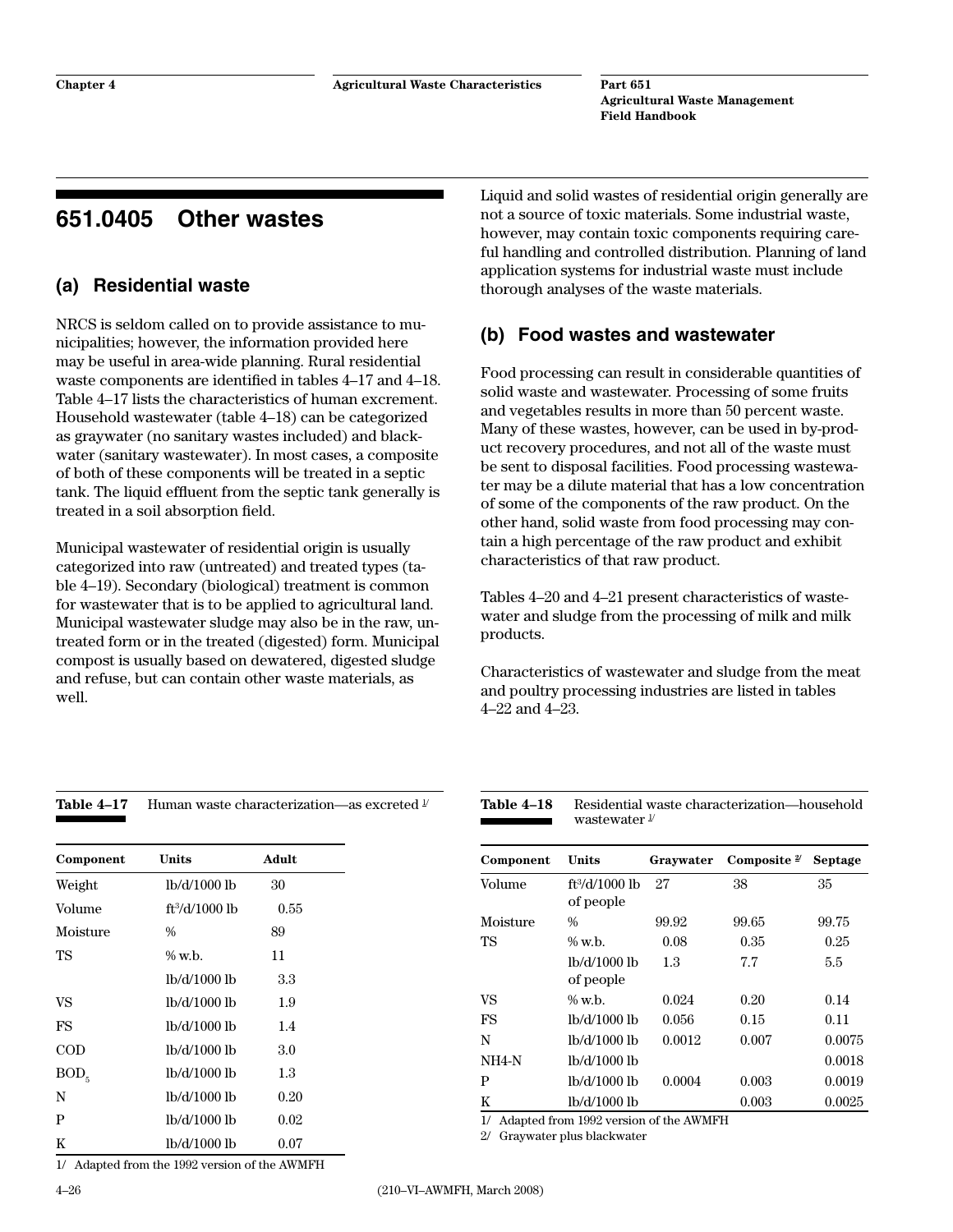## 651.0405 Other wastes

### (a) Residential waste

NRCS is seldom called on to provide assistance to municipalities; however, the information provided here may be useful in area-wide planning. Rural residential waste components are identified in tables 4–17 and 4–18. Table 4–17 lists the characteristics of human excrement. Household wastewater (table 4–18) can be categorized as graywater (no sanitary wastes included) and blackwater (sanitary wastewater). In most cases, a composite of both of these components will be treated in a septic tank. The liquid effluent from the septic tank generally is treated in a soil absorption field.

Municipal wastewater of residential origin is usually categorized into raw (untreated) and treated types (table 4–19). Secondary (biological) treatment is common for wastewater that is to be applied to agricultural land. Municipal wastewater sludge may also be in the raw, untreated form or in the treated (digested) form. Municipal compost is usually based on dewatered, digested sludge and refuse, but can contain other waste materials, as well.

Liquid and solid wastes of residential origin generally are not a source of toxic materials. Some industrial waste, however, may contain toxic components requiring careful handling and controlled distribution. Planning of land application systems for industrial waste must include thorough analyses of the waste materials.

### (b) Food wastes and wastewater

Food processing can result in considerable quantities of solid waste and wastewater. Processing of some fruits and vegetables results in more than 50 percent waste. Many of these wastes, however, can be used in by-product recovery procedures, and not all of the waste must be sent to disposal facilities. Food processing wastewater may be a dilute material that has a low concentration of some of the components of the raw product. On the other hand, solid waste from food processing may contain a high percentage of the raw product and exhibit characteristics of that raw product.

Tables 4–20 and 4–21 present characteristics of wastewater and sludge from the processing of milk and milk products.

Characteristics of wastewater and sludge from the meat and poultry processing industries are listed in tables 4–22 and 4–23.

**Table 4–17** Human waste characterization—as excreted [1/]

| Component | Units | Adult |
|---|---|---|
| Weight | lb/d/1000 lb | 30 |
| Volume | $ft^3$/d/1000 lb | 0.55 |
| Moisture | % | 89 |
| TS | % w.b. | 11 |
| | lb/d/1000 lb | 3.3 |
| VS | lb/d/1000 lb | 1.9 |
| FS | lb/d/1000 lb | 1.4 |
| COD | lb/d/1000 lb | 3.0 |
| $BOD_5$ | lb/d/1000 lb | 1.3 |
| N | lb/d/1000 lb | 0.20 |
| P | lb/d/1000 lb | 0.02 |
| K | lb/d/1000 lb | 0.07 |

1/ Adapted from the 1992 version of the AWMFH

**Table 4–18** Residential waste characterization—household wastewater [1/]

| Component | Units | Graywater | Composite [2/] | Septage |
|---|---|---|---|---|
| Volume | $ft^3$/d/1000 lb of people | 27 | 38 | 35 |
| Moisture | % | 99.92 | 99.65 | 99.75 |
| TS | % w.b. | 0.08 | 0.35 | 0.25 |
| | lb/d/1000 lb of people | 1.3 | 7.7 | 5.5 |
| VS | % w.b. | 0.024 | 0.20 | 0.14 |
| FS | lb/d/1000 lb | 0.056 | 0.15 | 0.11 |
| N | lb/d/1000 lb | 0.0012 | 0.007 | 0.0075 |
| NH4-N | lb/d/1000 lb | | | 0.0018 |
| P | lb/d/1000 lb | 0.0004 | 0.003 | 0.0019 |
| K | lb/d/1000 lb | | 0.003 | 0.0025 |

1/ Adapted from 1992 version of the AWMFH
2/ Graywater plus blackwater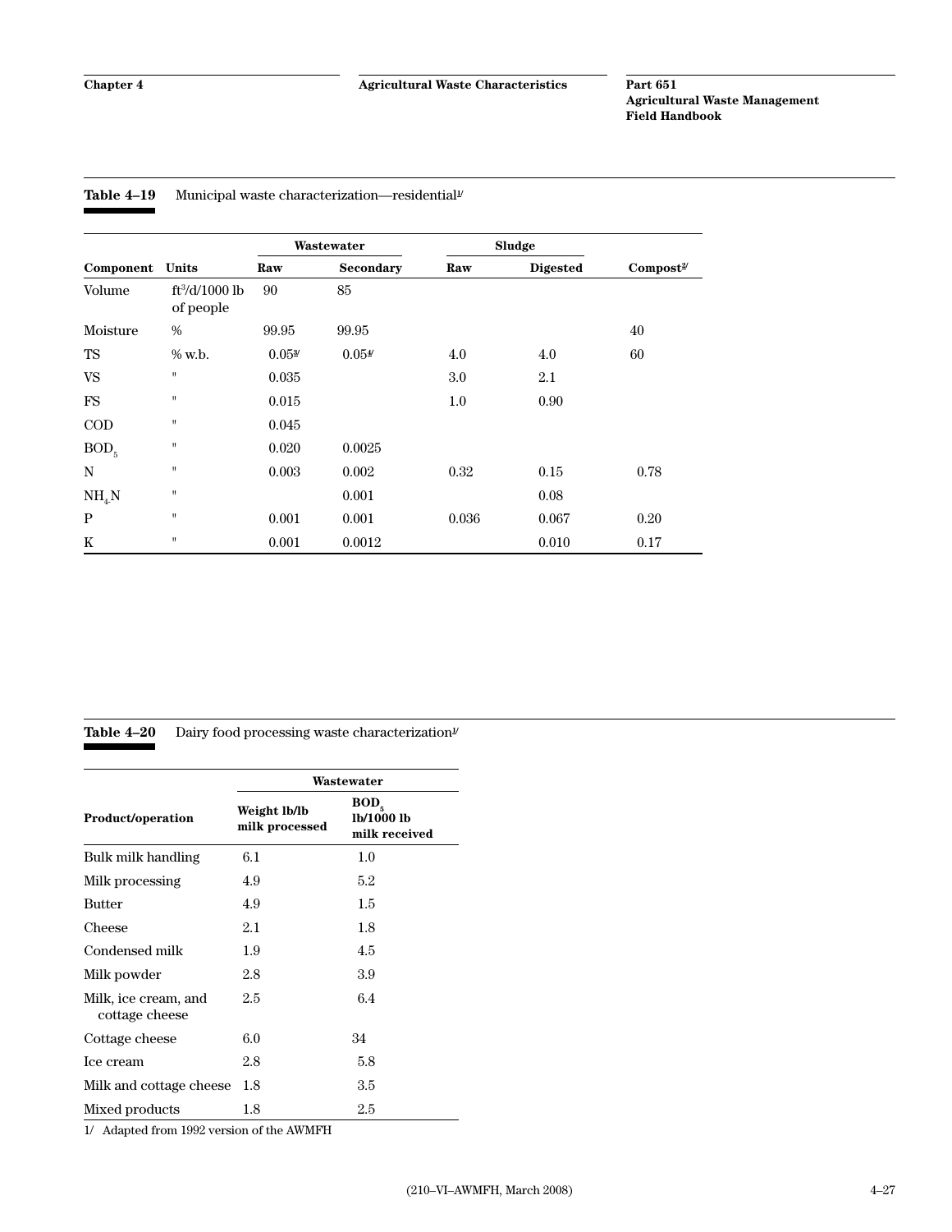**Table 4–19** Municipal waste characterization—residential[1/]

| | | Wastewater | | Sludge | | |
|---|---|---|---|---|---|---|
| **Component** | **Units** | **Raw** | **Secondary** | **Raw** | **Digested** | **Compost**[2/] |
| Volume | $ft^3$/d/1000 lb of people | 90 | 85 | | | |
| Moisture | % | 99.95 | 99.95 | | | 40 |
| TS | % w.b. | 0.05[3/] | 0.05[4/] | 4.0 | 4.0 | 60 |
| VS | " | 0.035 | | 3.0 | 2.1 | |
| FS | " | 0.015 | | 1.0 | 0.90 | |
| COD | " | 0.045 | | | | |
| $BOD_5$ | " | 0.020 | 0.0025 | | | |
| N | " | 0.003 | 0.002 | 0.32 | 0.15 | 0.78 |
| $NH_4$-N | " | | 0.001 | | 0.08 | |
| P | " | 0.001 | 0.001 | 0.036 | 0.067 | 0.20 |
| K | " | 0.001 | 0.0012 | | 0.010 | 0.17 |

**Table 4–20** Dairy food processing waste characterization[1/]

| | Wastewater | |
|---|---|---|
| **Product/operation** | **Weight lb/lb milk processed** | **$BOD_5$ lb/1000 lb milk received** |
| Bulk milk handling | 6.1 | 1.0 |
| Milk processing | 4.9 | 5.2 |
| Butter | 4.9 | 1.5 |
| Cheese | 2.1 | 1.8 |
| Condensed milk | 1.9 | 4.5 |
| Milk powder | 2.8 | 3.9 |
| Milk, ice cream, and cottage cheese | 2.5 | 6.4 |
| Cottage cheese | 6.0 | 34 |
| Ice cream | 2.8 | 5.8 |
| Milk and cottage cheese | 1.8 | 3.5 |
| Mixed products | 1.8 | 2.5 |

1/ Adapted from 1992 version of the AWMFH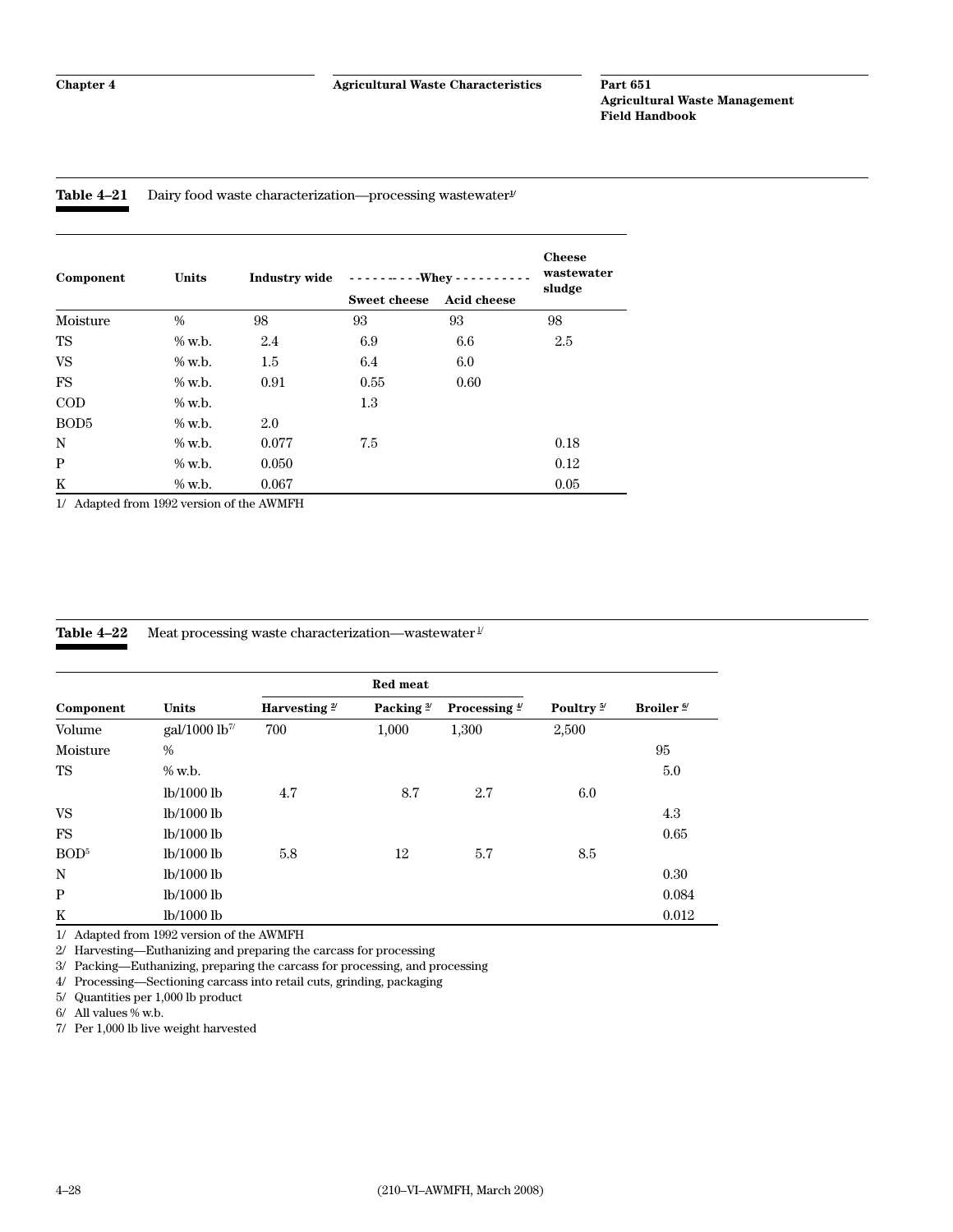**Table 4–21** Dairy food waste characterization—processing wastewater[1]

| Component | Units | Industry wide | Whey | | Cheese wastewater sludge |
|---|---|---|---|---|---|
| | | | Sweet cheese | Acid cheese | |
| Moisture | % | 98 | 93 | 93 | 98 |
| TS | % w.b. | 2.4 | 6.9 | 6.6 | 2.5 |
| VS | % w.b. | 1.5 | 6.4 | 6.0 | |
| FS | % w.b. | 0.91 | 0.55 | 0.60 | |
| COD | % w.b. | | 1.3 | | |
| BOD5 | % w.b. | 2.0 | | | |
| N | % w.b. | 0.077 | 7.5 | | 0.18 |
| P | % w.b. | 0.050 | | | 0.12 |
| K | % w.b. | 0.067 | | | 0.05 |

1/ Adapted from 1992 version of the AWMFH

**Table 4–22** Meat processing waste characterization—wastewater[1]

| Component | Units | Red meat | | | Poultry [5] | Broiler [6] |
|---|---|---|---|---|---|---|
| | | Harvesting [2] | Packing [3] | Processing [4] | | |
| Volume | gal/1000 lb[7] | 700 | 1,000 | 1,300 | 2,500 | |
| Moisture | % | | | | | 95 |
| TS | % w.b. | | | | | 5.0 |
| | lb/1000 lb | 4.7 | 8.7 | 2.7 | 6.0 | |
| VS | lb/1000 lb | | | | | 4.3 |
| FS | lb/1000 lb | | | | | 0.65 |
| BOD[5] | lb/1000 lb | 5.8 | 12 | 5.7 | 8.5 | |
| N | lb/1000 lb | | | | | 0.30 |
| P | lb/1000 lb | | | | | 0.084 |
| K | lb/1000 lb | | | | | 0.012 |

1/ Adapted from 1992 version of the AWMFH
2/ Harvesting—Euthanizing and preparing the carcass for processing
3/ Packing—Euthanizing, preparing the carcass for processing, and processing
4/ Processing—Sectioning carcass into retail cuts, grinding, packaging
5/ Quantities per 1,000 lb product
6/ All values % w.b.
7/ Per 1,000 lb live weight harvested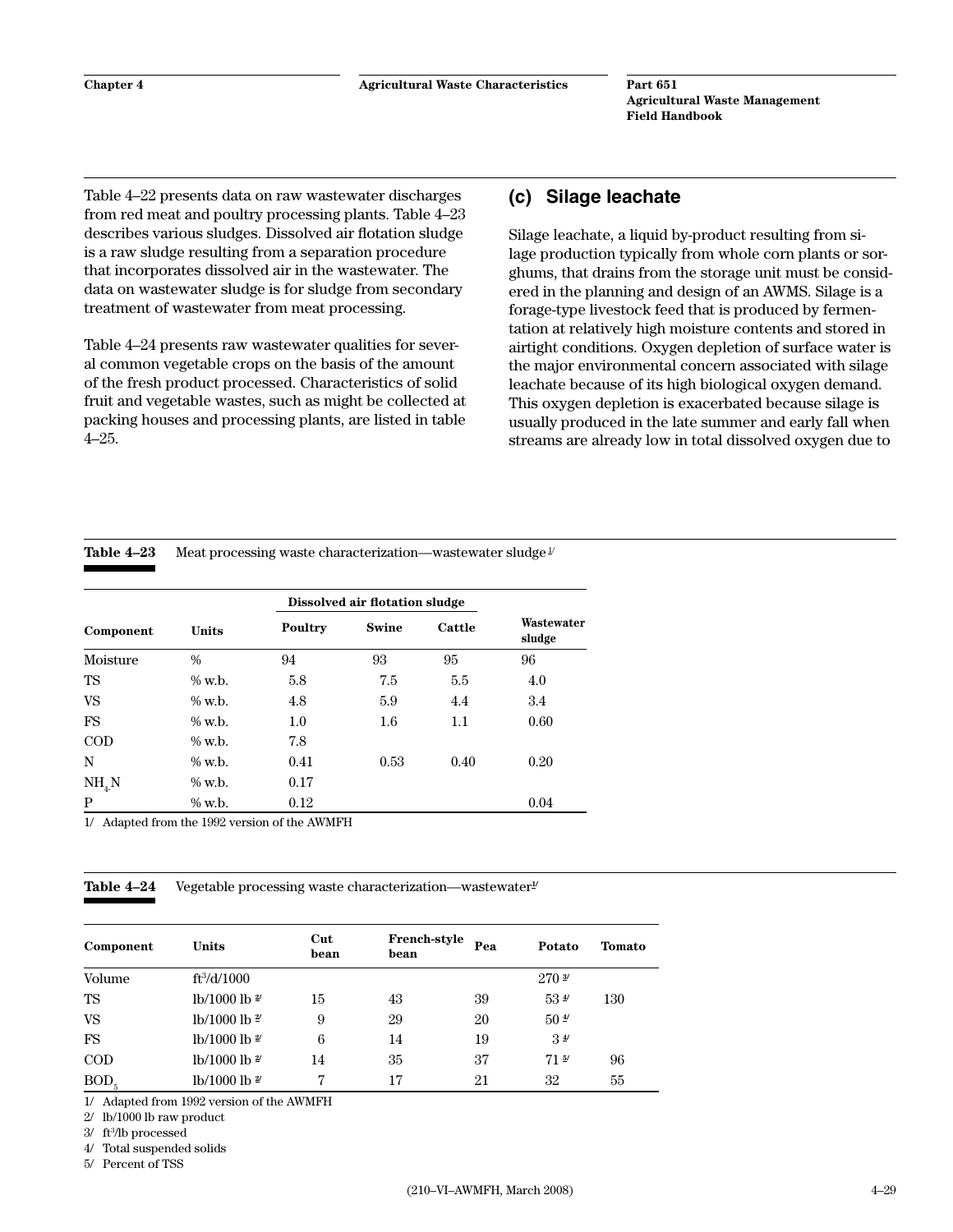Table 4–22 presents data on raw wastewater discharges from red meat and poultry processing plants. Table 4–23 describes various sludges. Dissolved air flotation sludge is a raw sludge resulting from a separation procedure that incorporates dissolved air in the wastewater. The data on wastewater sludge is for sludge from secondary treatment of wastewater from meat processing.

Table 4–24 presents raw wastewater qualities for several common vegetable crops on the basis of the amount of the fresh product processed. Characteristics of solid fruit and vegetable wastes, such as might be collected at packing houses and processing plants, are listed in table 4–25.

## (c) Silage leachate

Silage leachate, a liquid by-product resulting from silage production typically from whole corn plants or sorghums, that drains from the storage unit must be considered in the planning and design of an AWMS. Silage is a forage-type livestock feed that is produced by fermentation at relatively high moisture contents and stored in airtight conditions. Oxygen depletion of surface water is the major environmental concern associated with silage leachate because of its high biological oxygen demand. This oxygen depletion is exacerbated because silage is usually produced in the late summer and early fall when streams are already low in total dissolved oxygen due to

**Table 4–23** Meat processing waste characterization—wastewater sludge [1/]

| Component | Units | Dissolved air flotation sludge | | | Wastewater sludge |
|---|---|---|---|---|---|
| | | Poultry | Swine | Cattle | |
| Moisture | % | 94 | 93 | 95 | 96 |
| TS | % w.b. | 5.8 | 7.5 | 5.5 | 4.0 |
| VS | % w.b. | 4.8 | 5.9 | 4.4 | 3.4 |
| FS | % w.b. | 1.0 | 1.6 | 1.1 | 0.60 |
| COD | % w.b. | 7.8 | | | |
| N | % w.b. | 0.41 | 0.53 | 0.40 | 0.20 |
| $NH_4N$ | % w.b. | 0.17 | | | |
| P | % w.b. | 0.12 | | | 0.04 |

1/ Adapted from the 1992 version of the AWMFH

**Table 4–24** Vegetable processing waste characterization—wastewater [1/]

| Component | Units | Cut bean | French-style bean | Pea | Potato | Tomato |
|---|---|---|---|---|---|---|
| Volume | $ft^3$/d/1000 | | | | 270 [3/] | |
| TS | lb/1000 lb [2/] | 15 | 43 | 39 | 53 [4/] | 130 |
| VS | lb/1000 lb [2/] | 9 | 29 | 20 | 50 [4/] | |
| FS | lb/1000 lb [2/] | 6 | 14 | 19 | 3 [4/] | |
| COD | lb/1000 lb [2/] | 14 | 35 | 37 | 71 [5/] | 96 |
| $BOD_5$ | lb/1000 lb [2/] | 7 | 17 | 21 | 32 | 55 |

1/ Adapted from 1992 version of the AWMFH
2/ lb/1000 lb raw product
3/ $ft^3$/lb processed
4/ Total suspended solids
5/ Percent of TSS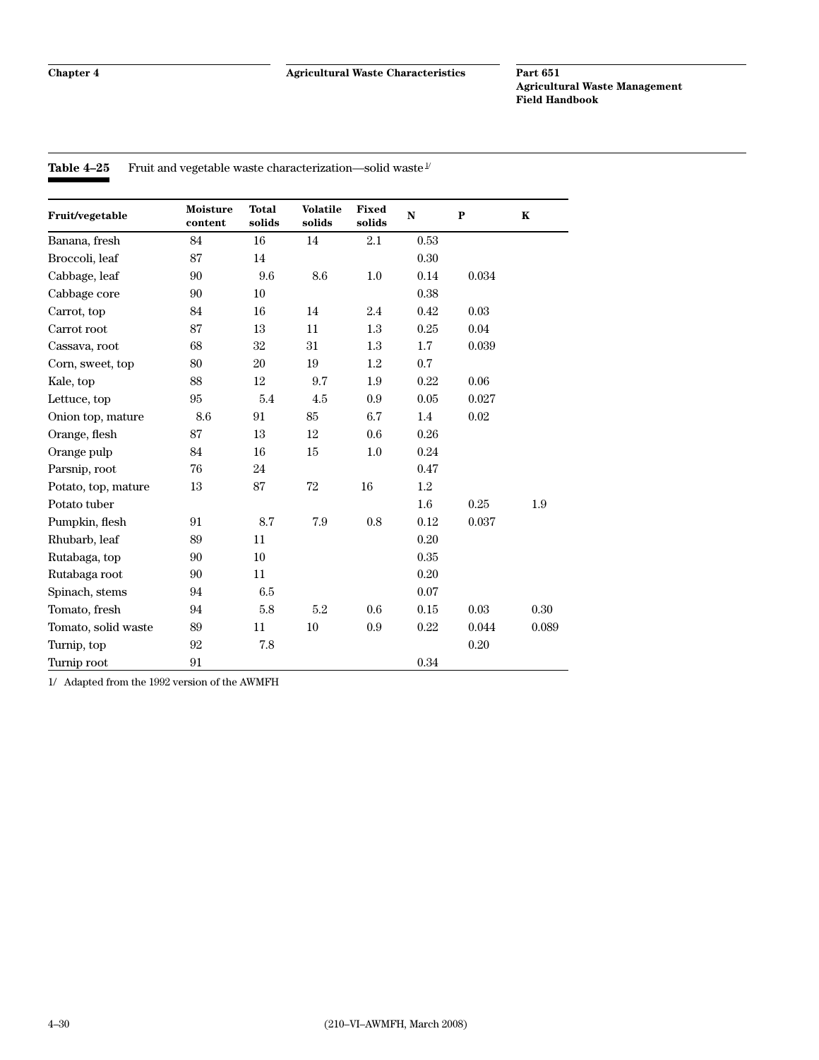**Table 4–25** Fruit and vegetable waste characterization—solid waste [1/]

| Fruit/vegetable | Moisture content | Total solids | Volatile solids | Fixed solids | N | P | K |
|---|---|---|---|---|---|---|---|
| Banana, fresh | 84 | 16 | 14 | 2.1 | 0.53 | | |
| Broccoli, leaf | 87 | 14 | | | 0.30 | | |
| Cabbage, leaf | 90 | 9.6 | 8.6 | 1.0 | 0.14 | 0.034 | |
| Cabbage core | 90 | 10 | | | 0.38 | | |
| Carrot, top | 84 | 16 | 14 | 2.4 | 0.42 | 0.03 | |
| Carrot root | 87 | 13 | 11 | 1.3 | 0.25 | 0.04 | |
| Cassava, root | 68 | 32 | 31 | 1.3 | 1.7 | 0.039 | |
| Corn, sweet, top | 80 | 20 | 19 | 1.2 | 0.7 | | |
| Kale, top | 88 | 12 | 9.7 | 1.9 | 0.22 | 0.06 | |
| Lettuce, top | 95 | 5.4 | 4.5 | 0.9 | 0.05 | 0.027 | |
| Onion top, mature | 8.6 | 91 | 85 | 6.7 | 1.4 | 0.02 | |
| Orange, flesh | 87 | 13 | 12 | 0.6 | 0.26 | | |
| Orange pulp | 84 | 16 | 15 | 1.0 | 0.24 | | |
| Parsnip, root | 76 | 24 | | | 0.47 | | |
| Potato, top, mature | 13 | 87 | 72 | 16 | 1.2 | | |
| Potato tuber | | | | | 1.6 | 0.25 | 1.9 |
| Pumpkin, flesh | 91 | 8.7 | 7.9 | 0.8 | 0.12 | 0.037 | |
| Rhubarb, leaf | 89 | 11 | | | 0.20 | | |
| Rutabaga, top | 90 | 10 | | | 0.35 | | |
| Rutabaga root | 90 | 11 | | | 0.20 | | |
| Spinach, stems | 94 | 6.5 | | | 0.07 | | |
| Tomato, fresh | 94 | 5.8 | 5.2 | 0.6 | 0.15 | 0.03 | 0.30 |
| Tomato, solid waste | 89 | 11 | 10 | 0.9 | 0.22 | 0.044 | 0.089 |
| Turnip, top | 92 | 7.8 | | | | 0.20 | |
| Turnip root | 91 | | | | 0.34 | | |

1/ Adapted from the 1992 version of the AWMFH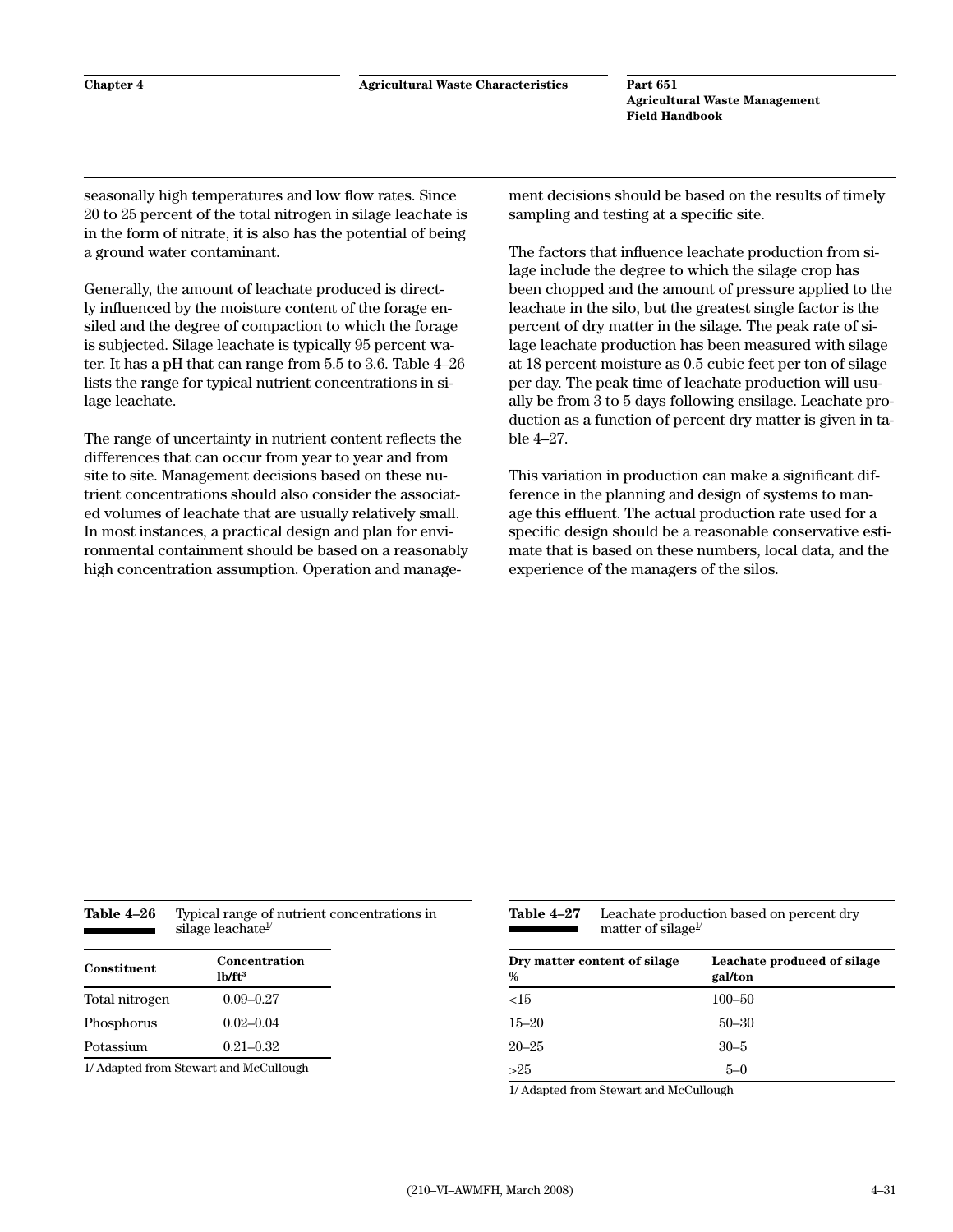seasonally high temperatures and low flow rates. Since 20 to 25 percent of the total nitrogen in silage leachate is in the form of nitrate, it is also has the potential of being a ground water contaminant.

Generally, the amount of leachate produced is directly influenced by the moisture content of the forage ensiled and the degree of compaction to which the forage is subjected. Silage leachate is typically 95 percent water. It has a pH that can range from 5.5 to 3.6. Table 4–26 lists the range for typical nutrient concentrations in silage leachate.

The range of uncertainty in nutrient content reflects the differences that can occur from year to year and from site to site. Management decisions based on these nutrient concentrations should also consider the associated volumes of leachate that are usually relatively small. In most instances, a practical design and plan for environmental containment should be based on a reasonably high concentration assumption. Operation and management decisions should be based on the results of timely sampling and testing at a specific site.

The factors that influence leachate production from silage include the degree to which the silage crop has been chopped and the amount of pressure applied to the leachate in the silo, but the greatest single factor is the percent of dry matter in the silage. The peak rate of silage leachate production has been measured with silage at 18 percent moisture as 0.5 cubic feet per ton of silage per day. The peak time of leachate production will usually be from 3 to 5 days following ensilage. Leachate production as a function of percent dry matter is given in table 4–27.

This variation in production can make a significant difference in the planning and design of systems to manage this effluent. The actual production rate used for a specific design should be a reasonable conservative estimate that is based on these numbers, local data, and the experience of the managers of the silos.

**Table 4–26** Typical range of nutrient concentrations in silage leachate[1/]

| Constituent | Concentration $lb/ft^3$ |
|---|---|
| Total nitrogen | 0.09–0.27 |
| Phosphorus | 0.02–0.04 |
| Potassium | 0.21–0.32 |

1/ Adapted from Stewart and McCullough

**Table 4–27** Leachate production based on percent dry matter of silage[1/]

| Dry matter content of silage % | Leachate produced of silage gal/ton |
|---|---|
| <15 | 100–50 |
| 15–20 | 50–30 |
| 20–25 | 30–5 |
| >25 | 5–0 |

1/ Adapted from Stewart and McCullough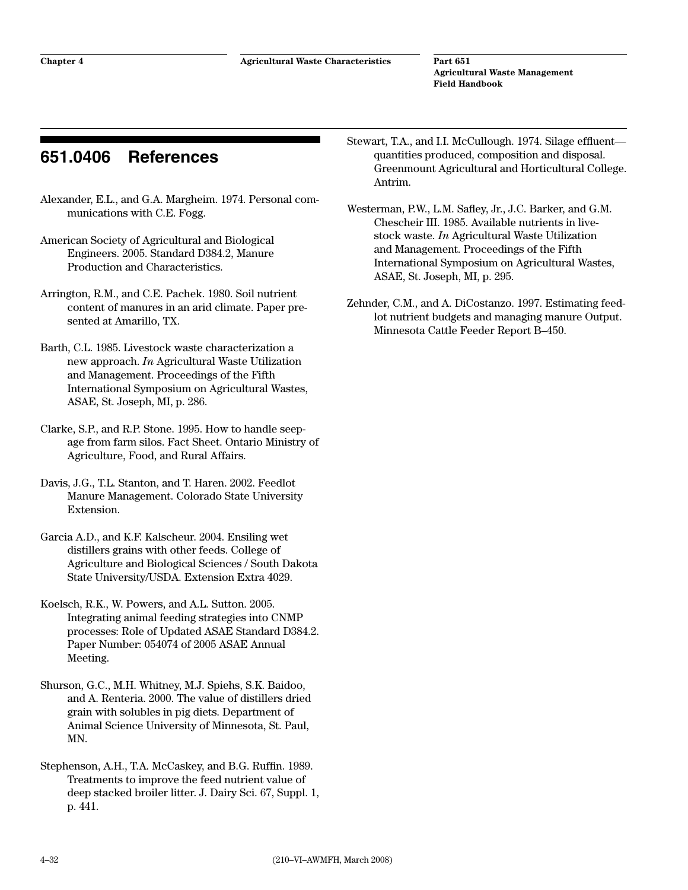## 651.0406 References

Alexander, E.L., and G.A. Margheim. 1974. Personal communications with C.E. Fogg.

American Society of Agricultural and Biological Engineers. 2005. Standard D384.2, Manure Production and Characteristics.

Arrington, R.M., and C.E. Pachek. 1980. Soil nutrient content of manures in an arid climate. Paper presented at Amarillo, TX.

Barth, C.L. 1985. Livestock waste characterization a new approach. *In* Agricultural Waste Utilization and Management. Proceedings of the Fifth International Symposium on Agricultural Wastes, ASAE, St. Joseph, MI, p. 286.

Clarke, S.P., and R.P. Stone. 1995. How to handle seepage from farm silos. Fact Sheet. Ontario Ministry of Agriculture, Food, and Rural Affairs.

Davis, J.G., T.L. Stanton, and T. Haren. 2002. Feedlot Manure Management. Colorado State University Extension.

Garcia A.D., and K.F. Kalscheur. 2004. Ensiling wet distillers grains with other feeds. College of Agriculture and Biological Sciences / South Dakota State University/USDA. Extension Extra 4029.

Koelsch, R.K., W. Powers, and A.L. Sutton. 2005. Integrating animal feeding strategies into CNMP processes: Role of Updated ASAE Standard D384.2. Paper Number: 054074 of 2005 ASAE Annual Meeting.

Shurson, G.C., M.H. Whitney, M.J. Spiehs, S.K. Baidoo, and A. Renteria. 2000. The value of distillers dried grain with solubles in pig diets. Department of Animal Science University of Minnesota, St. Paul, MN.

Stephenson, A.H., T.A. McCaskey, and B.G. Ruffin. 1989. Treatments to improve the feed nutrient value of deep stacked broiler litter. J. Dairy Sci. 67, Suppl. 1, p. 441.

Stewart, T.A., and I.I. McCullough. 1974. Silage effluent—quantities produced, composition and disposal. Greenmount Agricultural and Horticultural College. Antrim.

Westerman, P.W., L.M. Safley, Jr., J.C. Barker, and G.M. Chescheir III. 1985. Available nutrients in livestock waste. *In* Agricultural Waste Utilization and Management. Proceedings of the Fifth International Symposium on Agricultural Wastes, ASAE, St. Joseph, MI, p. 295.

Zehnder, C.M., and A. DiCostanzo. 1997. Estimating feedlot nutrient budgets and managing manure Output. Minnesota Cattle Feeder Report B–450.